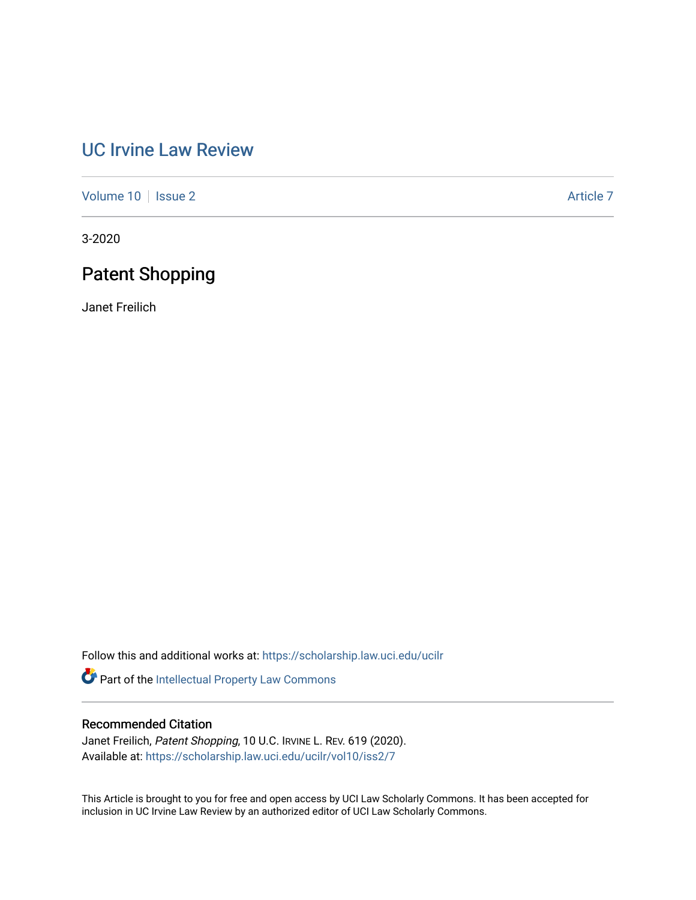# UC Irvine Law Review

Volume 10 | Issue 2 | Article 7

3-2020

## Patent Shopping

Janet Freilich

Follow this and additional works at: https://scholarship.law.uci.edu/ucilr

Part of the Intellectual Property Law Commons

### Recommended Citation

Janet Freilich, *Patent Shopping*, 10 U.C. IRVINE L. REV. 619 (2020).
Available at: https://scholarship.law.uci.edu/ucilr/vol10/iss2/7

This Article is brought to you for free and open access by UCI Law Scholarly Commons. It has been accepted for inclusion in UC Irvine Law Review by an authorized editor of UCI Law Scholarly Commons.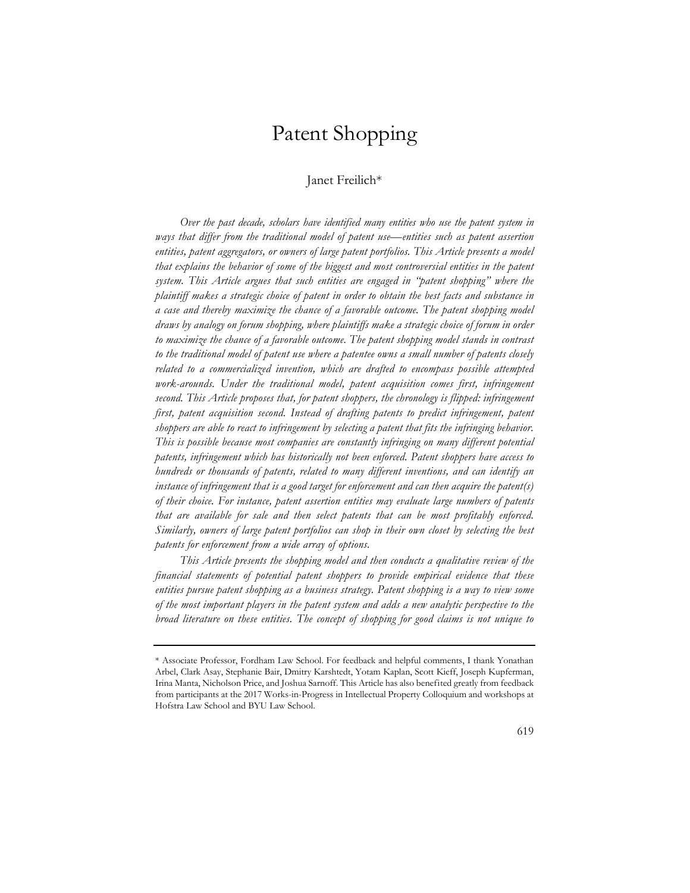# Patent Shopping

Janet Freilich*

*Over the past decade, scholars have identified many entities who use the patent system in ways that differ from the traditional model of patent use—entities such as patent assertion entities, patent aggregators, or owners of large patent portfolios. This Article presents a model that explains the behavior of some of the biggest and most controversial entities in the patent system. This Article argues that such entities are engaged in "patent shopping" where the plaintiff makes a strategic choice of patent in order to obtain the best facts and substance in a case and thereby maximize the chance of a favorable outcome. The patent shopping model draws by analogy on forum shopping, where plaintiffs make a strategic choice of forum in order to maximize the chance of a favorable outcome. The patent shopping model stands in contrast to the traditional model of patent use where a patentee owns a small number of patents closely related to a commercialized invention, which are drafted to encompass possible attempted work-arounds. Under the traditional model, patent acquisition comes first, infringement second. This Article proposes that, for patent shoppers, the chronology is flipped: infringement first, patent acquisition second. Instead of drafting patents to predict infringement, patent shoppers are able to react to infringement by selecting a patent that fits the infringing behavior. This is possible because most companies are constantly infringing on many different potential patents, infringement which has historically not been enforced. Patent shoppers have access to hundreds or thousands of patents, related to many different inventions, and can identify an instance of infringement that is a good target for enforcement and can then acquire the patent(s) of their choice. For instance, patent assertion entities may evaluate large numbers of patents that are available for sale and then select patents that can be most profitably enforced. Similarly, owners of large patent portfolios can shop in their own closet by selecting the best patents for enforcement from a wide array of options.*

*This Article presents the shopping model and then conducts a qualitative review of the financial statements of potential patent shoppers to provide empirical evidence that these entities pursue patent shopping as a business strategy. Patent shopping is a way to view some of the most important players in the patent system and adds a new analytic perspective to the broad literature on these entities. The concept of shopping for good claims is not unique to*

---

\* Associate Professor, Fordham Law School. For feedback and helpful comments, I thank Yonathan Arbel, Clark Asay, Stephanie Bair, Dmitry Karshtedt, Yotam Kaplan, Scott Kieff, Joseph Kupferman, Irina Manta, Nicholson Price, and Joshua Sarnoff. This Article has also benefited greatly from feedback from participants at the 2017 Works-in-Progress in Intellectual Property Colloquium and workshops at Hofstra Law School and BYU Law School.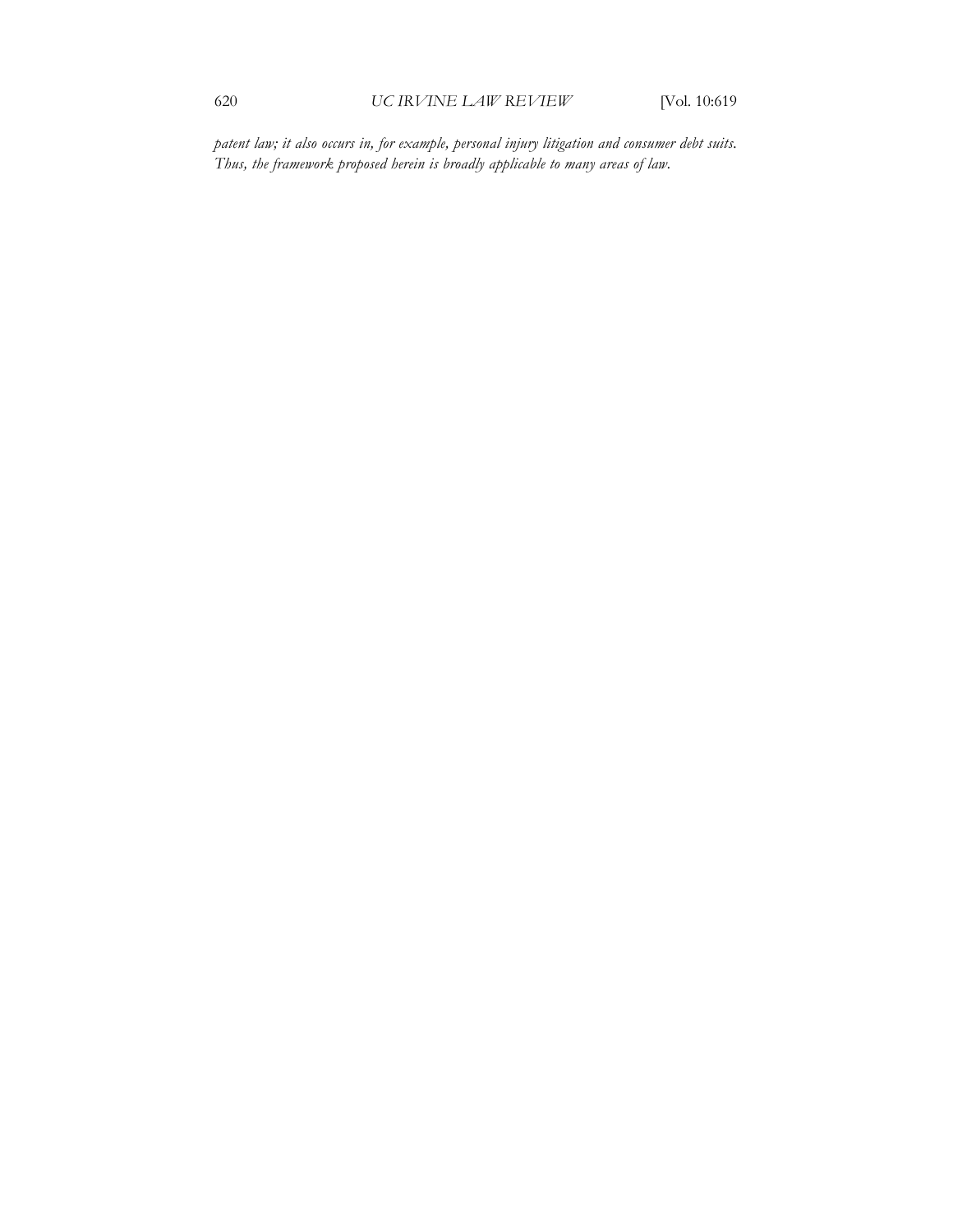*patent law; it also occurs in, for example, personal injury litigation and consumer debt suits. Thus, the framework proposed herein is broadly applicable to many areas of law.*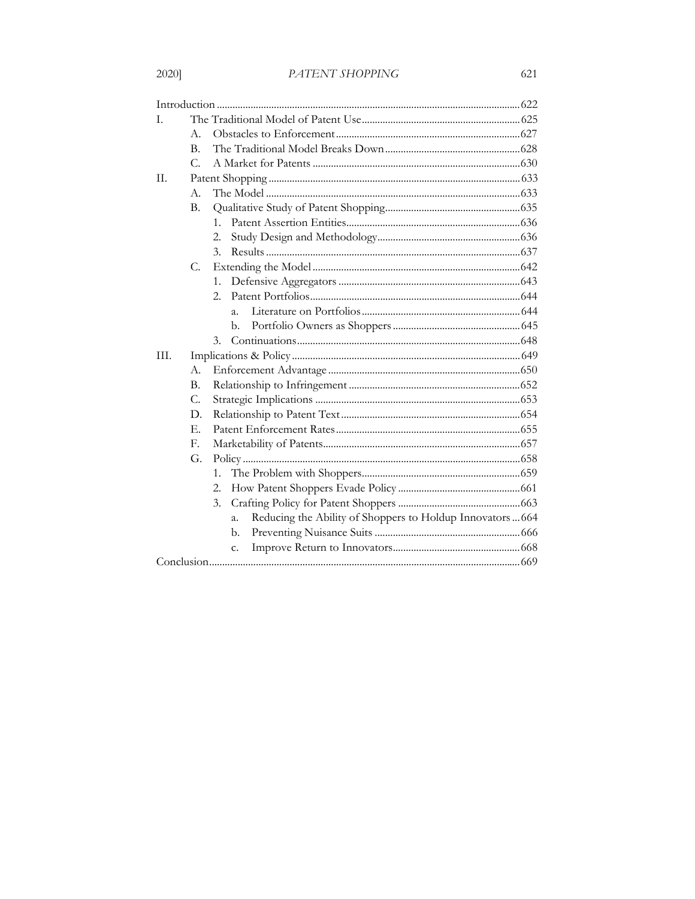Introduction ..... 622

I. The Traditional Model of Patent Use ..... 625
   - A. Obstacles to Enforcement ..... 627
   - B. The Traditional Model Breaks Down ..... 628
   - C. A Market for Patents ..... 630

II. Patent Shopping ..... 633
   - A. The Model ..... 633
   - B. Qualitative Study of Patent Shopping ..... 635
     1. Patent Assertion Entities ..... 636
     2. Study Design and Methodology ..... 636
     3. Results ..... 637
   - C. Extending the Model ..... 642
     1. Defensive Aggregators ..... 643
     2. Patent Portfolios ..... 644
        - a. Literature on Portfolios ..... 644
        - b. Portfolio Owners as Shoppers ..... 645
     3. Continuations ..... 648

III. Implications & Policy ..... 649
   - A. Enforcement Advantage ..... 650
   - B. Relationship to Infringement ..... 652
   - C. Strategic Implications ..... 653
   - D. Relationship to Patent Text ..... 654
   - E. Patent Enforcement Rates ..... 655
   - F. Marketability of Patents ..... 657
   - G. Policy ..... 658
     1. The Problem with Shoppers ..... 659
     2. How Patent Shoppers Evade Policy ..... 661
     3. Crafting Policy for Patent Shoppers ..... 663
        - a. Reducing the Ability of Shoppers to Holdup Innovators ..... 664
        - b. Preventing Nuisance Suits ..... 666
        - c. Improve Return to Innovators ..... 668

Conclusion ..... 669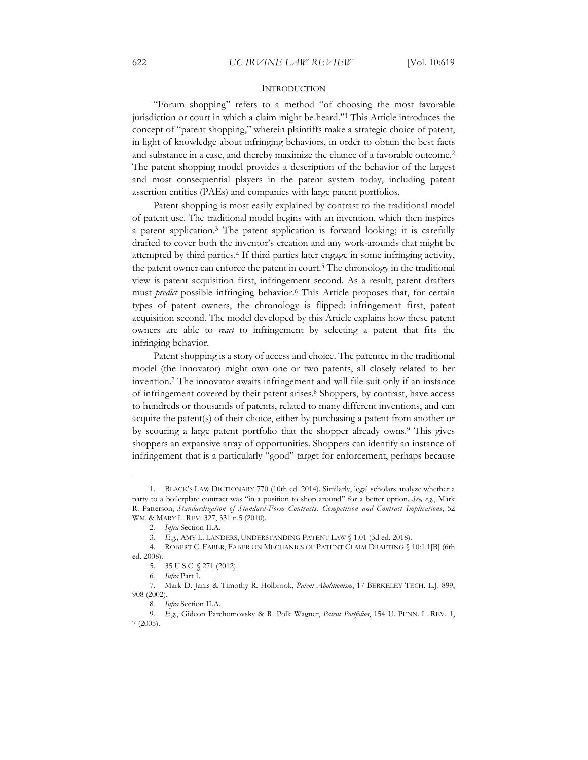## INTRODUCTION

"Forum shopping" refers to a method "of choosing the most favorable jurisdiction or court in which a claim might be heard."[1] This Article introduces the concept of "patent shopping," wherein plaintiffs make a strategic choice of patent, in light of knowledge about infringing behaviors, in order to obtain the best facts and substance in a case, and thereby maximize the chance of a favorable outcome.[2] The patent shopping model provides a description of the behavior of the largest and most consequential players in the patent system today, including patent assertion entities (PAEs) and companies with large patent portfolios.

Patent shopping is most easily explained by contrast to the traditional model of patent use. The traditional model begins with an invention, which then inspires a patent application.[3] The patent application is forward looking; it is carefully drafted to cover both the inventor's creation and any work-arounds that might be attempted by third parties.[4] If third parties later engage in some infringing activity, the patent owner can enforce the patent in court.[5] The chronology in the traditional view is patent acquisition first, infringement second. As a result, patent drafters must *predict* possible infringing behavior.[6] This Article proposes that, for certain types of patent owners, the chronology is flipped: infringement first, patent acquisition second. The model developed by this Article explains how these patent owners are able to *react* to infringement by selecting a patent that fits the infringing behavior.

Patent shopping is a story of access and choice. The patentee in the traditional model (the innovator) might own one or two patents, all closely related to her invention.[7] The innovator awaits infringement and will file suit only if an instance of infringement covered by their patent arises.[8] Shoppers, by contrast, have access to hundreds or thousands of patents, related to many different inventions, and can acquire the patent(s) of their choice, either by purchasing a patent from another or by scouring a large patent portfolio that the shopper already owns.[9] This gives shoppers an expansive array of opportunities. Shoppers can identify an instance of infringement that is a particularly "good" target for enforcement, perhaps because

---

1. BLACK'S LAW DICTIONARY 770 (10th ed. 2014). Similarly, legal scholars analyze whether a party to a boilerplate contract was "in a position to shop around" for a better option. *See, e.g.*, Mark R. Patterson, *Standardization of Standard-Form Contracts: Competition and Contract Implications*, 52 WM. & MARY L. REV. 327, 331 n.5 (2010).

2. *Infra* Section II.A.

3. *E.g.*, AMY L. LANDERS, UNDERSTANDING PATENT LAW § 1.01 (3d ed. 2018).

4. ROBERT C. FABER, FABER ON MECHANICS OF PATENT CLAIM DRAFTING § 10:1.1[B] (6th ed. 2008).

5. 35 U.S.C. § 271 (2012).

6. *Infra* Part I.

7. Mark D. Janis & Timothy R. Holbrook, *Patent Abolitionism*, 17 BERKELEY TECH. L.J. 899, 908 (2002).

8. *Infra* Section II.A.

9. *E.g.*, Gideon Parchomovsky & R. Polk Wagner, *Patent Portfolios*, 154 U. PENN. L. REV. 1, 7 (2005).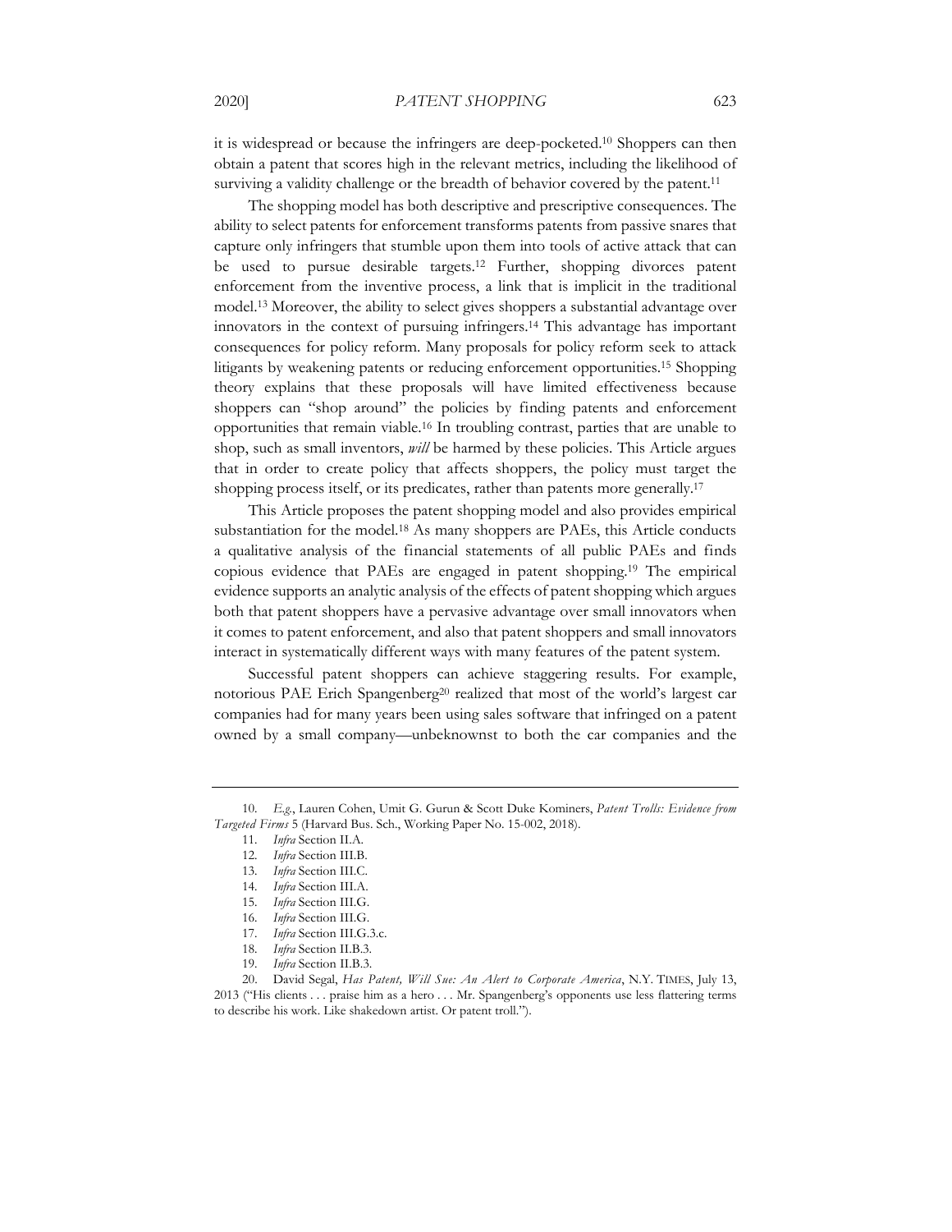it is widespread or because the infringers are deep-pocketed.[10] Shoppers can then obtain a patent that scores high in the relevant metrics, including the likelihood of surviving a validity challenge or the breadth of behavior covered by the patent.[11]

The shopping model has both descriptive and prescriptive consequences. The ability to select patents for enforcement transforms patents from passive snares that capture only infringers that stumble upon them into tools of active attack that can be used to pursue desirable targets.[12] Further, shopping divorces patent enforcement from the inventive process, a link that is implicit in the traditional model.[13] Moreover, the ability to select gives shoppers a substantial advantage over innovators in the context of pursuing infringers.[14] This advantage has important consequences for policy reform. Many proposals for policy reform seek to attack litigants by weakening patents or reducing enforcement opportunities.[15] Shopping theory explains that these proposals will have limited effectiveness because shoppers can "shop around" the policies by finding patents and enforcement opportunities that remain viable.[16] In troubling contrast, parties that are unable to shop, such as small inventors, *will* be harmed by these policies. This Article argues that in order to create policy that affects shoppers, the policy must target the shopping process itself, or its predicates, rather than patents more generally.[17]

This Article proposes the patent shopping model and also provides empirical substantiation for the model.[18] As many shoppers are PAEs, this Article conducts a qualitative analysis of the financial statements of all public PAEs and finds copious evidence that PAEs are engaged in patent shopping.[19] The empirical evidence supports an analytic analysis of the effects of patent shopping which argues both that patent shoppers have a pervasive advantage over small innovators when it comes to patent enforcement, and also that patent shoppers and small innovators interact in systematically different ways with many features of the patent system.

Successful patent shoppers can achieve staggering results. For example, notorious PAE Erich Spangenberg[20] realized that most of the world's largest car companies had for many years been using sales software that infringed on a patent owned by a small company—unbeknownst to both the car companies and the

---

10. *E.g.*, Lauren Cohen, Umit G. Gurun & Scott Duke Kominers, *Patent Trolls: Evidence from Targeted Firms* 5 (Harvard Bus. Sch., Working Paper No. 15-002, 2018).

11. *Infra* Section II.A.

12. *Infra* Section III.B.

13. *Infra* Section III.C.

14. *Infra* Section III.A.

15. *Infra* Section III.G.

16. *Infra* Section III.G.

17. *Infra* Section III.G.3.c.

18. *Infra* Section II.B.3.

19. *Infra* Section II.B.3.

20. David Segal, *Has Patent, Will Sue: An Alert to Corporate America*, N.Y. TIMES, July 13, 2013 ("His clients . . . praise him as a hero . . . Mr. Spangenberg's opponents use less flattering terms to describe his work. Like shakedown artist. Or patent troll.").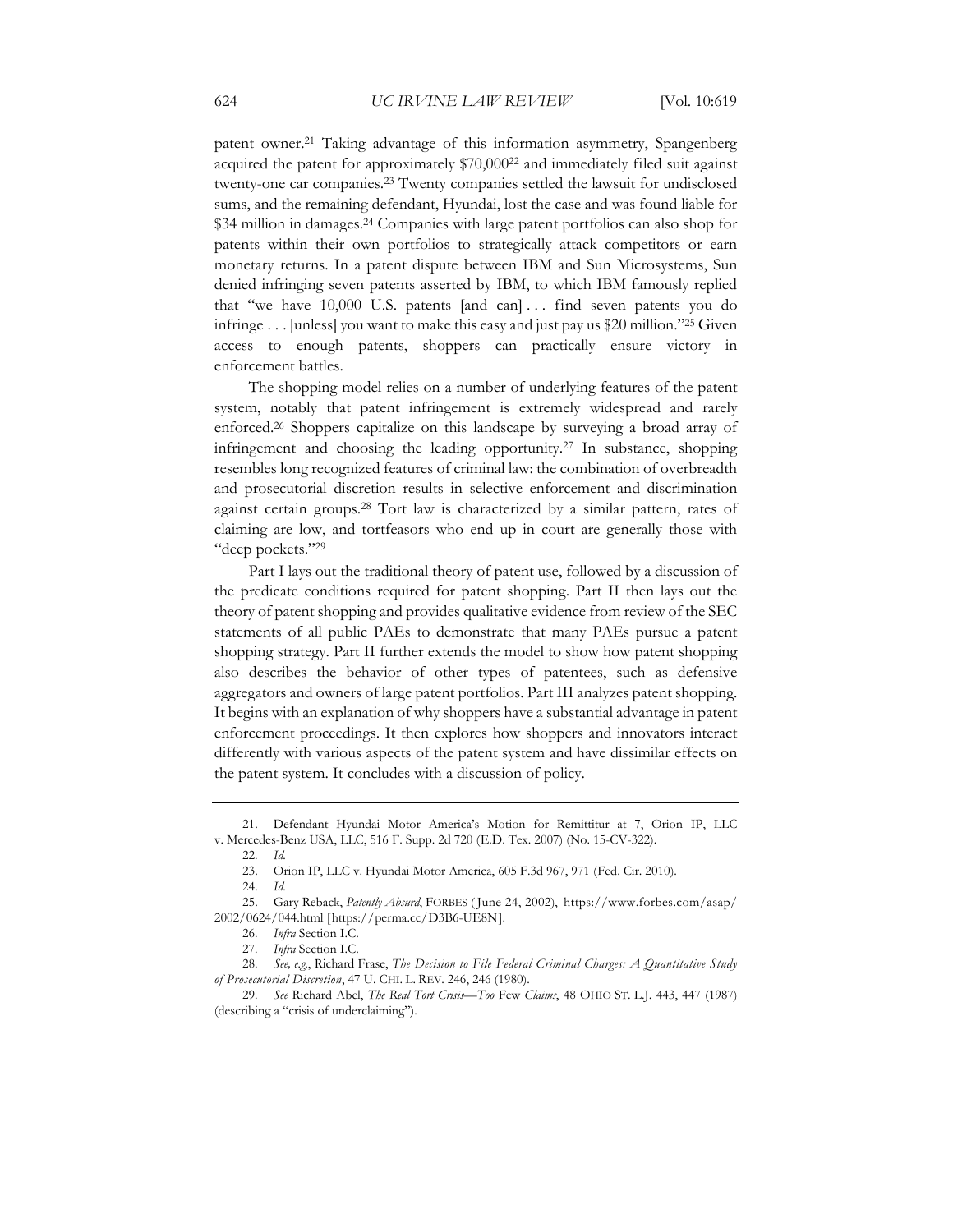patent owner.[21] Taking advantage of this information asymmetry, Spangenberg acquired the patent for approximately $70,000[22] and immediately filed suit against twenty-one car companies.[23] Twenty companies settled the lawsuit for undisclosed sums, and the remaining defendant, Hyundai, lost the case and was found liable for $34 million in damages.[24] Companies with large patent portfolios can also shop for patents within their own portfolios to strategically attack competitors or earn monetary returns. In a patent dispute between IBM and Sun Microsystems, Sun denied infringing seven patents asserted by IBM, to which IBM famously replied that "we have 10,000 U.S. patents [and can] . . . find seven patents you do infringe . . . [unless] you want to make this easy and just pay us $20 million."[25] Given access to enough patents, shoppers can practically ensure victory in enforcement battles.

The shopping model relies on a number of underlying features of the patent system, notably that patent infringement is extremely widespread and rarely enforced.[26] Shoppers capitalize on this landscape by surveying a broad array of infringement and choosing the leading opportunity.[27] In substance, shopping resembles long recognized features of criminal law: the combination of overbreadth and prosecutorial discretion results in selective enforcement and discrimination against certain groups.[28] Tort law is characterized by a similar pattern, rates of claiming are low, and tortfeasors who end up in court are generally those with "deep pockets."[29]

Part I lays out the traditional theory of patent use, followed by a discussion of the predicate conditions required for patent shopping. Part II then lays out the theory of patent shopping and provides qualitative evidence from review of the SEC statements of all public PAEs to demonstrate that many PAEs pursue a patent shopping strategy. Part II further extends the model to show how patent shopping also describes the behavior of other types of patentees, such as defensive aggregators and owners of large patent portfolios. Part III analyzes patent shopping. It begins with an explanation of why shoppers have a substantial advantage in patent enforcement proceedings. It then explores how shoppers and innovators interact differently with various aspects of the patent system and have dissimilar effects on the patent system. It concludes with a discussion of policy.

---

21. Defendant Hyundai Motor America's Motion for Remittitur at 7, Orion IP, LLC v. Mercedes-Benz USA, LLC, 516 F. Supp. 2d 720 (E.D. Tex. 2007) (No. 15-CV-322).

22. *Id.*

23. Orion IP, LLC v. Hyundai Motor America, 605 F.3d 967, 971 (Fed. Cir. 2010).

24. *Id.*

25. Gary Reback, *Patently Absurd*, FORBES (June 24, 2002), https://www.forbes.com/asap/2002/0624/044.html [https://perma.cc/D3B6-UE8N].

26. *Infra* Section I.C.

27. *Infra* Section I.C.

28. *See, e.g.*, Richard Frase, *The Decision to File Federal Criminal Charges: A Quantitative Study of Prosecutorial Discretion*, 47 U. CHI. L. REV. 246, 246 (1980).

29. *See* Richard Abel, *The Real Tort Crisis—Too* Few *Claims*, 48 OHIO ST. L.J. 443, 447 (1987) (describing a "crisis of underclaiming").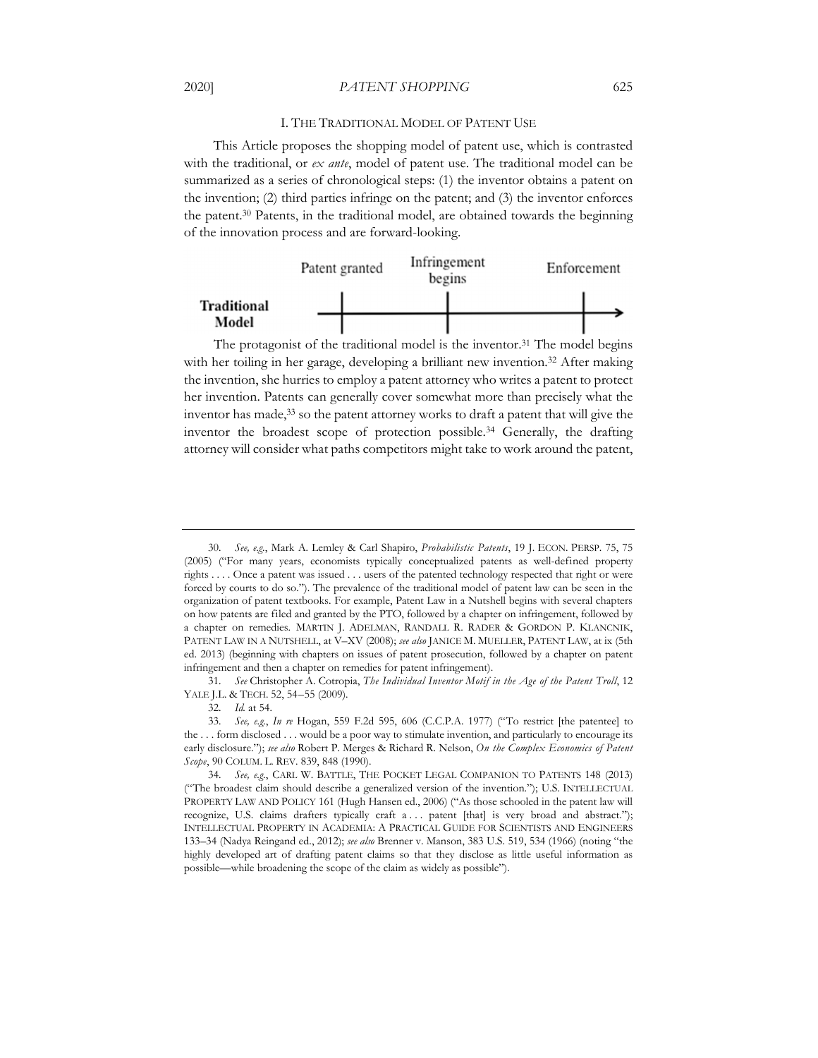## I. THE TRADITIONAL MODEL OF PATENT USE

This Article proposes the shopping model of patent use, which is contrasted with the traditional, or *ex ante*, model of patent use. The traditional model can be summarized as a series of chronological steps: (1) the inventor obtains a patent on the invention; (2) third parties infringe on the patent; and (3) the inventor enforces the patent.[30] Patents, in the traditional model, are obtained towards the beginning of the innovation process and are forward-looking.

**Traditional Model**: Patent granted → Infringement begins → Enforcement

The protagonist of the traditional model is the inventor.[31] The model begins with her toiling in her garage, developing a brilliant new invention.[32] After making the invention, she hurries to employ a patent attorney who writes a patent to protect her invention. Patents can generally cover somewhat more than precisely what the inventor has made,[33] so the patent attorney works to draft a patent that will give the inventor the broadest scope of protection possible.[34] Generally, the drafting attorney will consider what paths competitors might take to work around the patent,

---

30. *See, e.g.*, Mark A. Lemley & Carl Shapiro, *Probabilistic Patents*, 19 J. ECON. PERSP. 75, 75 (2005) ("For many years, economists typically conceptualized patents as well-defined property rights . . . . Once a patent was issued . . . users of the patented technology respected that right or were forced by courts to do so."). The prevalence of the traditional model of patent law can be seen in the organization of patent textbooks. For example, Patent Law in a Nutshell begins with several chapters on how patents are filed and granted by the PTO, followed by a chapter on infringement, followed by a chapter on remedies. MARTIN J. ADELMAN, RANDALL R. RADER & GORDON P. KLANCNIK, PATENT LAW IN A NUTSHELL, at V–XV (2008); *see also* JANICE M. MUELLER, PATENT LAW, at ix (5th ed. 2013) (beginning with chapters on issues of patent prosecution, followed by a chapter on patent infringement and then a chapter on remedies for patent infringement).

31. *See* Christopher A. Cotropia, *The Individual Inventor Motif in the Age of the Patent Troll*, 12 YALE J.L. & TECH. 52, 54–55 (2009).

32. *Id.* at 54.

33. *See, e.g.*, *In re* Hogan, 559 F.2d 595, 606 (C.C.P.A. 1977) ("To restrict [the patentee] to the . . . form disclosed . . . would be a poor way to stimulate invention, and particularly to encourage its early disclosure."); *see also* Robert P. Merges & Richard R. Nelson, *On the Complex Economics of Patent Scope*, 90 COLUM. L. REV. 839, 848 (1990).

34. *See, e.g.*, CARL W. BATTLE, THE POCKET LEGAL COMPANION TO PATENTS 148 (2013) ("The broadest claim should describe a generalized version of the invention."); U.S. INTELLECTUAL PROPERTY LAW AND POLICY 161 (Hugh Hansen ed., 2006) ("As those schooled in the patent law will recognize, U.S. claims drafters typically craft a . . . patent [that] is very broad and abstract."); INTELLECTUAL PROPERTY IN ACADEMIA: A PRACTICAL GUIDE FOR SCIENTISTS AND ENGINEERS 133–34 (Nadya Reingand ed., 2012); *see also* Brenner v. Manson, 383 U.S. 519, 534 (1966) (noting "the highly developed art of drafting patent claims so that they disclose as little useful information as possible—while broadening the scope of the claim as widely as possible").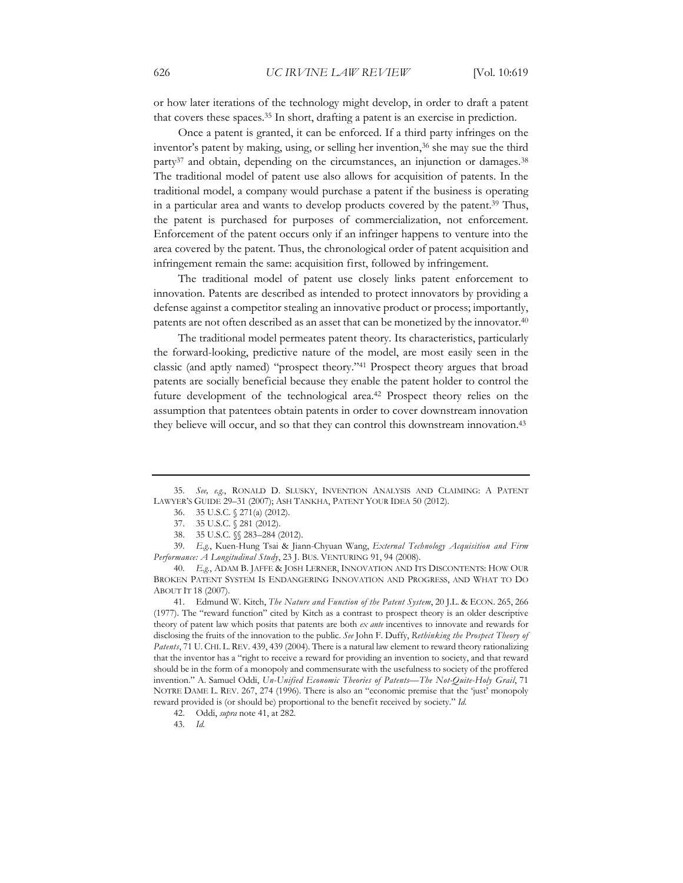or how later iterations of the technology might develop, in order to draft a patent that covers these spaces.[35] In short, drafting a patent is an exercise in prediction.

Once a patent is granted, it can be enforced. If a third party infringes on the inventor's patent by making, using, or selling her invention,[36] she may sue the third party[37] and obtain, depending on the circumstances, an injunction or damages.[38] The traditional model of patent use also allows for acquisition of patents. In the traditional model, a company would purchase a patent if the business is operating in a particular area and wants to develop products covered by the patent.[39] Thus, the patent is purchased for purposes of commercialization, not enforcement. Enforcement of the patent occurs only if an infringer happens to venture into the area covered by the patent. Thus, the chronological order of patent acquisition and infringement remain the same: acquisition first, followed by infringement.

The traditional model of patent use closely links patent enforcement to innovation. Patents are described as intended to protect innovators by providing a defense against a competitor stealing an innovative product or process; importantly, patents are not often described as an asset that can be monetized by the innovator.[40]

The traditional model permeates patent theory. Its characteristics, particularly the forward-looking, predictive nature of the model, are most easily seen in the classic (and aptly named) "prospect theory."[41] Prospect theory argues that broad patents are socially beneficial because they enable the patent holder to control the future development of the technological area.[42] Prospect theory relies on the assumption that patentees obtain patents in order to cover downstream innovation they believe will occur, and so that they can control this downstream innovation.[43]

---

35. *See, e.g.*, RONALD D. SLUSKY, INVENTION ANALYSIS AND CLAIMING: A PATENT LAWYER'S GUIDE 29–31 (2007); ASH TANKHA, PATENT YOUR IDEA 50 (2012).

36. 35 U.S.C. § 271(a) (2012).

37. 35 U.S.C. § 281 (2012).

38. 35 U.S.C. §§ 283–284 (2012).

39. *E.g.*, Kuen-Hung Tsai & Jiann-Chyuan Wang, *External Technology Acquisition and Firm Performance: A Longitudinal Study*, 23 J. BUS. VENTURING 91, 94 (2008).

40. *E.g.*, ADAM B. JAFFE & JOSH LERNER, INNOVATION AND ITS DISCONTENTS: HOW OUR BROKEN PATENT SYSTEM IS ENDANGERING INNOVATION AND PROGRESS, AND WHAT TO DO ABOUT IT 18 (2007).

41. Edmund W. Kitch, *The Nature and Function of the Patent System*, 20 J.L. & ECON. 265, 266 (1977). The "reward function" cited by Kitch as a contrast to prospect theory is an older descriptive theory of patent law which posits that patents are both *ex ante* incentives to innovate and rewards for disclosing the fruits of the innovation to the public. *See* John F. Duffy, *Rethinking the Prospect Theory of Patents*, 71 U. CHI. L. REV. 439, 439 (2004). There is a natural law element to reward theory rationalizing that the inventor has a "right to receive a reward for providing an invention to society, and that reward should be in the form of a monopoly and commensurate with the usefulness to society of the proffered invention." A. Samuel Oddi, *Un-Unified Economic Theories of Patents—The Not-Quite-Holy Grail*, 71 NOTRE DAME L. REV. 267, 274 (1996). There is also an "economic premise that the 'just' monopoly reward provided is (or should be) proportional to the benefit received by society." *Id.*

42. Oddi, *supra* note 41, at 282.

43. *Id.*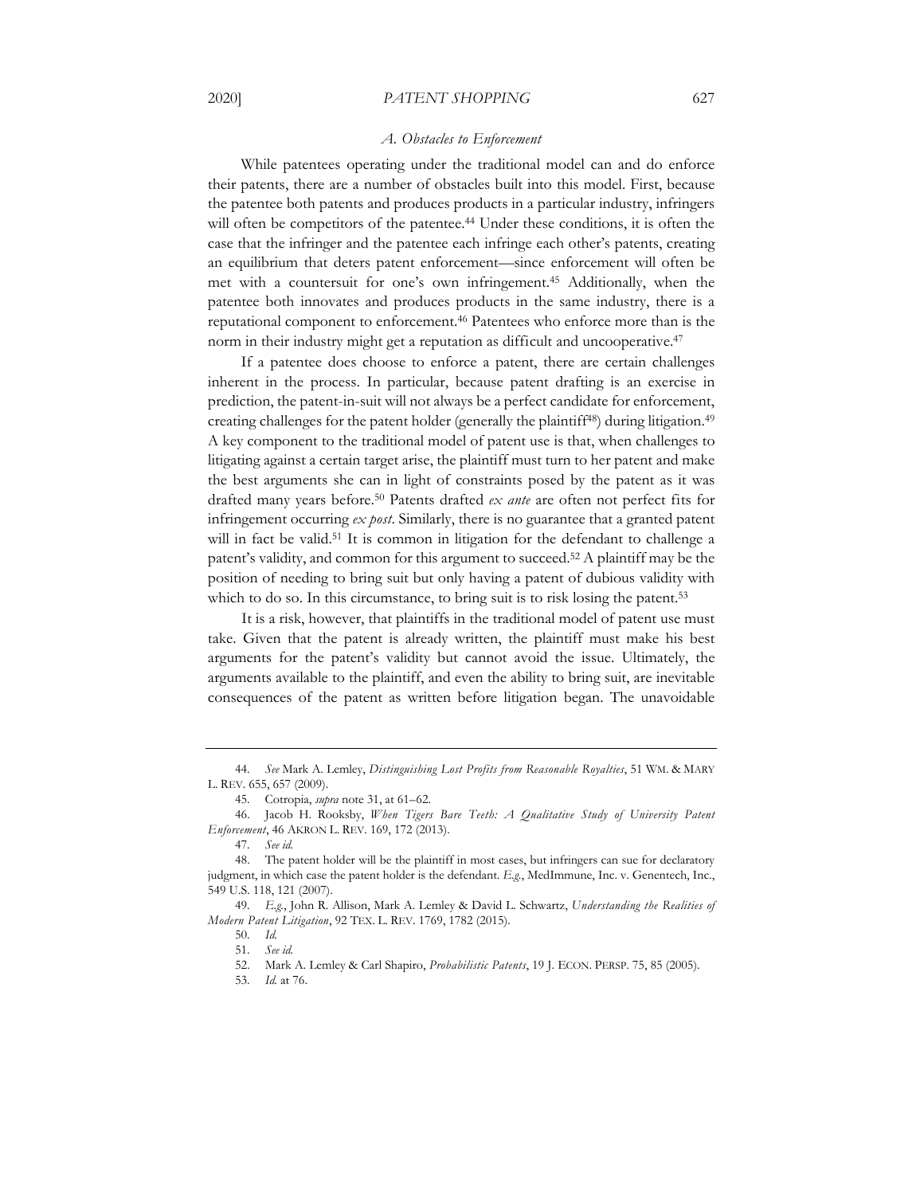### A. Obstacles to Enforcement

While patentees operating under the traditional model can and do enforce their patents, there are a number of obstacles built into this model. First, because the patentee both patents and produces products in a particular industry, infringers will often be competitors of the patentee.[44] Under these conditions, it is often the case that the infringer and the patentee each infringe each other's patents, creating an equilibrium that deters patent enforcement—since enforcement will often be met with a countersuit for one's own infringement.[45] Additionally, when the patentee both innovates and produces products in the same industry, there is a reputational component to enforcement.[46] Patentees who enforce more than is the norm in their industry might get a reputation as difficult and uncooperative.[47]

If a patentee does choose to enforce a patent, there are certain challenges inherent in the process. In particular, because patent drafting is an exercise in prediction, the patent-in-suit will not always be a perfect candidate for enforcement, creating challenges for the patent holder (generally the plaintiff[48]) during litigation.[49] A key component to the traditional model of patent use is that, when challenges to litigating against a certain target arise, the plaintiff must turn to her patent and make the best arguments she can in light of constraints posed by the patent as it was drafted many years before.[50] Patents drafted *ex ante* are often not perfect fits for infringement occurring *ex post*. Similarly, there is no guarantee that a granted patent will in fact be valid.[51] It is common in litigation for the defendant to challenge a patent's validity, and common for this argument to succeed.[52] A plaintiff may be the position of needing to bring suit but only having a patent of dubious validity with which to do so. In this circumstance, to bring suit is to risk losing the patent.[53]

It is a risk, however, that plaintiffs in the traditional model of patent use must take. Given that the patent is already written, the plaintiff must make his best arguments for the patent's validity but cannot avoid the issue. Ultimately, the arguments available to the plaintiff, and even the ability to bring suit, are inevitable consequences of the patent as written before litigation began. The unavoidable

---

44. *See* Mark A. Lemley, *Distinguishing Lost Profits from Reasonable Royalties*, 51 WM. & MARY L. REV. 655, 657 (2009).

45. Cotropia, *supra* note 31, at 61–62.

46. Jacob H. Rooksby, *When Tigers Bare Teeth: A Qualitative Study of University Patent Enforcement*, 46 AKRON L. REV. 169, 172 (2013).

47. *See id.*

48. The patent holder will be the plaintiff in most cases, but infringers can sue for declaratory judgment, in which case the patent holder is the defendant. *E.g.*, MedImmune, Inc. v. Genentech, Inc., 549 U.S. 118, 121 (2007).

49. *E.g.*, John R. Allison, Mark A. Lemley & David L. Schwartz, *Understanding the Realities of Modern Patent Litigation*, 92 TEX. L. REV. 1769, 1782 (2015).

50. *Id.*

51. *See id.*

52. Mark A. Lemley & Carl Shapiro, *Probabilistic Patents*, 19 J. ECON. PERSP. 75, 85 (2005).

53. *Id.* at 76.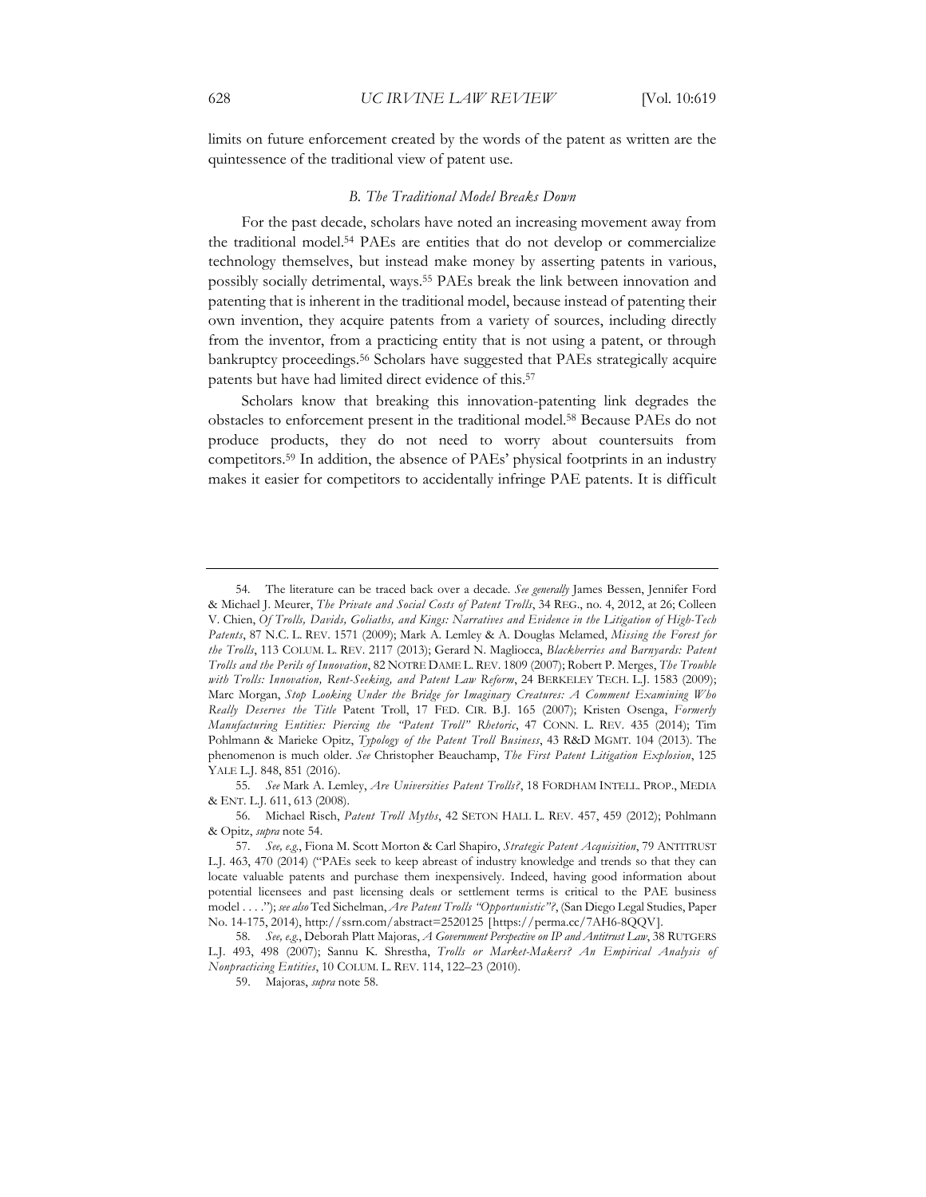limits on future enforcement created by the words of the patent as written are the quintessence of the traditional view of patent use.

### *B. The Traditional Model Breaks Down*

For the past decade, scholars have noted an increasing movement away from the traditional model.[54] PAEs are entities that do not develop or commercialize technology themselves, but instead make money by asserting patents in various, possibly socially detrimental, ways.[55] PAEs break the link between innovation and patenting that is inherent in the traditional model, because instead of patenting their own invention, they acquire patents from a variety of sources, including directly from the inventor, from a practicing entity that is not using a patent, or through bankruptcy proceedings.[56] Scholars have suggested that PAEs strategically acquire patents but have had limited direct evidence of this.[57]

Scholars know that breaking this innovation-patenting link degrades the obstacles to enforcement present in the traditional model.[58] Because PAEs do not produce products, they do not need to worry about countersuits from competitors.[59] In addition, the absence of PAEs' physical footprints in an industry makes it easier for competitors to accidentally infringe PAE patents. It is difficult

---

54. The literature can be traced back over a decade. *See generally* James Bessen, Jennifer Ford & Michael J. Meurer, *The Private and Social Costs of Patent Trolls*, 34 REG., no. 4, 2012, at 26; Colleen V. Chien, *Of Trolls, Davids, Goliaths, and Kings: Narratives and Evidence in the Litigation of High-Tech Patents*, 87 N.C. L. REV. 1571 (2009); Mark A. Lemley & A. Douglas Melamed, *Missing the Forest for the Trolls*, 113 COLUM. L. REV. 2117 (2013); Gerard N. Magliocca, *Blackberries and Barnyards: Patent Trolls and the Perils of Innovation*, 82 NOTRE DAME L. REV. 1809 (2007); Robert P. Merges, *The Trouble with Trolls: Innovation, Rent-Seeking, and Patent Law Reform*, 24 BERKELEY TECH. L.J. 1583 (2009); Marc Morgan, *Stop Looking Under the Bridge for Imaginary Creatures: A Comment Examining Who Really Deserves the Title* Patent Troll, 17 FED. CIR. B.J. 165 (2007); Kristen Osenga, *Formerly Manufacturing Entities: Piercing the "Patent Troll" Rhetoric*, 47 CONN. L. REV. 435 (2014); Tim Pohlmann & Marieke Opitz, *Typology of the Patent Troll Business*, 43 R&D MGMT. 104 (2013). The phenomenon is much older. *See* Christopher Beauchamp, *The First Patent Litigation Explosion*, 125 YALE L.J. 848, 851 (2016).

55. *See* Mark A. Lemley, *Are Universities Patent Trolls?*, 18 FORDHAM INTELL. PROP., MEDIA & ENT. L.J. 611, 613 (2008).

56. Michael Risch, *Patent Troll Myths*, 42 SETON HALL L. REV. 457, 459 (2012); Pohlmann & Opitz, *supra* note 54.

57. *See, e.g.*, Fiona M. Scott Morton & Carl Shapiro, *Strategic Patent Acquisition*, 79 ANTITRUST L.J. 463, 470 (2014) ("PAEs seek to keep abreast of industry knowledge and trends so that they can locate valuable patents and purchase them inexpensively. Indeed, having good information about potential licensees and past licensing deals or settlement terms is critical to the PAE business model . . . ."); *see also* Ted Sichelman, *Are Patent Trolls "Opportunistic"?*, (San Diego Legal Studies, Paper No. 14-175, 2014), http://ssrn.com/abstract=2520125 [https://perma.cc/7AH6-8QQV].

58. *See, e.g.*, Deborah Platt Majoras, *A Government Perspective on IP and Antitrust Law*, 38 RUTGERS L.J. 493, 498 (2007); Sannu K. Shrestha, *Trolls or Market-Makers? An Empirical Analysis of Nonpracticing Entities*, 10 COLUM. L. REV. 114, 122–23 (2010).

59. Majoras, *supra* note 58.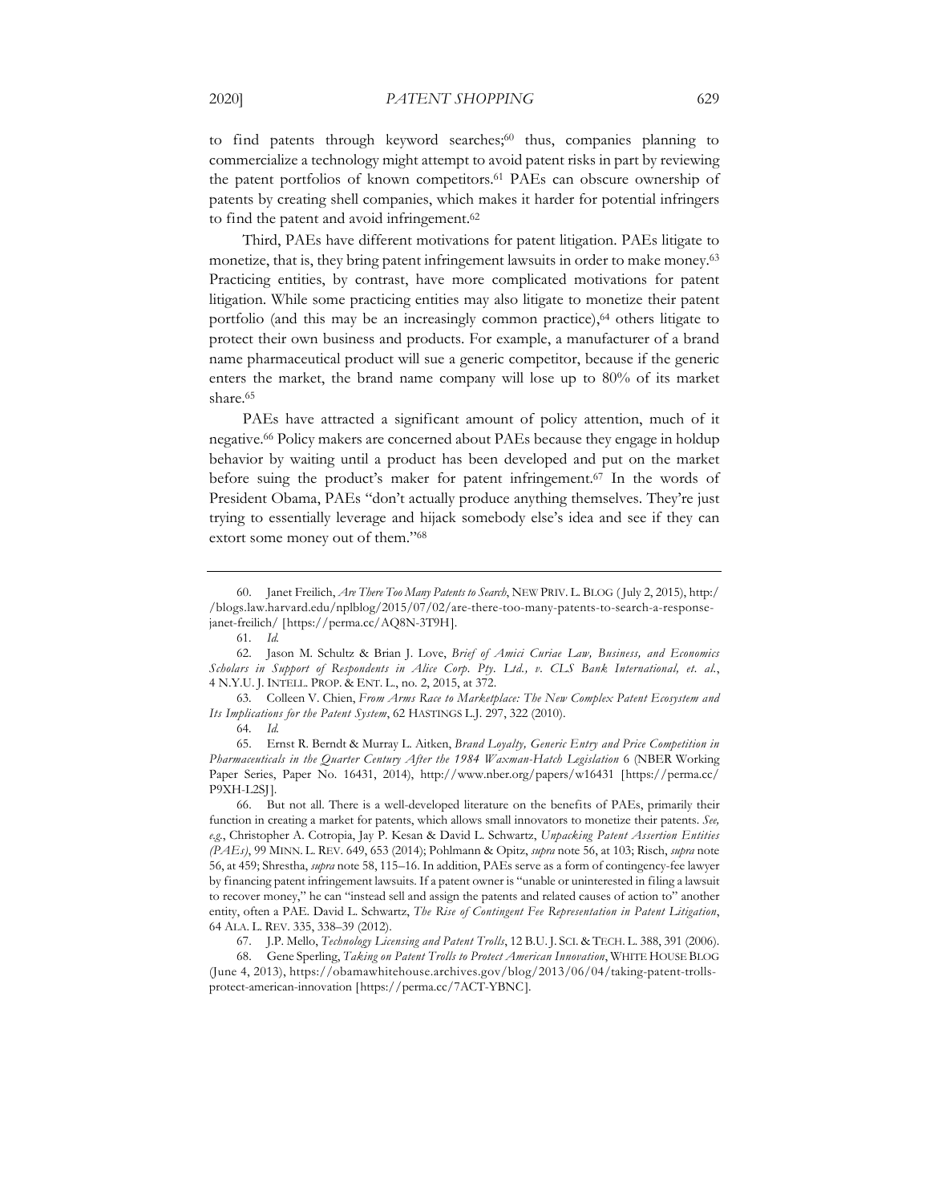to find patents through keyword searches;[60] thus, companies planning to commercialize a technology might attempt to avoid patent risks in part by reviewing the patent portfolios of known competitors.[61] PAEs can obscure ownership of patents by creating shell companies, which makes it harder for potential infringers to find the patent and avoid infringement.[62]

Third, PAEs have different motivations for patent litigation. PAEs litigate to monetize, that is, they bring patent infringement lawsuits in order to make money.[63] Practicing entities, by contrast, have more complicated motivations for patent litigation. While some practicing entities may also litigate to monetize their patent portfolio (and this may be an increasingly common practice),[64] others litigate to protect their own business and products. For example, a manufacturer of a brand name pharmaceutical product will sue a generic competitor, because if the generic enters the market, the brand name company will lose up to 80% of its market share.[65]

PAEs have attracted a significant amount of policy attention, much of it negative.[66] Policy makers are concerned about PAEs because they engage in holdup behavior by waiting until a product has been developed and put on the market before suing the product's maker for patent infringement.[67] In the words of President Obama, PAEs "don't actually produce anything themselves. They're just trying to essentially leverage and hijack somebody else's idea and see if they can extort some money out of them."[68]

---

60. Janet Freilich, *Are There Too Many Patents to Search*, NEW PRIV. L. BLOG (July 2, 2015), http://blogs.law.harvard.edu/nplblog/2015/07/02/are-there-too-many-patents-to-search-a-response-janet-freilich/ [https://perma.cc/AQ8N-3T9H].

61. *Id.*

62. Jason M. Schultz & Brian J. Love, *Brief of Amici Curiae Law, Business, and Economics Scholars in Support of Respondents in Alice Corp. Pty. Ltd., v. CLS Bank International, et. al.*, 4 N.Y.U. J. INTELL. PROP. & ENT. L., no. 2, 2015, at 372.

63. Colleen V. Chien, *From Arms Race to Marketplace: The New Complex Patent Ecosystem and Its Implications for the Patent System*, 62 HASTINGS L.J. 297, 322 (2010).

64. *Id.*

65. Ernst R. Berndt & Murray L. Aitken, *Brand Loyalty, Generic Entry and Price Competition in Pharmaceuticals in the Quarter Century After the 1984 Waxman-Hatch Legislation* 6 (NBER Working Paper Series, Paper No. 16431, 2014), http://www.nber.org/papers/w16431 [https://perma.cc/P9XH-L2SJ].

66. But not all. There is a well-developed literature on the benefits of PAEs, primarily their function in creating a market for patents, which allows small innovators to monetize their patents. *See, e.g.*, Christopher A. Cotropia, Jay P. Kesan & David L. Schwartz, *Unpacking Patent Assertion Entities (PAEs)*, 99 MINN. L. REV. 649, 653 (2014); Pohlmann & Opitz, *supra* note 56, at 103; Risch, *supra* note 56, at 459; Shrestha, *supra* note 58, 115–16. In addition, PAEs serve as a form of contingency-fee lawyer by financing patent infringement lawsuits. If a patent owner is "unable or uninterested in filing a lawsuit to recover money," he can "instead sell and assign the patents and related causes of action to" another entity, often a PAE. David L. Schwartz, *The Rise of Contingent Fee Representation in Patent Litigation*, 64 ALA. L. REV. 335, 338–39 (2012).

67. J.P. Mello, *Technology Licensing and Patent Trolls*, 12 B.U. J. SCI. & TECH. L. 388, 391 (2006).

68. Gene Sperling, *Taking on Patent Trolls to Protect American Innovation*, WHITE HOUSE BLOG (June 4, 2013), https://obamawhitehouse.archives.gov/blog/2013/06/04/taking-patent-trolls-protect-american-innovation [https://perma.cc/7ACT-YBNC].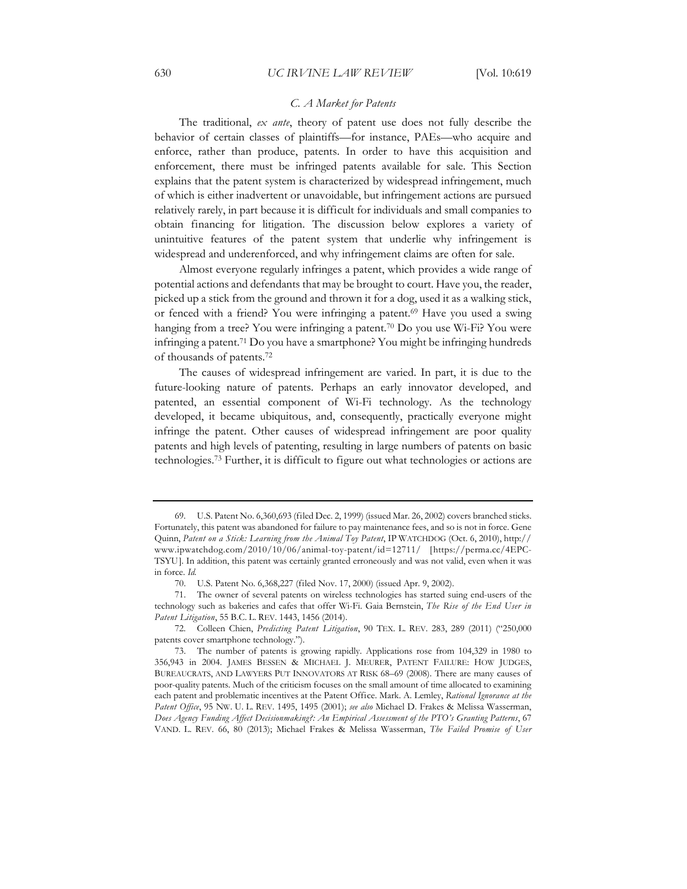### *C. A Market for Patents*

The traditional, *ex ante*, theory of patent use does not fully describe the behavior of certain classes of plaintiffs—for instance, PAEs—who acquire and enforce, rather than produce, patents. In order to have this acquisition and enforcement, there must be infringed patents available for sale. This Section explains that the patent system is characterized by widespread infringement, much of which is either inadvertent or unavoidable, but infringement actions are pursued relatively rarely, in part because it is difficult for individuals and small companies to obtain financing for litigation. The discussion below explores a variety of unintuitive features of the patent system that underlie why infringement is widespread and underenforced, and why infringement claims are often for sale.

Almost everyone regularly infringes a patent, which provides a wide range of potential actions and defendants that may be brought to court. Have you, the reader, picked up a stick from the ground and thrown it for a dog, used it as a walking stick, or fenced with a friend? You were infringing a patent.[69] Have you used a swing hanging from a tree? You were infringing a patent.[70] Do you use Wi-Fi? You were infringing a patent.[71] Do you have a smartphone? You might be infringing hundreds of thousands of patents.[72]

The causes of widespread infringement are varied. In part, it is due to the future-looking nature of patents. Perhaps an early innovator developed, and patented, an essential component of Wi-Fi technology. As the technology developed, it became ubiquitous, and, consequently, practically everyone might infringe the patent. Other causes of widespread infringement are poor quality patents and high levels of patenting, resulting in large numbers of patents on basic technologies.[73] Further, it is difficult to figure out what technologies or actions are

---

69. U.S. Patent No. 6,360,693 (filed Dec. 2, 1999) (issued Mar. 26, 2002) covers branched sticks. Fortunately, this patent was abandoned for failure to pay maintenance fees, and so is not in force. Gene Quinn, *Patent on a Stick: Learning from the Animal Toy Patent*, IP WATCHDOG (Oct. 6, 2010), http://www.ipwatchdog.com/2010/10/06/animal-toy-patent/id=12711/ [https://perma.cc/4EPC-TSYU]. In addition, this patent was certainly granted erroneously and was not valid, even when it was in force. *Id.*

70. U.S. Patent No. 6,368,227 (filed Nov. 17, 2000) (issued Apr. 9, 2002).

71. The owner of several patents on wireless technologies has started suing end-users of the technology such as bakeries and cafes that offer Wi-Fi. Gaia Bernstein, *The Rise of the End User in Patent Litigation*, 55 B.C. L. REV. 1443, 1456 (2014).

72. Colleen Chien, *Predicting Patent Litigation*, 90 TEX. L. REV. 283, 289 (2011) ("250,000 patents cover smartphone technology.").

73. The number of patents is growing rapidly. Applications rose from 104,329 in 1980 to 356,943 in 2004. JAMES BESSEN & MICHAEL J. MEURER, PATENT FAILURE: HOW JUDGES, BUREAUCRATS, AND LAWYERS PUT INNOVATORS AT RISK 68–69 (2008). There are many causes of poor-quality patents. Much of the criticism focuses on the small amount of time allocated to examining each patent and problematic incentives at the Patent Office. Mark. A. Lemley, *Rational Ignorance at the Patent Office*, 95 NW. U. L. REV. 1495, 1495 (2001); *see also* Michael D. Frakes & Melissa Wasserman, *Does Agency Funding Affect Decisionmaking?: An Empirical Assessment of the PTO's Granting Patterns*, 67 VAND. L. REV. 66, 80 (2013); Michael Frakes & Melissa Wasserman, *The Failed Promise of User*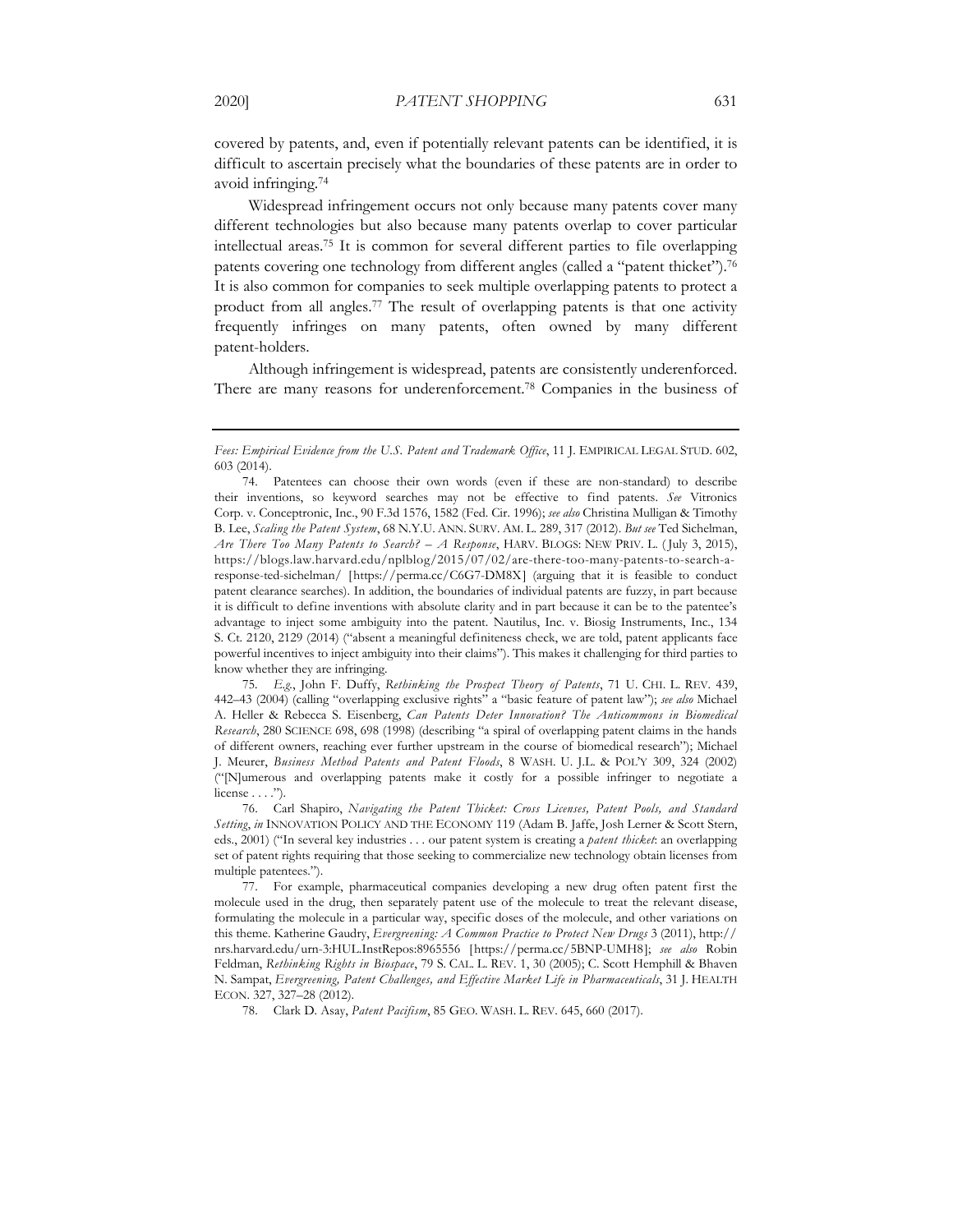covered by patents, and, even if potentially relevant patents can be identified, it is difficult to ascertain precisely what the boundaries of these patents are in order to avoid infringing.[74]

Widespread infringement occurs not only because many patents cover many different technologies but also because many patents overlap to cover particular intellectual areas.[75] It is common for several different parties to file overlapping patents covering one technology from different angles (called a "patent thicket").[76] It is also common for companies to seek multiple overlapping patents to protect a product from all angles.[77] The result of overlapping patents is that one activity frequently infringes on many patents, often owned by many different patent-holders.

Although infringement is widespread, patents are consistently underenforced. There are many reasons for underenforcement.[78] Companies in the business of

---

*Fees: Empirical Evidence from the U.S. Patent and Trademark Office*, 11 J. EMPIRICAL LEGAL STUD. 602, 603 (2014).

74. Patentees can choose their own words (even if these are non-standard) to describe their inventions, so keyword searches may not be effective to find patents. *See* Vitronics Corp. v. Conceptronic, Inc., 90 F.3d 1576, 1582 (Fed. Cir. 1996); *see also* Christina Mulligan & Timothy B. Lee, *Scaling the Patent System*, 68 N.Y.U. ANN. SURV. AM. L. 289, 317 (2012). *But see* Ted Sichelman, *Are There Too Many Patents to Search? – A Response*, HARV. BLOGS: NEW PRIV. L. (July 3, 2015), https://blogs.law.harvard.edu/nplblog/2015/07/02/are-there-too-many-patents-to-search-a-response-ted-sichelman/ [https://perma.cc/C6G7-DM8X] (arguing that it is feasible to conduct patent clearance searches). In addition, the boundaries of individual patents are fuzzy, in part because it is difficult to define inventions with absolute clarity and in part because it can be to the patentee's advantage to inject some ambiguity into the patent. Nautilus, Inc. v. Biosig Instruments, Inc., 134 S. Ct. 2120, 2129 (2014) ("absent a meaningful definiteness check, we are told, patent applicants face powerful incentives to inject ambiguity into their claims"). This makes it challenging for third parties to know whether they are infringing.

75. *E.g.*, John F. Duffy, *Rethinking the Prospect Theory of Patents*, 71 U. CHI. L. REV. 439, 442–43 (2004) (calling "overlapping exclusive rights" a "basic feature of patent law"); *see also* Michael A. Heller & Rebecca S. Eisenberg, *Can Patents Deter Innovation? The Anticommons in Biomedical Research*, 280 SCIENCE 698, 698 (1998) (describing "a spiral of overlapping patent claims in the hands of different owners, reaching ever further upstream in the course of biomedical research"); Michael J. Meurer, *Business Method Patents and Patent Floods*, 8 WASH. U. J.L. & POL'Y 309, 324 (2002) ("[N]umerous and overlapping patents make it costly for a possible infringer to negotiate a license . . . .").

76. Carl Shapiro, *Navigating the Patent Thicket: Cross Licenses, Patent Pools, and Standard Setting*, *in* INNOVATION POLICY AND THE ECONOMY 119 (Adam B. Jaffe, Josh Lerner & Scott Stern, eds., 2001) ("In several key industries . . . our patent system is creating a *patent thicket*: an overlapping set of patent rights requiring that those seeking to commercialize new technology obtain licenses from multiple patentees.").

77. For example, pharmaceutical companies developing a new drug often patent first the molecule used in the drug, then separately patent use of the molecule to treat the relevant disease, formulating the molecule in a particular way, specific doses of the molecule, and other variations on this theme. Katherine Gaudry, *Evergreening: A Common Practice to Protect New Drugs* 3 (2011), http://nrs.harvard.edu/urn-3:HUL.InstRepos:8965556 [https://perma.cc/5BNP-UMH8]; *see also* Robin Feldman, *Rethinking Rights in Biospace*, 79 S. CAL. L. REV. 1, 30 (2005); C. Scott Hemphill & Bhaven N. Sampat, *Evergreening, Patent Challenges, and Effective Market Life in Pharmaceuticals*, 31 J. HEALTH ECON. 327, 327–28 (2012).

78. Clark D. Asay, *Patent Pacifism*, 85 GEO. WASH. L. REV. 645, 660 (2017).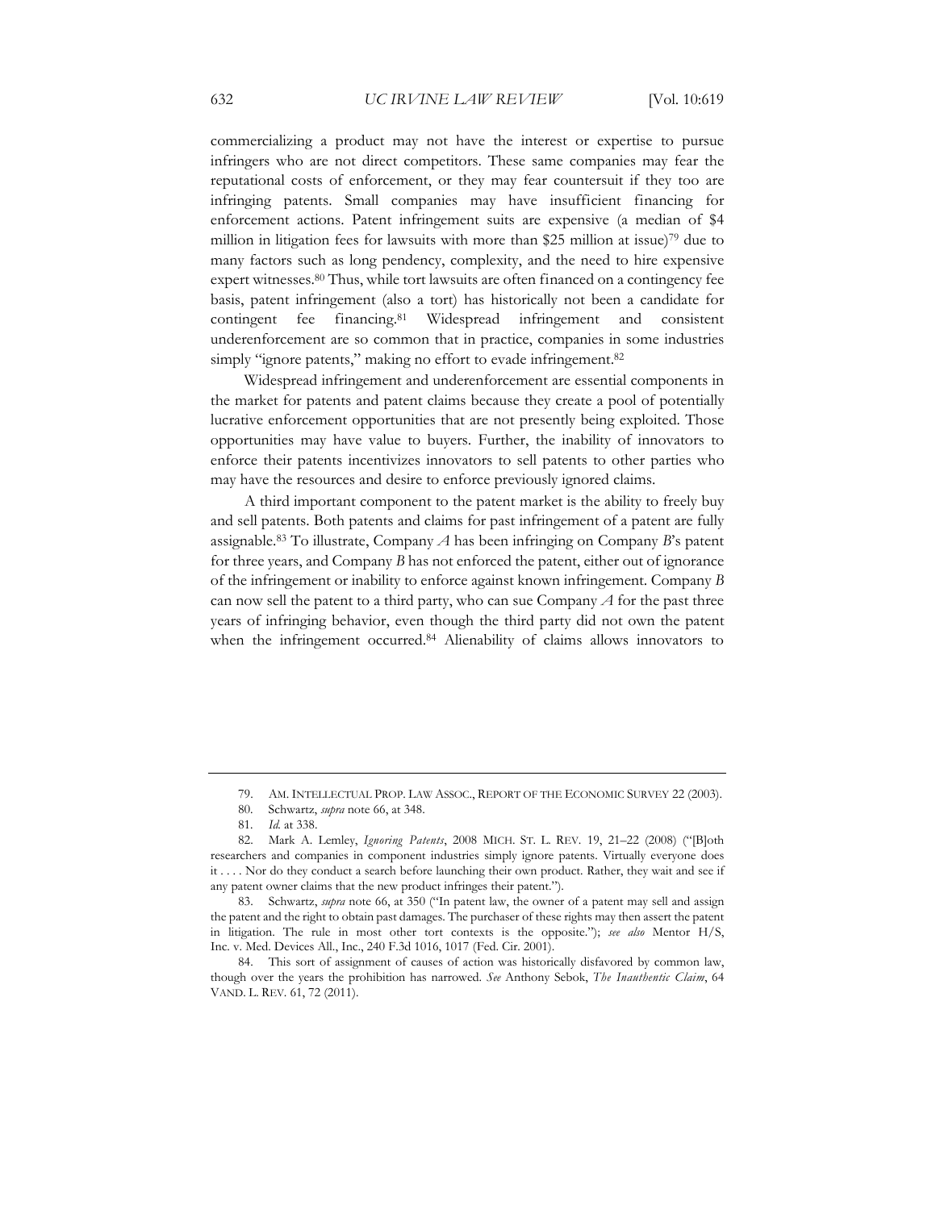commercializing a product may not have the interest or expertise to pursue infringers who are not direct competitors. These same companies may fear the reputational costs of enforcement, or they may fear countersuit if they too are infringing patents. Small companies may have insufficient financing for enforcement actions. Patent infringement suits are expensive (a median of $4 million in litigation fees for lawsuits with more than $25 million at issue)[79] due to many factors such as long pendency, complexity, and the need to hire expensive expert witnesses.[80] Thus, while tort lawsuits are often financed on a contingency fee basis, patent infringement (also a tort) has historically not been a candidate for contingent fee financing.[81] Widespread infringement and consistent underenforcement are so common that in practice, companies in some industries simply "ignore patents," making no effort to evade infringement.[82]

Widespread infringement and underenforcement are essential components in the market for patents and patent claims because they create a pool of potentially lucrative enforcement opportunities that are not presently being exploited. Those opportunities may have value to buyers. Further, the inability of innovators to enforce their patents incentivizes innovators to sell patents to other parties who may have the resources and desire to enforce previously ignored claims.

A third important component to the patent market is the ability to freely buy and sell patents. Both patents and claims for past infringement of a patent are fully assignable.[83] To illustrate, Company *A* has been infringing on Company *B*'s patent for three years, and Company *B* has not enforced the patent, either out of ignorance of the infringement or inability to enforce against known infringement. Company *B* can now sell the patent to a third party, who can sue Company *A* for the past three years of infringing behavior, even though the third party did not own the patent when the infringement occurred.[84] Alienability of claims allows innovators to

---

79. AM. INTELLECTUAL PROP. LAW ASSOC., REPORT OF THE ECONOMIC SURVEY 22 (2003).

80. Schwartz, *supra* note 66, at 348.

81. *Id.* at 338.

82. Mark A. Lemley, *Ignoring Patents*, 2008 MICH. ST. L. REV. 19, 21–22 (2008) ("[B]oth researchers and companies in component industries simply ignore patents. Virtually everyone does it . . . . Nor do they conduct a search before launching their own product. Rather, they wait and see if any patent owner claims that the new product infringes their patent.").

83. Schwartz, *supra* note 66, at 350 ("In patent law, the owner of a patent may sell and assign the patent and the right to obtain past damages. The purchaser of these rights may then assert the patent in litigation. The rule in most other tort contexts is the opposite."); *see also* Mentor H/S, Inc. v. Med. Devices All., Inc., 240 F.3d 1016, 1017 (Fed. Cir. 2001).

84. This sort of assignment of causes of action was historically disfavored by common law, though over the years the prohibition has narrowed. *See* Anthony Sebok, *The Inauthentic Claim*, 64 VAND. L. REV. 61, 72 (2011).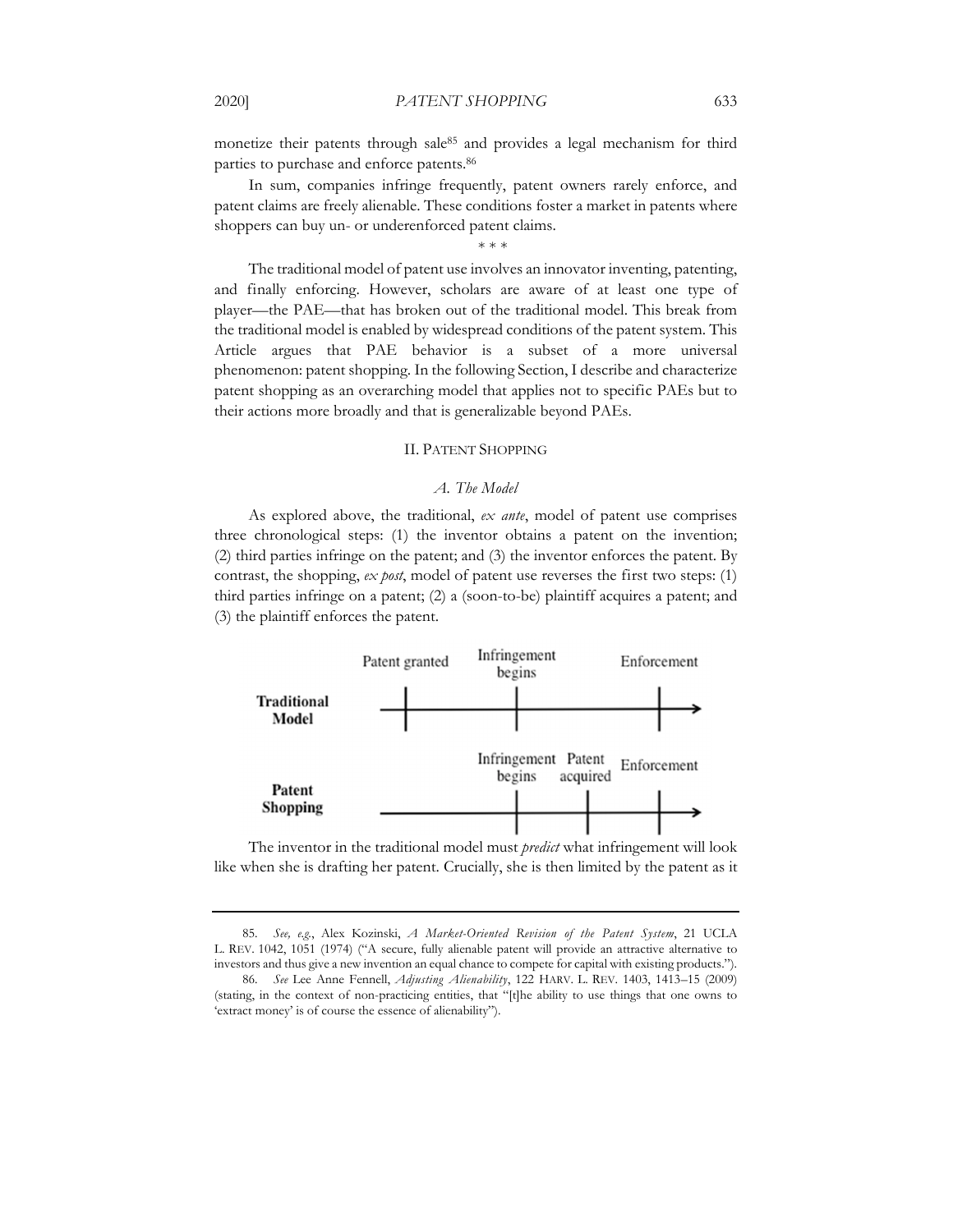monetize their patents through sale[85] and provides a legal mechanism for third parties to purchase and enforce patents.[86]

In sum, companies infringe frequently, patent owners rarely enforce, and patent claims are freely alienable. These conditions foster a market in patents where shoppers can buy un- or underenforced patent claims.

\* \* \*

The traditional model of patent use involves an innovator inventing, patenting, and finally enforcing. However, scholars are aware of at least one type of player—the PAE—that has broken out of the traditional model. This break from the traditional model is enabled by widespread conditions of the patent system. This Article argues that PAE behavior is a subset of a more universal phenomenon: patent shopping. In the following Section, I describe and characterize patent shopping as an overarching model that applies not to specific PAEs but to their actions more broadly and that is generalizable beyond PAEs.

## II. Patent Shopping

### *A. The Model*

As explored above, the traditional, *ex ante*, model of patent use comprises three chronological steps: (1) the inventor obtains a patent on the invention; (2) third parties infringe on the patent; and (3) the inventor enforces the patent. By contrast, the shopping, *ex post*, model of patent use reverses the first two steps: (1) third parties infringe on a patent; (2) a (soon-to-be) plaintiff acquires a patent; and (3) the plaintiff enforces the patent.

**Traditional Model**: Patent granted → Infringement begins → Enforcement

**Patent Shopping**: Infringement begins → Patent acquired → Enforcement

The inventor in the traditional model must *predict* what infringement will look like when she is drafting her patent. Crucially, she is then limited by the patent as it

---

85. *See, e.g.*, Alex Kozinski, *A Market-Oriented Revision of the Patent System*, 21 UCLA L. REV. 1042, 1051 (1974) ("A secure, fully alienable patent will provide an attractive alternative to investors and thus give a new invention an equal chance to compete for capital with existing products.").

86. *See* Lee Anne Fennell, *Adjusting Alienability*, 122 HARV. L. REV. 1403, 1413–15 (2009) (stating, in the context of non-practicing entities, that "[t]he ability to use things that one owns to 'extract money' is of course the essence of alienability").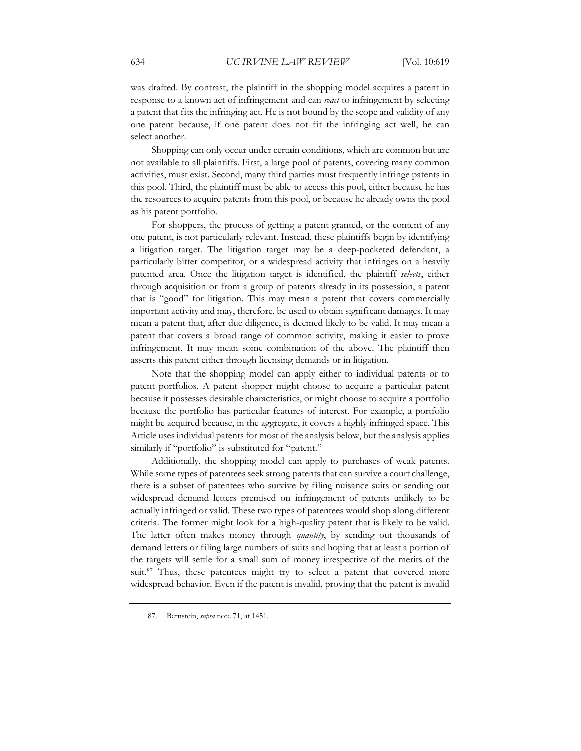was drafted. By contrast, the plaintiff in the shopping model acquires a patent in response to a known act of infringement and can *react* to infringement by selecting a patent that fits the infringing act. He is not bound by the scope and validity of any one patent because, if one patent does not fit the infringing act well, he can select another.

Shopping can only occur under certain conditions, which are common but are not available to all plaintiffs. First, a large pool of patents, covering many common activities, must exist. Second, many third parties must frequently infringe patents in this pool. Third, the plaintiff must be able to access this pool, either because he has the resources to acquire patents from this pool, or because he already owns the pool as his patent portfolio.

For shoppers, the process of getting a patent granted, or the content of any one patent, is not particularly relevant. Instead, these plaintiffs begin by identifying a litigation target. The litigation target may be a deep-pocketed defendant, a particularly bitter competitor, or a widespread activity that infringes on a heavily patented area. Once the litigation target is identified, the plaintiff *selects*, either through acquisition or from a group of patents already in its possession, a patent that is "good" for litigation. This may mean a patent that covers commercially important activity and may, therefore, be used to obtain significant damages. It may mean a patent that, after due diligence, is deemed likely to be valid. It may mean a patent that covers a broad range of common activity, making it easier to prove infringement. It may mean some combination of the above. The plaintiff then asserts this patent either through licensing demands or in litigation.

Note that the shopping model can apply either to individual patents or to patent portfolios. A patent shopper might choose to acquire a particular patent because it possesses desirable characteristics, or might choose to acquire a portfolio because the portfolio has particular features of interest. For example, a portfolio might be acquired because, in the aggregate, it covers a highly infringed space. This Article uses individual patents for most of the analysis below, but the analysis applies similarly if "portfolio" is substituted for "patent."

Additionally, the shopping model can apply to purchases of weak patents. While some types of patentees seek strong patents that can survive a court challenge, there is a subset of patentees who survive by filing nuisance suits or sending out widespread demand letters premised on infringement of patents unlikely to be actually infringed or valid. These two types of patentees would shop along different criteria. The former might look for a high-quality patent that is likely to be valid. The latter often makes money through *quantity*, by sending out thousands of demand letters or filing large numbers of suits and hoping that at least a portion of the targets will settle for a small sum of money irrespective of the merits of the suit.[87] Thus, these patentees might try to select a patent that covered more widespread behavior. Even if the patent is invalid, proving that the patent is invalid

87. Bernstein, *supra* note 71, at 1451.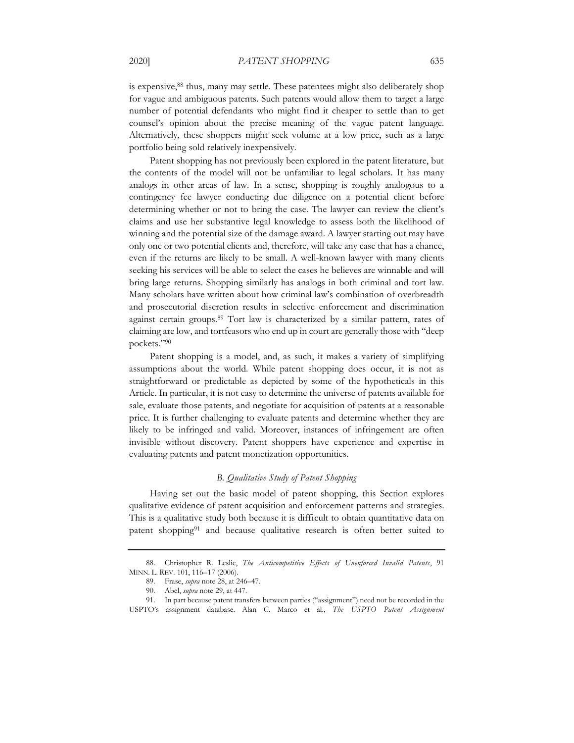is expensive,[88] thus, many may settle. These patentees might also deliberately shop for vague and ambiguous patents. Such patents would allow them to target a large number of potential defendants who might find it cheaper to settle than to get counsel's opinion about the precise meaning of the vague patent language. Alternatively, these shoppers might seek volume at a low price, such as a large portfolio being sold relatively inexpensively.

Patent shopping has not previously been explored in the patent literature, but the contents of the model will not be unfamiliar to legal scholars. It has many analogs in other areas of law. In a sense, shopping is roughly analogous to a contingency fee lawyer conducting due diligence on a potential client before determining whether or not to bring the case. The lawyer can review the client's claims and use her substantive legal knowledge to assess both the likelihood of winning and the potential size of the damage award. A lawyer starting out may have only one or two potential clients and, therefore, will take any case that has a chance, even if the returns are likely to be small. A well-known lawyer with many clients seeking his services will be able to select the cases he believes are winnable and will bring large returns. Shopping similarly has analogs in both criminal and tort law. Many scholars have written about how criminal law's combination of overbreadth and prosecutorial discretion results in selective enforcement and discrimination against certain groups.[89] Tort law is characterized by a similar pattern, rates of claiming are low, and tortfeasors who end up in court are generally those with "deep pockets."[90]

Patent shopping is a model, and, as such, it makes a variety of simplifying assumptions about the world. While patent shopping does occur, it is not as straightforward or predictable as depicted by some of the hypotheticals in this Article. In particular, it is not easy to determine the universe of patents available for sale, evaluate those patents, and negotiate for acquisition of patents at a reasonable price. It is further challenging to evaluate patents and determine whether they are likely to be infringed and valid. Moreover, instances of infringement are often invisible without discovery. Patent shoppers have experience and expertise in evaluating patents and patent monetization opportunities.

### *B. Qualitative Study of Patent Shopping*

Having set out the basic model of patent shopping, this Section explores qualitative evidence of patent acquisition and enforcement patterns and strategies. This is a qualitative study both because it is difficult to obtain quantitative data on patent shopping[91] and because qualitative research is often better suited to

---

88. Christopher R. Leslie, *The Anticompetitive Effects of Unenforced Invalid Patents*, 91 MINN. L. REV. 101, 116–17 (2006).

89. Frase, *supra* note 28, at 246–47.

90. Abel, *supra* note 29, at 447.

91. In part because patent transfers between parties ("assignment") need not be recorded in the USPTO's assignment database. Alan C. Marco et al., *The USPTO Patent Assignment*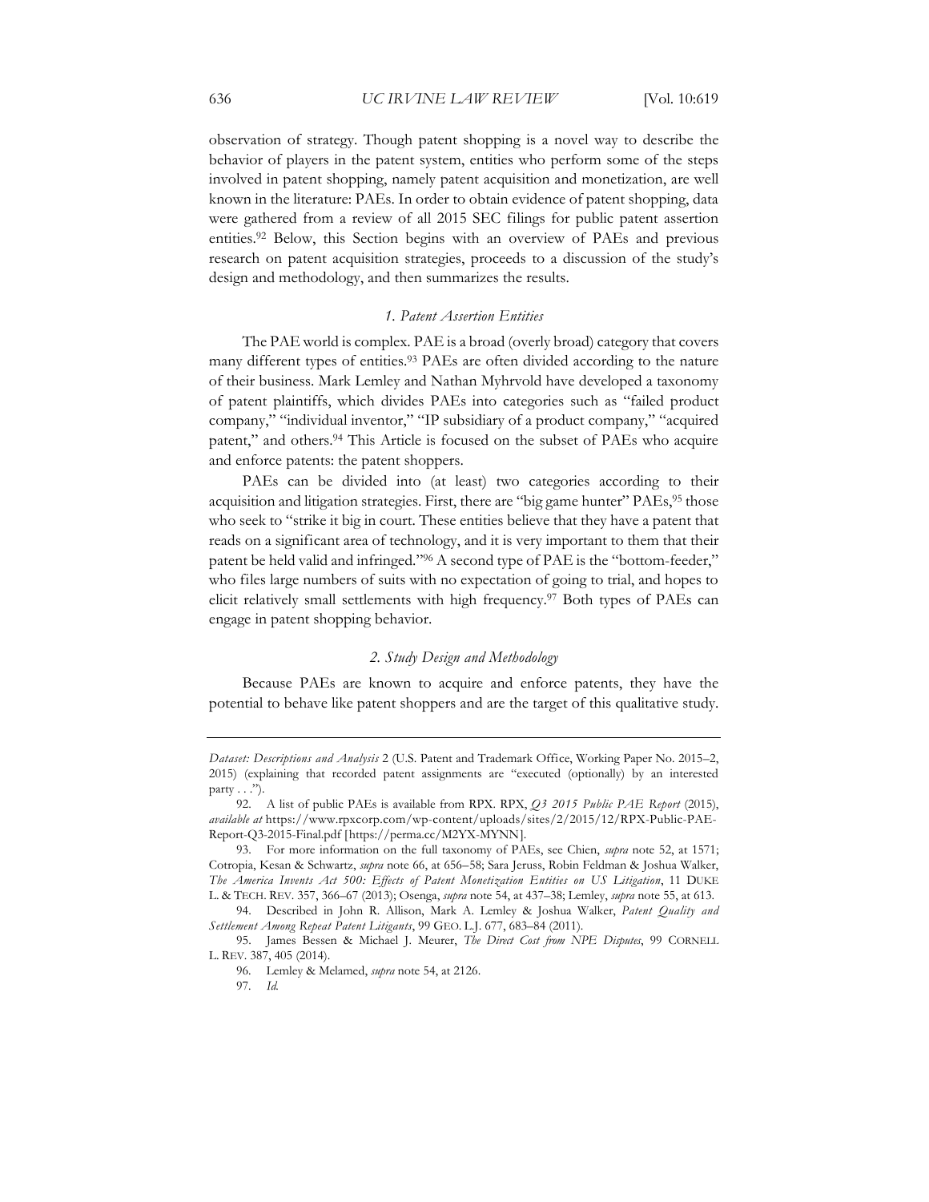observation of strategy. Though patent shopping is a novel way to describe the behavior of players in the patent system, entities who perform some of the steps involved in patent shopping, namely patent acquisition and monetization, are well known in the literature: PAEs. In order to obtain evidence of patent shopping, data were gathered from a review of all 2015 SEC filings for public patent assertion entities.[92] Below, this Section begins with an overview of PAEs and previous research on patent acquisition strategies, proceeds to a discussion of the study's design and methodology, and then summarizes the results.

### *1. Patent Assertion Entities*

The PAE world is complex. PAE is a broad (overly broad) category that covers many different types of entities.[93] PAEs are often divided according to the nature of their business. Mark Lemley and Nathan Myhrvold have developed a taxonomy of patent plaintiffs, which divides PAEs into categories such as "failed product company," "individual inventor," "IP subsidiary of a product company," "acquired patent," and others.[94] This Article is focused on the subset of PAEs who acquire and enforce patents: the patent shoppers.

PAEs can be divided into (at least) two categories according to their acquisition and litigation strategies. First, there are "big game hunter" PAEs,[95] those who seek to "strike it big in court. These entities believe that they have a patent that reads on a significant area of technology, and it is very important to them that their patent be held valid and infringed."[96] A second type of PAE is the "bottom-feeder," who files large numbers of suits with no expectation of going to trial, and hopes to elicit relatively small settlements with high frequency.[97] Both types of PAEs can engage in patent shopping behavior.

### *2. Study Design and Methodology*

Because PAEs are known to acquire and enforce patents, they have the potential to behave like patent shoppers and are the target of this qualitative study.

---

*Dataset: Descriptions and Analysis* 2 (U.S. Patent and Trademark Office, Working Paper No. 2015–2, 2015) (explaining that recorded patent assignments are "executed (optionally) by an interested party . . .").

92. A list of public PAEs is available from RPX. RPX, *Q3 2015 Public PAE Report* (2015), *available at* https://www.rpxcorp.com/wp-content/uploads/sites/2/2015/12/RPX-Public-PAE-Report-Q3-2015-Final.pdf [https://perma.cc/M2YX-MYNN].

93. For more information on the full taxonomy of PAEs, see Chien, *supra* note 52, at 1571; Cotropia, Kesan & Schwartz, *supra* note 66, at 656–58; Sara Jeruss, Robin Feldman & Joshua Walker, *The America Invents Act 500: Effects of Patent Monetization Entities on US Litigation*, 11 DUKE L. & TECH. REV. 357, 366–67 (2013); Osenga, *supra* note 54, at 437–38; Lemley, *supra* note 55, at 613.

94. Described in John R. Allison, Mark A. Lemley & Joshua Walker, *Patent Quality and Settlement Among Repeat Patent Litigants*, 99 GEO. L.J. 677, 683–84 (2011).

95. James Bessen & Michael J. Meurer, *The Direct Cost from NPE Disputes*, 99 CORNELL L. REV. 387, 405 (2014).

96. Lemley & Melamed, *supra* note 54, at 2126.

97. *Id.*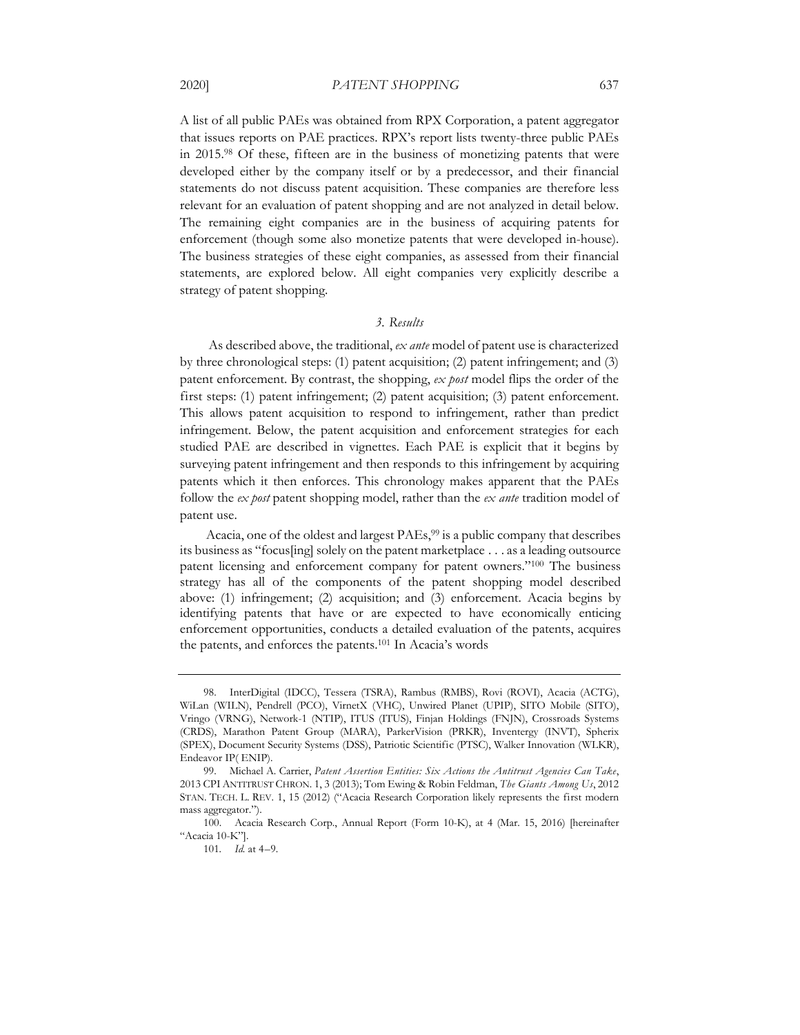A list of all public PAEs was obtained from RPX Corporation, a patent aggregator that issues reports on PAE practices. RPX's report lists twenty-three public PAEs in 2015.[98] Of these, fifteen are in the business of monetizing patents that were developed either by the company itself or by a predecessor, and their financial statements do not discuss patent acquisition. These companies are therefore less relevant for an evaluation of patent shopping and are not analyzed in detail below. The remaining eight companies are in the business of acquiring patents for enforcement (though some also monetize patents that were developed in-house). The business strategies of these eight companies, as assessed from their financial statements, are explored below. All eight companies very explicitly describe a strategy of patent shopping.

### *3. Results*

As described above, the traditional, *ex ante* model of patent use is characterized by three chronological steps: (1) patent acquisition; (2) patent infringement; and (3) patent enforcement. By contrast, the shopping, *ex post* model flips the order of the first steps: (1) patent infringement; (2) patent acquisition; (3) patent enforcement. This allows patent acquisition to respond to infringement, rather than predict infringement. Below, the patent acquisition and enforcement strategies for each studied PAE are described in vignettes. Each PAE is explicit that it begins by surveying patent infringement and then responds to this infringement by acquiring patents which it then enforces. This chronology makes apparent that the PAEs follow the *ex post* patent shopping model, rather than the *ex ante* tradition model of patent use.

Acacia, one of the oldest and largest PAEs,[99] is a public company that describes its business as "focus[ing] solely on the patent marketplace . . . as a leading outsource patent licensing and enforcement company for patent owners."[100] The business strategy has all of the components of the patent shopping model described above: (1) infringement; (2) acquisition; and (3) enforcement. Acacia begins by identifying patents that have or are expected to have economically enticing enforcement opportunities, conducts a detailed evaluation of the patents, acquires the patents, and enforces the patents.[101] In Acacia's words

---

98. InterDigital (IDCC), Tessera (TSRA), Rambus (RMBS), Rovi (ROVI), Acacia (ACTG), WiLan (WILN), Pendrell (PCO), VirnetX (VHC), Unwired Planet (UPIP), SITO Mobile (SITO), Vringo (VRNG), Network-1 (NTIP), ITUS (ITUS), Finjan Holdings (FNJN), Crossroads Systems (CRDS), Marathon Patent Group (MARA), ParkerVision (PRKR), Inventergy (INVT), Spherix (SPEX), Document Security Systems (DSS), Patriotic Scientific (PTSC), Walker Innovation (WLKR), Endeavor IP( ENIP).

99. Michael A. Carrier, *Patent Assertion Entities: Six Actions the Antitrust Agencies Can Take*, 2013 CPI ANTITRUST CHRON. 1, 3 (2013); Tom Ewing & Robin Feldman, *The Giants Among Us*, 2012 STAN. TECH. L. REV. 1, 15 (2012) ("Acacia Research Corporation likely represents the first modern mass aggregator.").

100. Acacia Research Corp., Annual Report (Form 10-K), at 4 (Mar. 15, 2016) [hereinafter "Acacia 10-K"].

101. *Id.* at 4–9.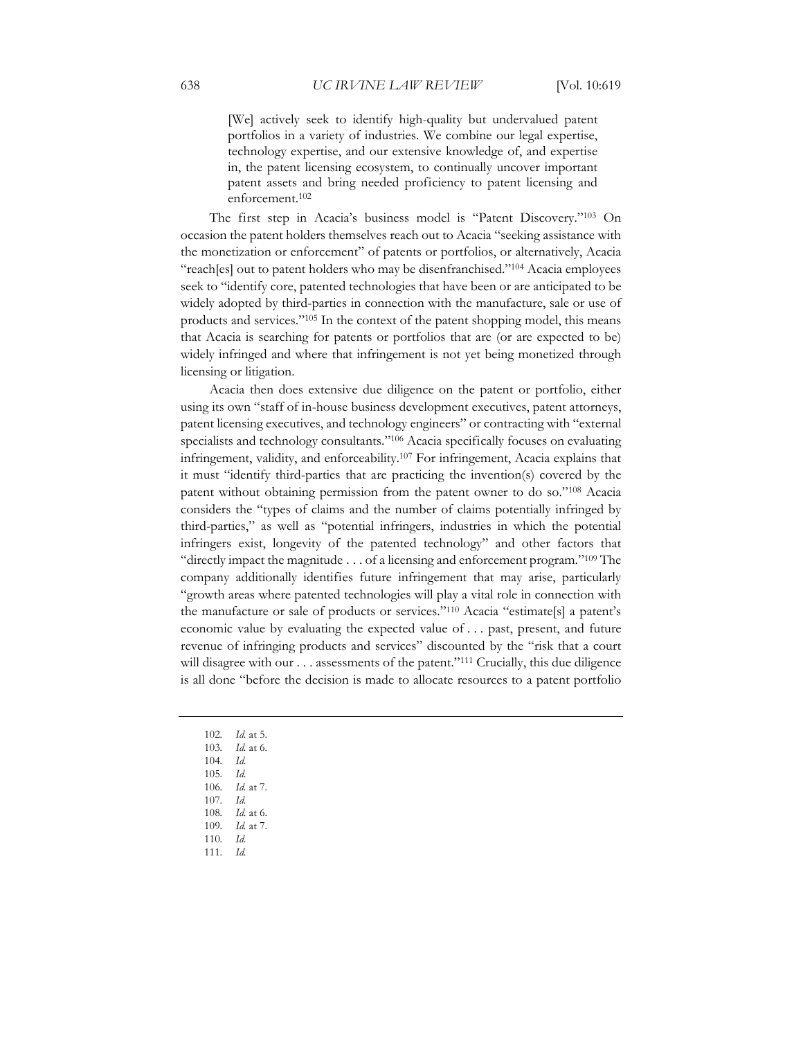> [We] actively seek to identify high-quality but undervalued patent portfolios in a variety of industries. We combine our legal expertise, technology expertise, and our extensive knowledge of, and expertise in, the patent licensing ecosystem, to continually uncover important patent assets and bring needed proficiency to patent licensing and enforcement.[102]

The first step in Acacia's business model is "Patent Discovery."[103] On occasion the patent holders themselves reach out to Acacia "seeking assistance with the monetization or enforcement" of patents or portfolios, or alternatively, Acacia "reach[es] out to patent holders who may be disenfranchised."[104] Acacia employees seek to "identify core, patented technologies that have been or are anticipated to be widely adopted by third-parties in connection with the manufacture, sale or use of products and services."[105] In the context of the patent shopping model, this means that Acacia is searching for patents or portfolios that are (or are expected to be) widely infringed and where that infringement is not yet being monetized through licensing or litigation.

Acacia then does extensive due diligence on the patent or portfolio, either using its own "staff of in-house business development executives, patent attorneys, patent licensing executives, and technology engineers" or contracting with "external specialists and technology consultants."[106] Acacia specifically focuses on evaluating infringement, validity, and enforceability.[107] For infringement, Acacia explains that it must "identify third-parties that are practicing the invention(s) covered by the patent without obtaining permission from the patent owner to do so."[108] Acacia considers the "types of claims and the number of claims potentially infringed by third-parties," as well as "potential infringers, industries in which the potential infringers exist, longevity of the patented technology" and other factors that "directly impact the magnitude . . . of a licensing and enforcement program."[109] The company additionally identifies future infringement that may arise, particularly "growth areas where patented technologies will play a vital role in connection with the manufacture or sale of products or services."[110] Acacia "estimate[s] a patent's economic value by evaluating the expected value of . . . past, present, and future revenue of infringing products and services" discounted by the "risk that a court will disagree with our . . . assessments of the patent."[111] Crucially, this due diligence is all done "before the decision is made to allocate resources to a patent portfolio

---

102. *Id.* at 5.
103. *Id.* at 6.
104. *Id.*
105. *Id.*
106. *Id.* at 7.
107. *Id.*
108. *Id.* at 6.
109. *Id.* at 7.
110. *Id.*
111. *Id.*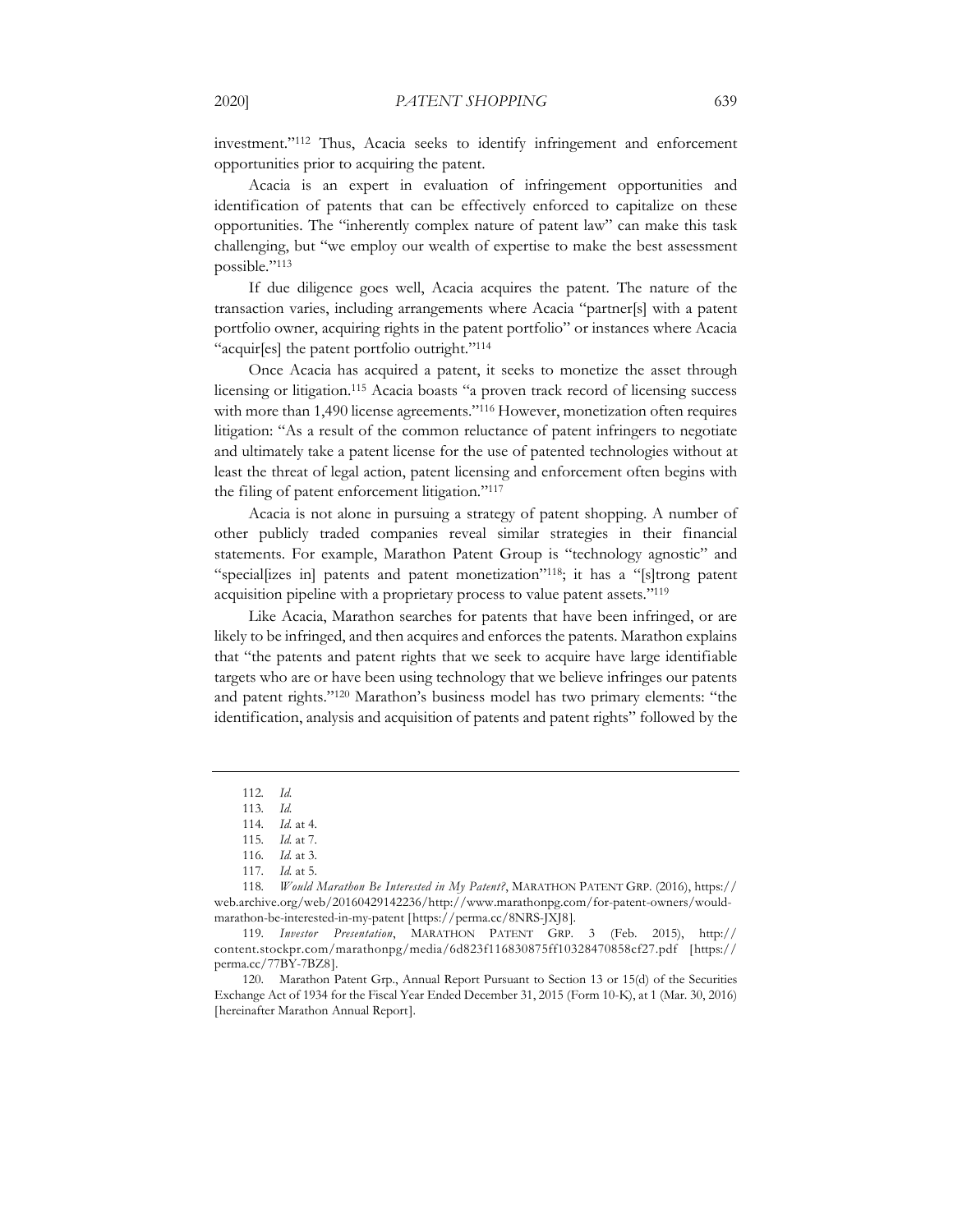investment."[112] Thus, Acacia seeks to identify infringement and enforcement opportunities prior to acquiring the patent.

Acacia is an expert in evaluation of infringement opportunities and identification of patents that can be effectively enforced to capitalize on these opportunities. The "inherently complex nature of patent law" can make this task challenging, but "we employ our wealth of expertise to make the best assessment possible."[113]

If due diligence goes well, Acacia acquires the patent. The nature of the transaction varies, including arrangements where Acacia "partner[s] with a patent portfolio owner, acquiring rights in the patent portfolio" or instances where Acacia "acquir[es] the patent portfolio outright."[114]

Once Acacia has acquired a patent, it seeks to monetize the asset through licensing or litigation.[115] Acacia boasts "a proven track record of licensing success with more than 1,490 license agreements."[116] However, monetization often requires litigation: "As a result of the common reluctance of patent infringers to negotiate and ultimately take a patent license for the use of patented technologies without at least the threat of legal action, patent licensing and enforcement often begins with the filing of patent enforcement litigation."[117]

Acacia is not alone in pursuing a strategy of patent shopping. A number of other publicly traded companies reveal similar strategies in their financial statements. For example, Marathon Patent Group is "technology agnostic" and "special[izes in] patents and patent monetization"[118]; it has a "[s]trong patent acquisition pipeline with a proprietary process to value patent assets."[119]

Like Acacia, Marathon searches for patents that have been infringed, or are likely to be infringed, and then acquires and enforces the patents. Marathon explains that "the patents and patent rights that we seek to acquire have large identifiable targets who are or have been using technology that we believe infringes our patents and patent rights."[120] Marathon's business model has two primary elements: "the identification, analysis and acquisition of patents and patent rights" followed by the

---

112. *Id.*

113. *Id.*

114. *Id.* at 4.

115. *Id.* at 7.

116. *Id.* at 3.

117. *Id.* at 5.

118. *Would Marathon Be Interested in My Patent?*, MARATHON PATENT GRP. (2016), https://web.archive.org/web/20160429142236/http://www.marathonpg.com/for-patent-owners/would-marathon-be-interested-in-my-patent [https://perma.cc/8NRS-JXJ8].

119. *Investor Presentation*, MARATHON PATENT GRP. 3 (Feb. 2015), http://content.stockpr.com/marathonpg/media/6d823f116830875ff10328470858cf27.pdf [https://perma.cc/77BY-7BZ8].

120. Marathon Patent Grp., Annual Report Pursuant to Section 13 or 15(d) of the Securities Exchange Act of 1934 for the Fiscal Year Ended December 31, 2015 (Form 10-K), at 1 (Mar. 30, 2016) [hereinafter Marathon Annual Report].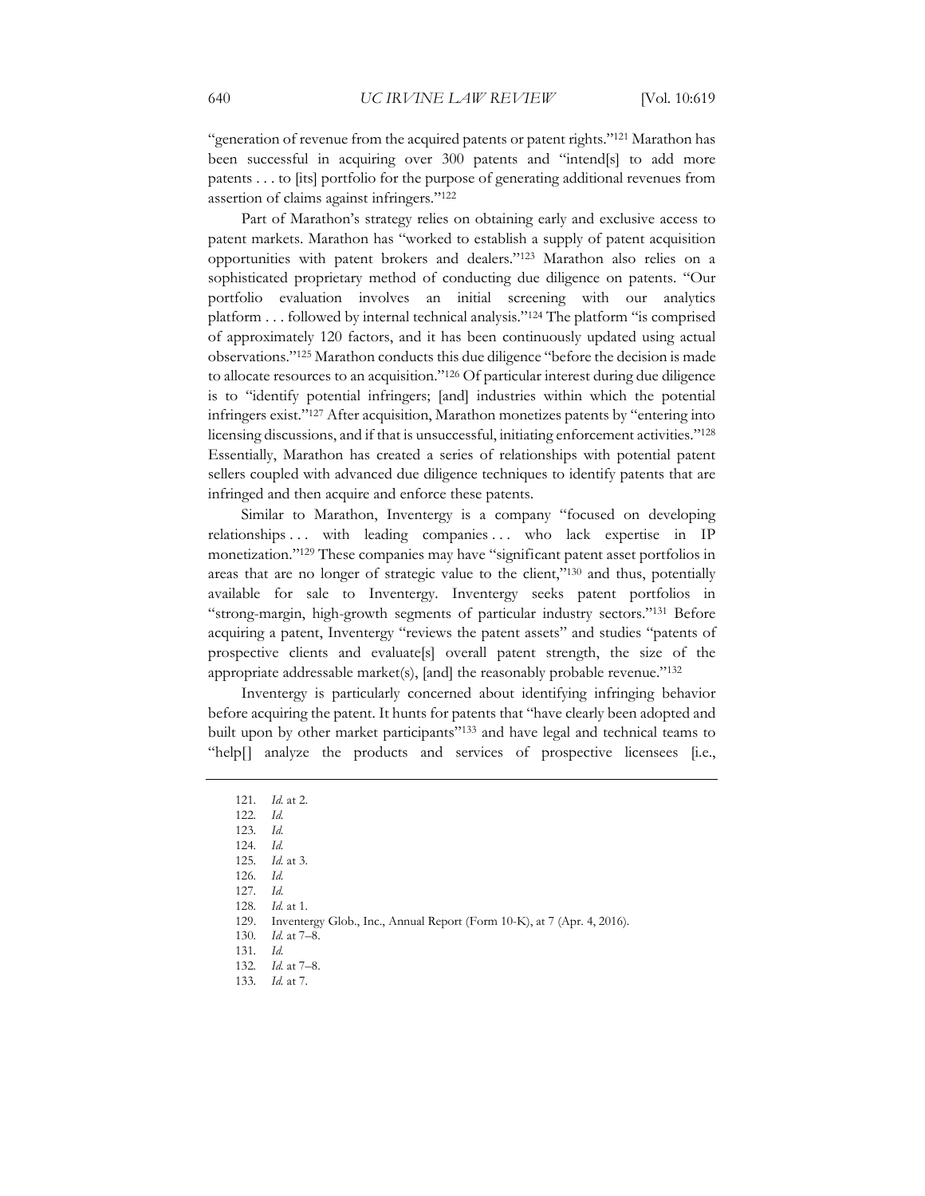"generation of revenue from the acquired patents or patent rights."[121] Marathon has been successful in acquiring over 300 patents and "intend[s] to add more patents . . . to [its] portfolio for the purpose of generating additional revenues from assertion of claims against infringers."[122]

Part of Marathon's strategy relies on obtaining early and exclusive access to patent markets. Marathon has "worked to establish a supply of patent acquisition opportunities with patent brokers and dealers."[123] Marathon also relies on a sophisticated proprietary method of conducting due diligence on patents. "Our portfolio evaluation involves an initial screening with our analytics platform . . . followed by internal technical analysis."[124] The platform "is comprised of approximately 120 factors, and it has been continuously updated using actual observations."[125] Marathon conducts this due diligence "before the decision is made to allocate resources to an acquisition."[126] Of particular interest during due diligence is to "identify potential infringers; [and] industries within which the potential infringers exist."[127] After acquisition, Marathon monetizes patents by "entering into licensing discussions, and if that is unsuccessful, initiating enforcement activities."[128] Essentially, Marathon has created a series of relationships with potential patent sellers coupled with advanced due diligence techniques to identify patents that are infringed and then acquire and enforce these patents.

Similar to Marathon, Inventergy is a company "focused on developing relationships . . . with leading companies . . . who lack expertise in IP monetization."[129] These companies may have "significant patent asset portfolios in areas that are no longer of strategic value to the client,"[130] and thus, potentially available for sale to Inventergy. Inventergy seeks patent portfolios in "strong-margin, high-growth segments of particular industry sectors."[131] Before acquiring a patent, Inventergy "reviews the patent assets" and studies "patents of prospective clients and evaluate[s] overall patent strength, the size of the appropriate addressable market(s), [and] the reasonably probable revenue."[132]

Inventergy is particularly concerned about identifying infringing behavior before acquiring the patent. It hunts for patents that "have clearly been adopted and built upon by other market participants"[133] and have legal and technical teams to "help[] analyze the products and services of prospective licensees [i.e.,

---

121. *Id.* at 2.
122. *Id.*
123. *Id.*
124. *Id.*
125. *Id.* at 3.
126. *Id.*
127. *Id.*
128. *Id.* at 1.
129. Inventergy Glob., Inc., Annual Report (Form 10-K), at 7 (Apr. 4, 2016).
130. *Id.* at 7–8.
131. *Id.*
132. *Id.* at 7–8.
133. *Id.* at 7.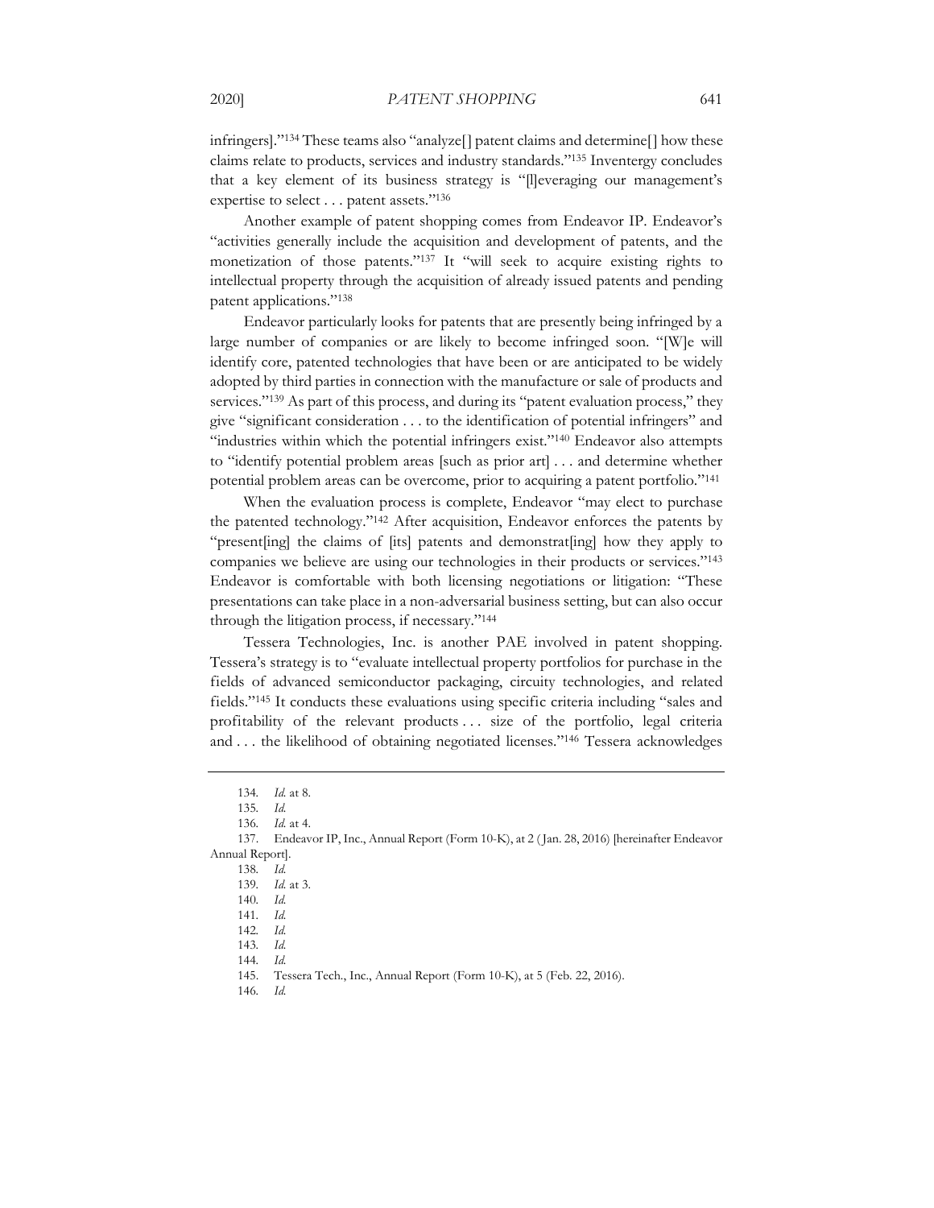infringers]."[134] These teams also "analyze[] patent claims and determine[] how these claims relate to products, services and industry standards."[135] Inventergy concludes that a key element of its business strategy is "[l]everaging our management's expertise to select . . . patent assets."[136]

Another example of patent shopping comes from Endeavor IP. Endeavor's "activities generally include the acquisition and development of patents, and the monetization of those patents."[137] It "will seek to acquire existing rights to intellectual property through the acquisition of already issued patents and pending patent applications."[138]

Endeavor particularly looks for patents that are presently being infringed by a large number of companies or are likely to become infringed soon. "[W]e will identify core, patented technologies that have been or are anticipated to be widely adopted by third parties in connection with the manufacture or sale of products and services."[139] As part of this process, and during its "patent evaluation process," they give "significant consideration . . . to the identification of potential infringers" and "industries within which the potential infringers exist."[140] Endeavor also attempts to "identify potential problem areas [such as prior art] . . . and determine whether potential problem areas can be overcome, prior to acquiring a patent portfolio."[141]

When the evaluation process is complete, Endeavor "may elect to purchase the patented technology."[142] After acquisition, Endeavor enforces the patents by "present[ing] the claims of [its] patents and demonstrat[ing] how they apply to companies we believe are using our technologies in their products or services."[143] Endeavor is comfortable with both licensing negotiations or litigation: "These presentations can take place in a non-adversarial business setting, but can also occur through the litigation process, if necessary."[144]

Tessera Technologies, Inc. is another PAE involved in patent shopping. Tessera's strategy is to "evaluate intellectual property portfolios for purchase in the fields of advanced semiconductor packaging, circuity technologies, and related fields."[145] It conducts these evaluations using specific criteria including "sales and profitability of the relevant products . . . size of the portfolio, legal criteria and . . . the likelihood of obtaining negotiated licenses."[146] Tessera acknowledges

---

134. *Id.* at 8.

135. *Id.*

136. *Id.* at 4.

137. Endeavor IP, Inc., Annual Report (Form 10-K), at 2 (Jan. 28, 2016) [hereinafter Endeavor Annual Report].

138. *Id.*

139. *Id.* at 3.

140. *Id.*

141. *Id.*

142. *Id.*

143. *Id.*

144. *Id.*

145. Tessera Tech., Inc., Annual Report (Form 10-K), at 5 (Feb. 22, 2016).

146. *Id.*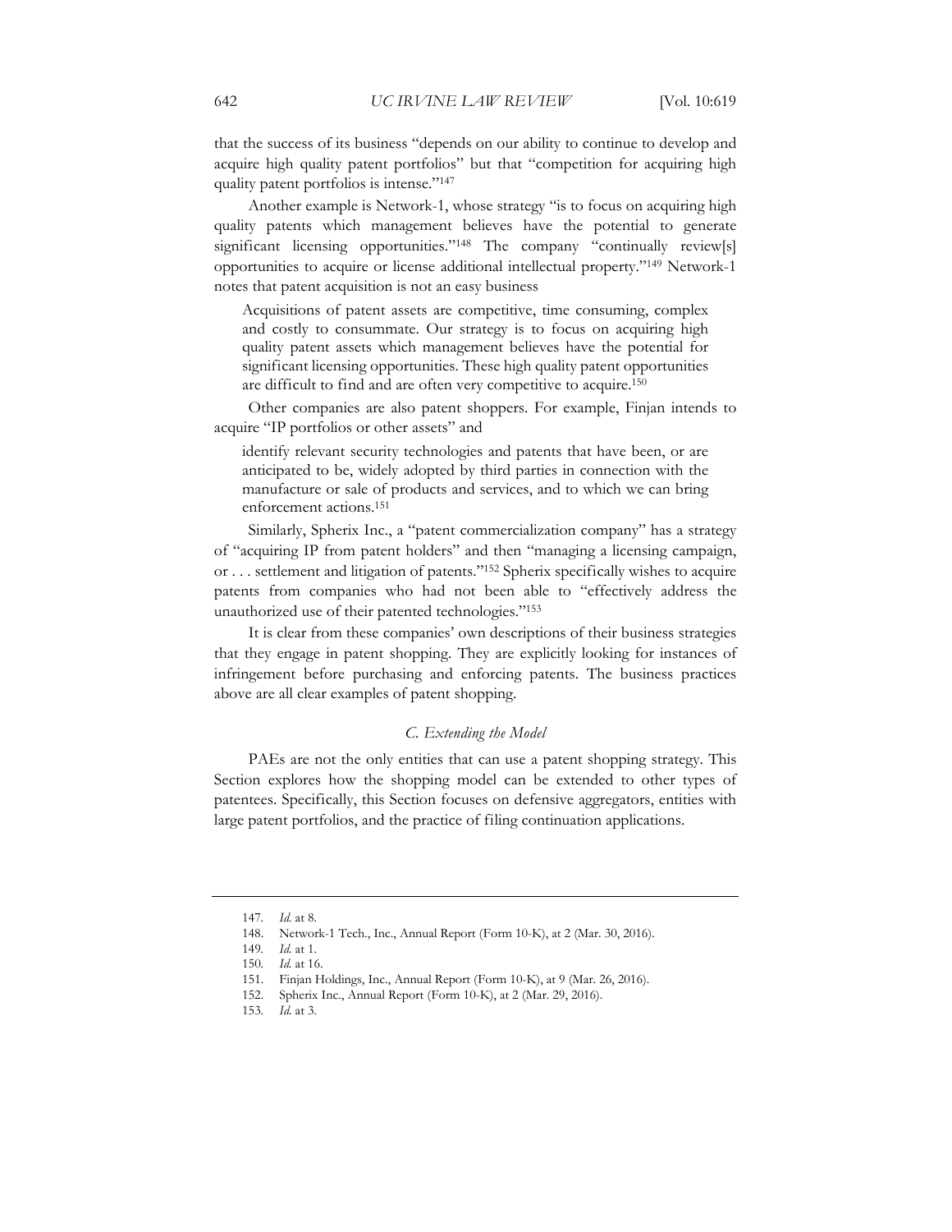that the success of its business "depends on our ability to continue to develop and acquire high quality patent portfolios" but that "competition for acquiring high quality patent portfolios is intense."[147]

Another example is Network-1, whose strategy "is to focus on acquiring high quality patents which management believes have the potential to generate significant licensing opportunities."[148] The company "continually review[s] opportunities to acquire or license additional intellectual property."[149] Network-1 notes that patent acquisition is not an easy business

> Acquisitions of patent assets are competitive, time consuming, complex and costly to consummate. Our strategy is to focus on acquiring high quality patent assets which management believes have the potential for significant licensing opportunities. These high quality patent opportunities are difficult to find and are often very competitive to acquire.[150]

Other companies are also patent shoppers. For example, Finjan intends to acquire "IP portfolios or other assets" and

> identify relevant security technologies and patents that have been, or are anticipated to be, widely adopted by third parties in connection with the manufacture or sale of products and services, and to which we can bring enforcement actions.[151]

Similarly, Spherix Inc., a "patent commercialization company" has a strategy of "acquiring IP from patent holders" and then "managing a licensing campaign, or . . . settlement and litigation of patents."[152] Spherix specifically wishes to acquire patents from companies who had not been able to "effectively address the unauthorized use of their patented technologies."[153]

It is clear from these companies' own descriptions of their business strategies that they engage in patent shopping. They are explicitly looking for instances of infringement before purchasing and enforcing patents. The business practices above are all clear examples of patent shopping.

### *C. Extending the Model*

PAEs are not the only entities that can use a patent shopping strategy. This Section explores how the shopping model can be extended to other types of patentees. Specifically, this Section focuses on defensive aggregators, entities with large patent portfolios, and the practice of filing continuation applications.

---

147. *Id.* at 8.

148. Network-1 Tech., Inc., Annual Report (Form 10-K), at 2 (Mar. 30, 2016).

149. *Id.* at 1.

150. *Id.* at 16.

151. Finjan Holdings, Inc., Annual Report (Form 10-K), at 9 (Mar. 26, 2016).

152. Spherix Inc., Annual Report (Form 10-K), at 2 (Mar. 29, 2016).

153. *Id.* at 3.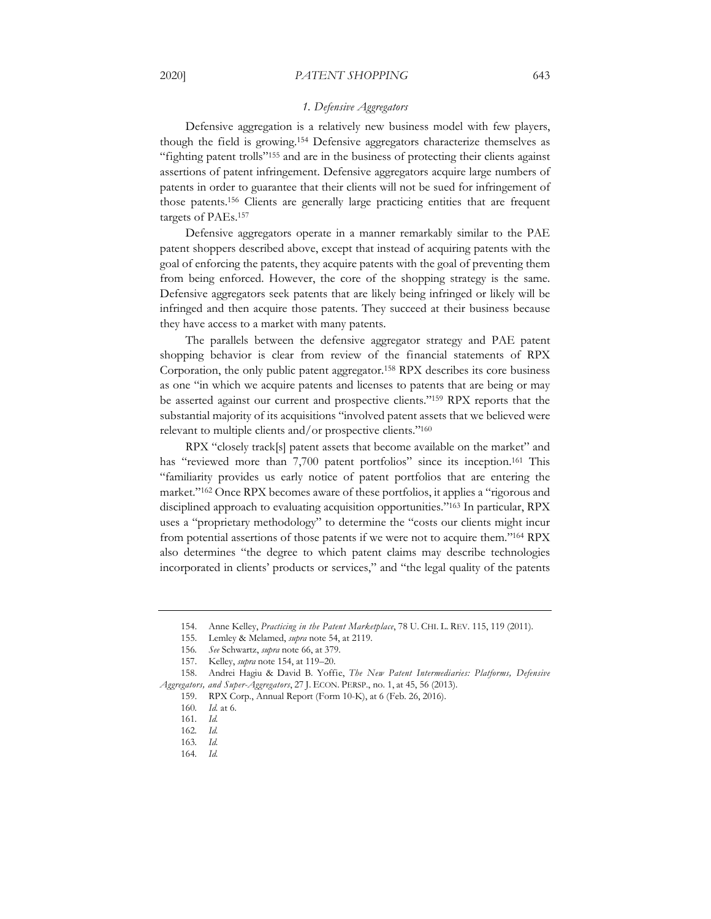### *1. Defensive Aggregators*

Defensive aggregation is a relatively new business model with few players, though the field is growing.[154] Defensive aggregators characterize themselves as "fighting patent trolls"[155] and are in the business of protecting their clients against assertions of patent infringement. Defensive aggregators acquire large numbers of patents in order to guarantee that their clients will not be sued for infringement of those patents.[156] Clients are generally large practicing entities that are frequent targets of PAEs.[157]

Defensive aggregators operate in a manner remarkably similar to the PAE patent shoppers described above, except that instead of acquiring patents with the goal of enforcing the patents, they acquire patents with the goal of preventing them from being enforced. However, the core of the shopping strategy is the same. Defensive aggregators seek patents that are likely being infringed or likely will be infringed and then acquire those patents. They succeed at their business because they have access to a market with many patents.

The parallels between the defensive aggregator strategy and PAE patent shopping behavior is clear from review of the financial statements of RPX Corporation, the only public patent aggregator.[158] RPX describes its core business as one "in which we acquire patents and licenses to patents that are being or may be asserted against our current and prospective clients."[159] RPX reports that the substantial majority of its acquisitions "involved patent assets that we believed were relevant to multiple clients and/or prospective clients."[160]

RPX "closely track[s] patent assets that become available on the market" and has "reviewed more than 7,700 patent portfolios" since its inception.[161] This "familiarity provides us early notice of patent portfolios that are entering the market."[162] Once RPX becomes aware of these portfolios, it applies a "rigorous and disciplined approach to evaluating acquisition opportunities."[163] In particular, RPX uses a "proprietary methodology" to determine the "costs our clients might incur from potential assertions of those patents if we were not to acquire them."[164] RPX also determines "the degree to which patent claims may describe technologies incorporated in clients' products or services," and "the legal quality of the patents

---

154. Anne Kelley, *Practicing in the Patent Marketplace*, 78 U. CHI. L. REV. 115, 119 (2011).

155. Lemley & Melamed, *supra* note 54, at 2119.

156. *See* Schwartz, *supra* note 66, at 379.

157. Kelley, *supra* note 154, at 119–20.

158. Andrei Hagiu & David B. Yoffie, *The New Patent Intermediaries: Platforms, Defensive Aggregators, and Super-Aggregators*, 27 J. ECON. PERSP., no. 1, at 45, 56 (2013).

159. RPX Corp., Annual Report (Form 10-K), at 6 (Feb. 26, 2016).

160. *Id.* at 6.

161. *Id.*

162. *Id.*

163. *Id.*

164. *Id.*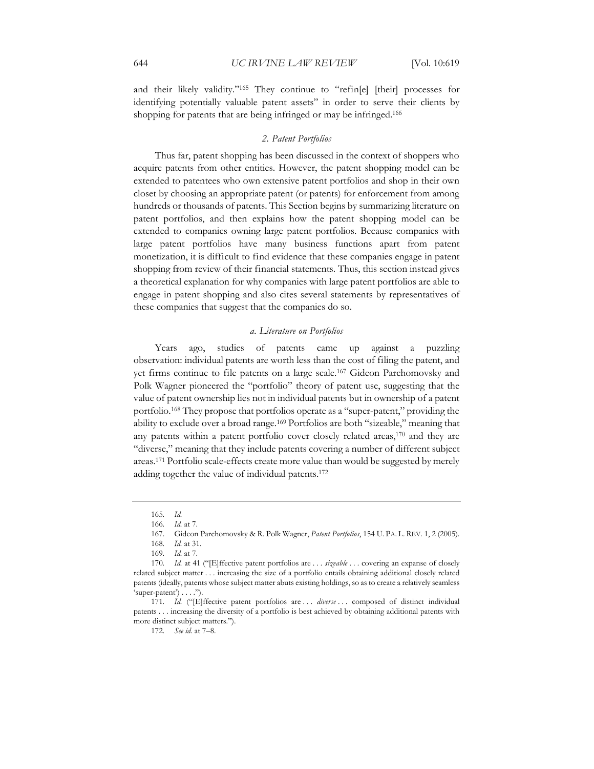and their likely validity."[165] They continue to "refin[e] [their] processes for identifying potentially valuable patent assets" in order to serve their clients by shopping for patents that are being infringed or may be infringed.[166]

### *2. Patent Portfolios*

Thus far, patent shopping has been discussed in the context of shoppers who acquire patents from other entities. However, the patent shopping model can be extended to patentees who own extensive patent portfolios and shop in their own closet by choosing an appropriate patent (or patents) for enforcement from among hundreds or thousands of patents. This Section begins by summarizing literature on patent portfolios, and then explains how the patent shopping model can be extended to companies owning large patent portfolios. Because companies with large patent portfolios have many business functions apart from patent monetization, it is difficult to find evidence that these companies engage in patent shopping from review of their financial statements. Thus, this section instead gives a theoretical explanation for why companies with large patent portfolios are able to engage in patent shopping and also cites several statements by representatives of these companies that suggest that the companies do so.

#### *a. Literature on Portfolios*

Years ago, studies of patents came up against a puzzling observation: individual patents are worth less than the cost of filing the patent, and yet firms continue to file patents on a large scale.[167] Gideon Parchomovsky and Polk Wagner pioneered the "portfolio" theory of patent use, suggesting that the value of patent ownership lies not in individual patents but in ownership of a patent portfolio.[168] They propose that portfolios operate as a "super-patent," providing the ability to exclude over a broad range.[169] Portfolios are both "sizeable," meaning that any patents within a patent portfolio cover closely related areas,[170] and they are "diverse," meaning that they include patents covering a number of different subject areas.[171] Portfolio scale-effects create more value than would be suggested by merely adding together the value of individual patents.[172]

---

165. *Id.*

166. *Id.* at 7.

167. Gideon Parchomovsky & R. Polk Wagner, *Patent Portfolios*, 154 U. PA. L. REV. 1, 2 (2005).

168. *Id.* at 31.

169. *Id.* at 7.

170. *Id.* at 41 ("[E]ffective patent portfolios are . . . *sizeable* . . . covering an expanse of closely related subject matter . . . increasing the size of a portfolio entails obtaining additional closely related patents (ideally, patents whose subject matter abuts existing holdings, so as to create a relatively seamless 'super-patent') . . . .").

171. *Id.* ("[E]ffective patent portfolios are . . . *diverse* . . . composed of distinct individual patents . . . increasing the diversity of a portfolio is best achieved by obtaining additional patents with more distinct subject matters.").

172. *See id.* at 7–8.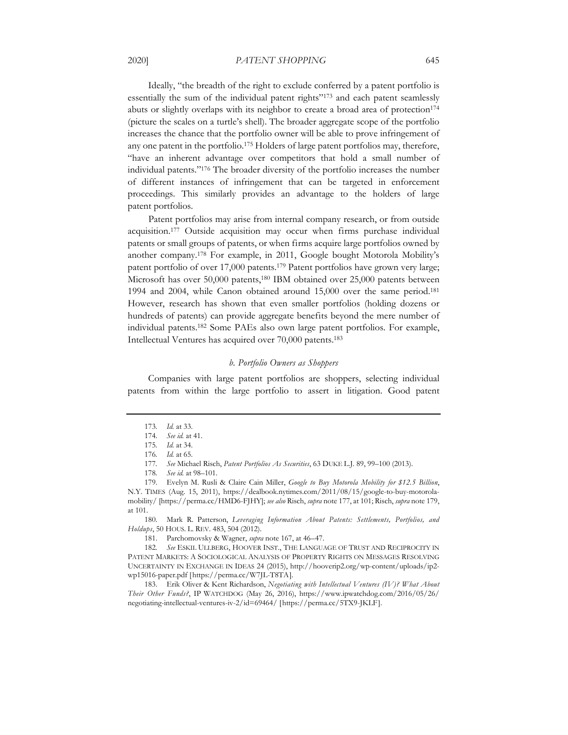Ideally, "the breadth of the right to exclude conferred by a patent portfolio is essentially the sum of the individual patent rights"[173] and each patent seamlessly abuts or slightly overlaps with its neighbor to create a broad area of protection[174] (picture the scales on a turtle's shell). The broader aggregate scope of the portfolio increases the chance that the portfolio owner will be able to prove infringement of any one patent in the portfolio.[175] Holders of large patent portfolios may, therefore, "have an inherent advantage over competitors that hold a small number of individual patents."[176] The broader diversity of the portfolio increases the number of different instances of infringement that can be targeted in enforcement proceedings. This similarly provides an advantage to the holders of large patent portfolios.

Patent portfolios may arise from internal company research, or from outside acquisition.[177] Outside acquisition may occur when firms purchase individual patents or small groups of patents, or when firms acquire large portfolios owned by another company.[178] For example, in 2011, Google bought Motorola Mobility's patent portfolio of over 17,000 patents.[179] Patent portfolios have grown very large; Microsoft has over 50,000 patents,[180] IBM obtained over 25,000 patents between 1994 and 2004, while Canon obtained around 15,000 over the same period.[181] However, research has shown that even smaller portfolios (holding dozens or hundreds of patents) can provide aggregate benefits beyond the mere number of individual patents.[182] Some PAEs also own large patent portfolios. For example, Intellectual Ventures has acquired over 70,000 patents.[183]

### *b. Portfolio Owners as Shoppers*

Companies with large patent portfolios are shoppers, selecting individual patents from within the large portfolio to assert in litigation. Good patent

---

173. *Id.* at 33.

174. *See id.* at 41.

175. *Id.* at 34.

176. *Id.* at 65.

177. *See* Michael Risch, *Patent Portfolios As Securities*, 63 DUKE L.J. 89, 99–100 (2013).

178. *See id.* at 98–101.

179. Evelyn M. Rusli & Claire Cain Miller, *Google to Buy Motorola Mobility for $12.5 Billion*, N.Y. TIMES (Aug. 15, 2011), https://dealbook.nytimes.com/2011/08/15/google-to-buy-motorola-mobility/ [https://perma.cc/HMD6-FJHY]; *see also* Risch, *supra* note 177, at 101; Risch, *supra* note 179, at 101.

180. Mark R. Patterson, *Leveraging Information About Patents: Settlements, Portfolios, and Holdups*, 50 HOUS. L. REV. 483, 504 (2012).

181. Parchomovsky & Wagner, *supra* note 167, at 46–47.

182. *See* ESKIL ULLBERG, HOOVER INST., THE LANGUAGE OF TRUST AND RECIPROCITY IN PATENT MARKETS: A SOCIOLOGICAL ANALYSIS OF PROPERTY RIGHTS ON MESSAGES RESOLVING UNCERTAINTY IN EXCHANGE IN IDEAS 24 (2015), http://hooverip2.org/wp-content/uploads/ip2-wp15016-paper.pdf [https://perma.cc/W7JL-T8TA].

183. Erik Oliver & Kent Richardson, *Negotiating with Intellectual Ventures (IV)? What About Their Other Funds?*, IP WATCHDOG (May 26, 2016), https://www.ipwatchdog.com/2016/05/26/negotiating-intellectual-ventures-iv-2/id=69464/ [https://perma.cc/5TX9-JKLF].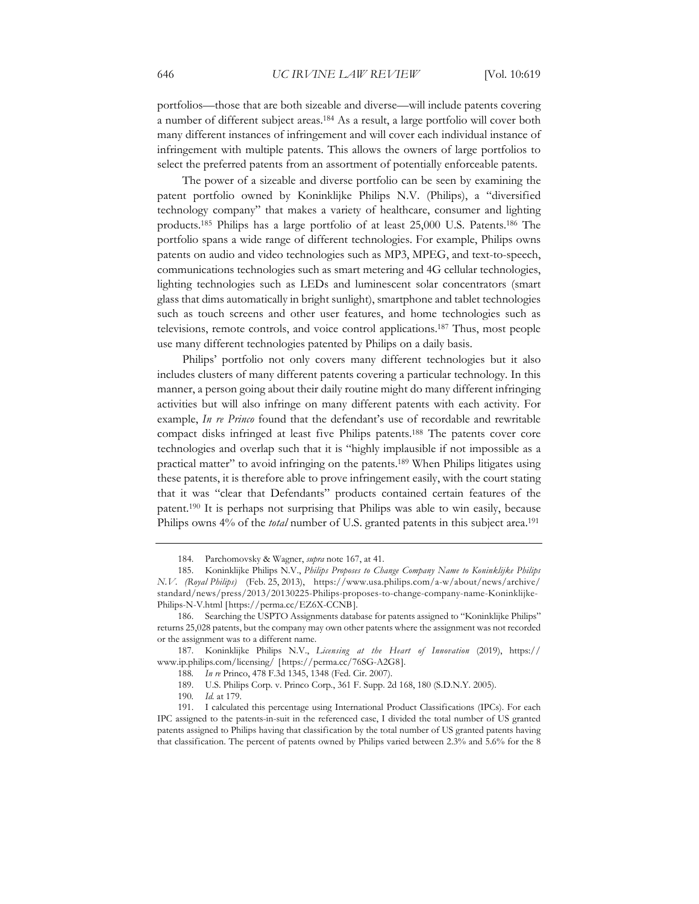portfolios—those that are both sizeable and diverse—will include patents covering a number of different subject areas.[184] As a result, a large portfolio will cover both many different instances of infringement and will cover each individual instance of infringement with multiple patents. This allows the owners of large portfolios to select the preferred patents from an assortment of potentially enforceable patents.

The power of a sizeable and diverse portfolio can be seen by examining the patent portfolio owned by Koninklijke Philips N.V. (Philips), a "diversified technology company" that makes a variety of healthcare, consumer and lighting products.[185] Philips has a large portfolio of at least 25,000 U.S. Patents.[186] The portfolio spans a wide range of different technologies. For example, Philips owns patents on audio and video technologies such as MP3, MPEG, and text-to-speech, communications technologies such as smart metering and 4G cellular technologies, lighting technologies such as LEDs and luminescent solar concentrators (smart glass that dims automatically in bright sunlight), smartphone and tablet technologies such as touch screens and other user features, and home technologies such as televisions, remote controls, and voice control applications.[187] Thus, most people use many different technologies patented by Philips on a daily basis.

Philips' portfolio not only covers many different technologies but it also includes clusters of many different patents covering a particular technology. In this manner, a person going about their daily routine might do many different infringing activities but will also infringe on many different patents with each activity. For example, *In re Princo* found that the defendant's use of recordable and rewritable compact disks infringed at least five Philips patents.[188] The patents cover core technologies and overlap such that it is "highly implausible if not impossible as a practical matter" to avoid infringing on the patents.[189] When Philips litigates using these patents, it is therefore able to prove infringement easily, with the court stating that it was "clear that Defendants" products contained certain features of the patent.[190] It is perhaps not surprising that Philips was able to win easily, because Philips owns 4% of the *total* number of U.S. granted patents in this subject area.[191]

---

184. Parchomovsky & Wagner, *supra* note 167, at 41.

185. Koninklijke Philips N.V., *Philips Proposes to Change Company Name to Koninklijke Philips N.V. (Royal Philips)* (Feb. 25, 2013), https://www.usa.philips.com/a-w/about/news/archive/standard/news/press/2013/20130225-Philips-proposes-to-change-company-name-Koninklijke-Philips-N-V.html [https://perma.cc/EZ6X-CCNB].

186. Searching the USPTO Assignments database for patents assigned to "Koninklijke Philips" returns 25,028 patents, but the company may own other patents where the assignment was not recorded or the assignment was to a different name.

187. Koninklijke Philips N.V., *Licensing at the Heart of Innovation* (2019), https://www.ip.philips.com/licensing/ [https://perma.cc/76SG-A2G8].

188. *In re* Princo, 478 F.3d 1345, 1348 (Fed. Cir. 2007).

189. U.S. Philips Corp. v. Princo Corp., 361 F. Supp. 2d 168, 180 (S.D.N.Y. 2005).

190. *Id.* at 179.

191. I calculated this percentage using International Product Classifications (IPCs). For each IPC assigned to the patents-in-suit in the referenced case, I divided the total number of US granted patents assigned to Philips having that classification by the total number of US granted patents having that classification. The percent of patents owned by Philips varied between 2.3% and 5.6% for the 8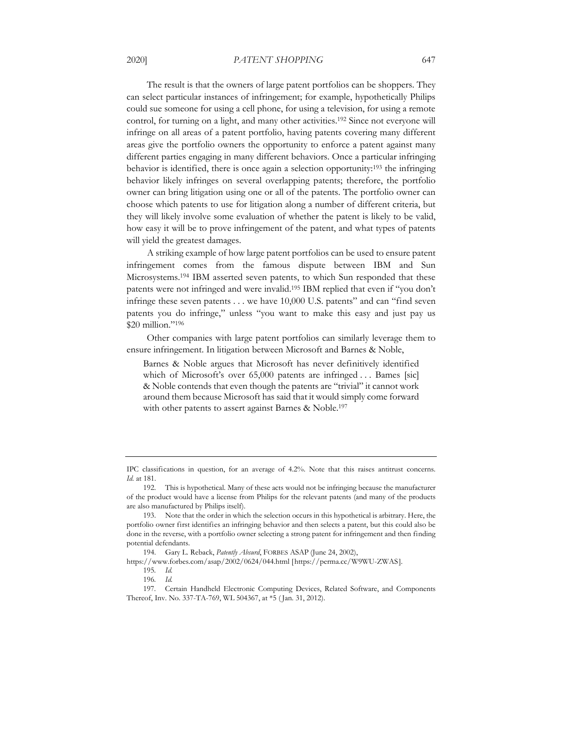The result is that the owners of large patent portfolios can be shoppers. They can select particular instances of infringement; for example, hypothetically Philips could sue someone for using a cell phone, for using a television, for using a remote control, for turning on a light, and many other activities.[192] Since not everyone will infringe on all areas of a patent portfolio, having patents covering many different areas give the portfolio owners the opportunity to enforce a patent against many different parties engaging in many different behaviors. Once a particular infringing behavior is identified, there is once again a selection opportunity:[193] the infringing behavior likely infringes on several overlapping patents; therefore, the portfolio owner can bring litigation using one or all of the patents. The portfolio owner can choose which patents to use for litigation along a number of different criteria, but they will likely involve some evaluation of whether the patent is likely to be valid, how easy it will be to prove infringement of the patent, and what types of patents will yield the greatest damages.

A striking example of how large patent portfolios can be used to ensure patent infringement comes from the famous dispute between IBM and Sun Microsystems.[194] IBM asserted seven patents, to which Sun responded that these patents were not infringed and were invalid.[195] IBM replied that even if "you don't infringe these seven patents . . . we have 10,000 U.S. patents" and can "find seven patents you do infringe," unless "you want to make this easy and just pay us \$20 million."[196]

Other companies with large patent portfolios can similarly leverage them to ensure infringement. In litigation between Microsoft and Barnes & Noble,

> Barnes & Noble argues that Microsoft has never definitively identified which of Microsoft's over 65,000 patents are infringed . . . Bames [sic] & Noble contends that even though the patents are "trivial" it cannot work around them because Microsoft has said that it would simply come forward with other patents to assert against Barnes & Noble.[197]

---

IPC classifications in question, for an average of 4.2%. Note that this raises antitrust concerns. *Id.* at 181.

192. This is hypothetical. Many of these acts would not be infringing because the manufacturer of the product would have a license from Philips for the relevant patents (and many of the products are also manufactured by Philips itself).

193. Note that the order in which the selection occurs in this hypothetical is arbitrary. Here, the portfolio owner first identifies an infringing behavior and then selects a patent, but this could also be done in the reverse, with a portfolio owner selecting a strong patent for infringement and then finding potential defendants.

194. Gary L. Reback, *Patently Absurd*, FORBES ASAP (June 24, 2002), https://www.forbes.com/asap/2002/0624/044.html [https://perma.cc/W9WU-ZWAS].

195. *Id.*

196. *Id.*

197. Certain Handheld Electronic Computing Devices, Related Software, and Components Thereof, Inv. No. 337-TA-769, WL 504367, at *5 (Jan. 31, 2012).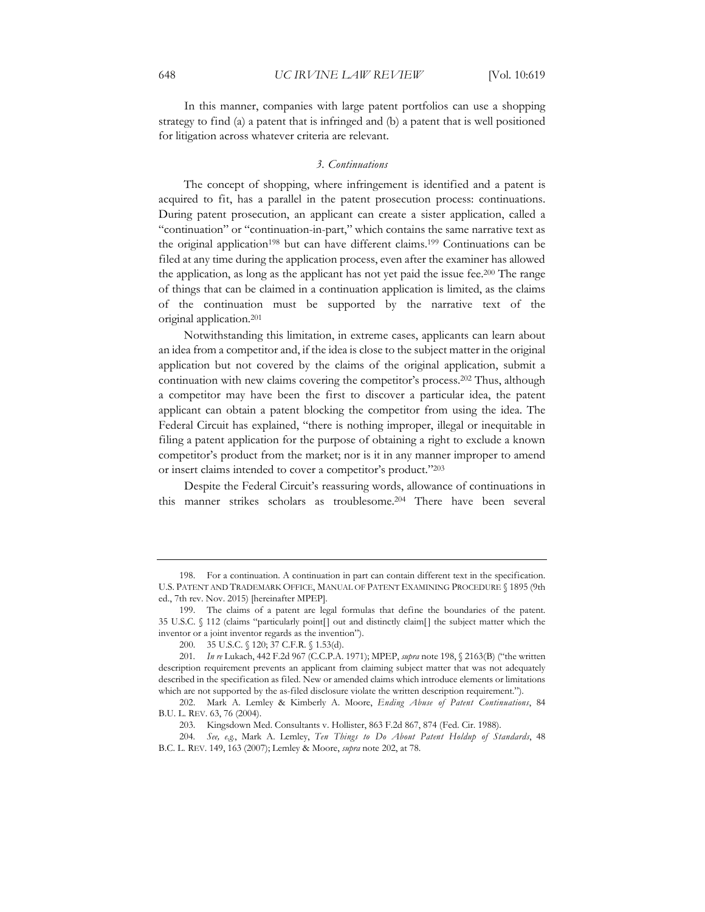In this manner, companies with large patent portfolios can use a shopping strategy to find (a) a patent that is infringed and (b) a patent that is well positioned for litigation across whatever criteria are relevant.

### *3. Continuations*

The concept of shopping, where infringement is identified and a patent is acquired to fit, has a parallel in the patent prosecution process: continuations. During patent prosecution, an applicant can create a sister application, called a "continuation" or "continuation-in-part," which contains the same narrative text as the original application[198] but can have different claims.[199] Continuations can be filed at any time during the application process, even after the examiner has allowed the application, as long as the applicant has not yet paid the issue fee.[200] The range of things that can be claimed in a continuation application is limited, as the claims of the continuation must be supported by the narrative text of the original application.[201]

Notwithstanding this limitation, in extreme cases, applicants can learn about an idea from a competitor and, if the idea is close to the subject matter in the original application but not covered by the claims of the original application, submit a continuation with new claims covering the competitor's process.[202] Thus, although a competitor may have been the first to discover a particular idea, the patent applicant can obtain a patent blocking the competitor from using the idea. The Federal Circuit has explained, "there is nothing improper, illegal or inequitable in filing a patent application for the purpose of obtaining a right to exclude a known competitor's product from the market; nor is it in any manner improper to amend or insert claims intended to cover a competitor's product."[203]

Despite the Federal Circuit's reassuring words, allowance of continuations in this manner strikes scholars as troublesome.[204] There have been several

---

198. For a continuation. A continuation in part can contain different text in the specification. U.S. PATENT AND TRADEMARK OFFICE, MANUAL OF PATENT EXAMINING PROCEDURE § 1895 (9th ed., 7th rev. Nov. 2015) [hereinafter MPEP].

199. The claims of a patent are legal formulas that define the boundaries of the patent. 35 U.S.C. § 112 (claims "particularly point[] out and distinctly claim[] the subject matter which the inventor or a joint inventor regards as the invention").

200. 35 U.S.C. § 120; 37 C.F.R. § 1.53(d).

201. *In re* Lukach, 442 F.2d 967 (C.C.P.A. 1971); MPEP, *supra* note 198, § 2163(B) ("the written description requirement prevents an applicant from claiming subject matter that was not adequately described in the specification as filed. New or amended claims which introduce elements or limitations which are not supported by the as-filed disclosure violate the written description requirement.").

202. Mark A. Lemley & Kimberly A. Moore, *Ending Abuse of Patent Continuations*, 84 B.U. L. REV. 63, 76 (2004).

203. Kingsdown Med. Consultants v. Hollister, 863 F.2d 867, 874 (Fed. Cir. 1988).

204. *See, e.g.*, Mark A. Lemley, *Ten Things to Do About Patent Holdup of Standards*, 48 B.C. L. REV. 149, 163 (2007); Lemley & Moore, *supra* note 202, at 78.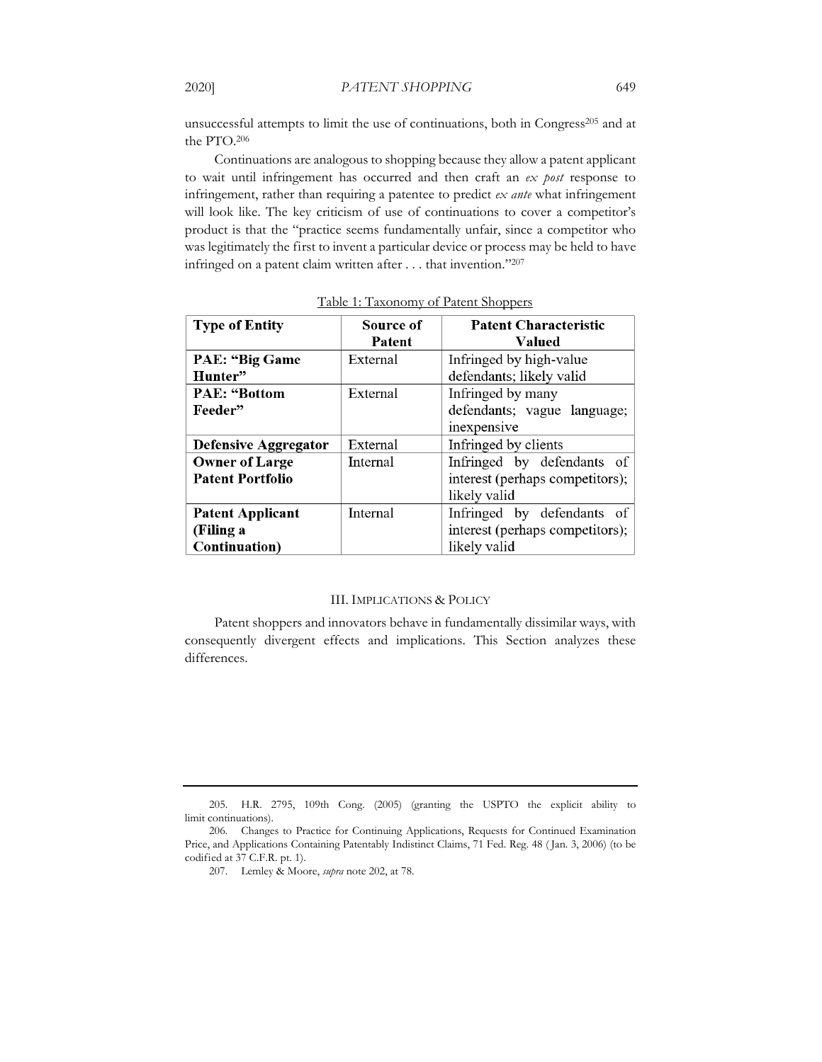unsuccessful attempts to limit the use of continuations, both in Congress[205] and at the PTO.[206]

Continuations are analogous to shopping because they allow a patent applicant to wait until infringement has occurred and then craft an *ex post* response to infringement, rather than requiring a patentee to predict *ex ante* what infringement will look like. The key criticism of use of continuations to cover a competitor's product is that the "practice seems fundamentally unfair, since a competitor who was legitimately the first to invent a particular device or process may be held to have infringed on a patent claim written after . . . that invention."[207]

Table 1: Taxonomy of Patent Shoppers

| Type of Entity | Source of Patent | Patent Characteristic Valued |
|---|---|---|
| **PAE: "Big Game Hunter"** | External | Infringed by high-value defendants; likely valid |
| **PAE: "Bottom Feeder"** | External | Infringed by many defendants; vague language; inexpensive |
| **Defensive Aggregator** | External | Infringed by clients |
| **Owner of Large Patent Portfolio** | Internal | Infringed by defendants of interest (perhaps competitors); likely valid |
| **Patent Applicant (Filing a Continuation)** | Internal | Infringed by defendants of interest (perhaps competitors); likely valid |

## III. IMPLICATIONS & POLICY

Patent shoppers and innovators behave in fundamentally dissimilar ways, with consequently divergent effects and implications. This Section analyzes these differences.

---

205. H.R. 2795, 109th Cong. (2005) (granting the USPTO the explicit ability to limit continuations).

206. Changes to Practice for Continuing Applications, Requests for Continued Examination Price, and Applications Containing Patentably Indistinct Claims, 71 Fed. Reg. 48 (Jan. 3, 2006) (to be codified at 37 C.F.R. pt. 1).

207. Lemley & Moore, *supra* note 202, at 78.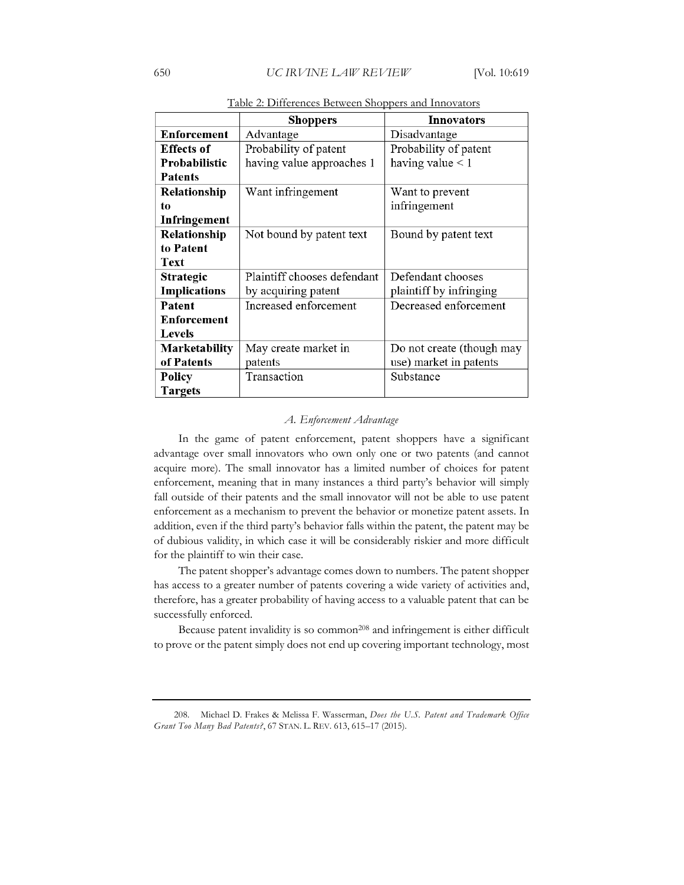Table 2: Differences Between Shoppers and Innovators

| | **Shoppers** | **Innovators** |
|---|---|---|
| **Enforcement** | Advantage | Disadvantage |
| **Effects of Probabilistic Patents** | Probability of patent having value approaches 1 | Probability of patent having value < 1 |
| **Relationship to Infringement** | Want infringement | Want to prevent infringement |
| **Relationship to Patent Text** | Not bound by patent text | Bound by patent text |
| **Strategic Implications** | Plaintiff chooses defendant by acquiring patent | Defendant chooses plaintiff by infringing |
| **Patent Enforcement Levels** | Increased enforcement | Decreased enforcement |
| **Marketability of Patents** | May create market in patents | Do not create (though may use) market in patents |
| **Policy Targets** | Transaction | Substance |

### *A. Enforcement Advantage*

In the game of patent enforcement, patent shoppers have a significant advantage over small innovators who own only one or two patents (and cannot acquire more). The small innovator has a limited number of choices for patent enforcement, meaning that in many instances a third party's behavior will simply fall outside of their patents and the small innovator will not be able to use patent enforcement as a mechanism to prevent the behavior or monetize patent assets. In addition, even if the third party's behavior falls within the patent, the patent may be of dubious validity, in which case it will be considerably riskier and more difficult for the plaintiff to win their case.

The patent shopper's advantage comes down to numbers. The patent shopper has access to a greater number of patents covering a wide variety of activities and, therefore, has a greater probability of having access to a valuable patent that can be successfully enforced.

Because patent invalidity is so common[208] and infringement is either difficult to prove or the patent simply does not end up covering important technology, most

---

208. Michael D. Frakes & Melissa F. Wasserman, *Does the U.S. Patent and Trademark Office Grant Too Many Bad Patents?*, 67 STAN. L. REV. 613, 615–17 (2015).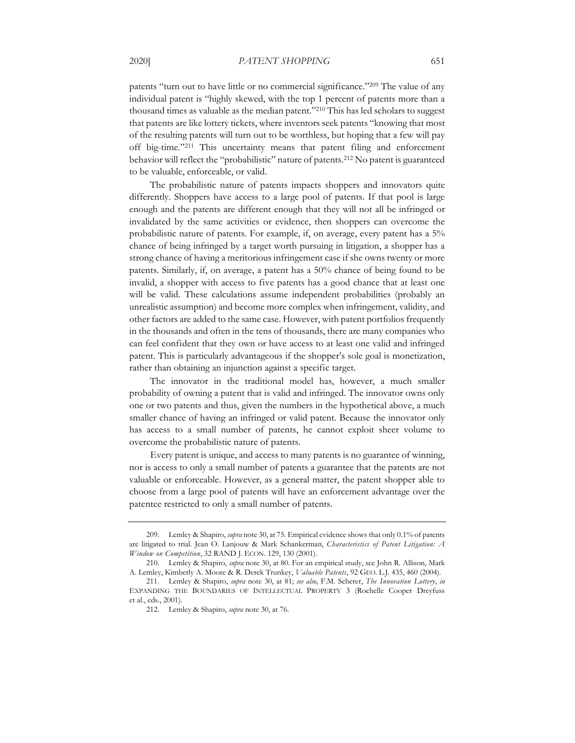patents "turn out to have little or no commercial significance."[209] The value of any individual patent is "highly skewed, with the top 1 percent of patents more than a thousand times as valuable as the median patent."[210] This has led scholars to suggest that patents are like lottery tickets, where inventors seek patents "knowing that most of the resulting patents will turn out to be worthless, but hoping that a few will pay off big-time."[211] This uncertainty means that patent filing and enforcement behavior will reflect the "probabilistic" nature of patents.[212] No patent is guaranteed to be valuable, enforceable, or valid.

The probabilistic nature of patents impacts shoppers and innovators quite differently. Shoppers have access to a large pool of patents. If that pool is large enough and the patents are different enough that they will not all be infringed or invalidated by the same activities or evidence, then shoppers can overcome the probabilistic nature of patents. For example, if, on average, every patent has a 5% chance of being infringed by a target worth pursuing in litigation, a shopper has a strong chance of having a meritorious infringement case if she owns twenty or more patents. Similarly, if, on average, a patent has a 50% chance of being found to be invalid, a shopper with access to five patents has a good chance that at least one will be valid. These calculations assume independent probabilities (probably an unrealistic assumption) and become more complex when infringement, validity, and other factors are added to the same case. However, with patent portfolios frequently in the thousands and often in the tens of thousands, there are many companies who can feel confident that they own or have access to at least one valid and infringed patent. This is particularly advantageous if the shopper's sole goal is monetization, rather than obtaining an injunction against a specific target.

The innovator in the traditional model has, however, a much smaller probability of owning a patent that is valid and infringed. The innovator owns only one or two patents and thus, given the numbers in the hypothetical above, a much smaller chance of having an infringed or valid patent. Because the innovator only has access to a small number of patents, he cannot exploit sheer volume to overcome the probabilistic nature of patents.

Every patent is unique, and access to many patents is no guarantee of winning, nor is access to only a small number of patents a guarantee that the patents are not valuable or enforceable. However, as a general matter, the patent shopper able to choose from a large pool of patents will have an enforcement advantage over the patentee restricted to only a small number of patents.

---

209. Lemley & Shapiro, *supra* note 30, at 75. Empirical evidence shows that only 0.1% of patents are litigated to trial. Jean O. Lanjouw & Mark Schankerman, *Characteristics of Patent Litigation: A Window on Competition*, 32 RAND J. ECON. 129, 130 (2001).

210. Lemley & Shapiro, *supra* note 30, at 80. For an empirical study, see John R. Allison, Mark A. Lemley, Kimberly A. Moore & R. Derek Trunkey, *Valuable Patents*, 92 GEO. L.J. 435, 460 (2004).

211. Lemley & Shapiro, *supra* note 30, at 81; *see also*, F.M. Scherer, *The Innovation Lottery*, *in* EXPANDING THE BOUNDARIES OF INTELLECTUAL PROPERTY 3 (Rochelle Cooper Dreyfuss et al., eds., 2001).

212. Lemley & Shapiro, *supra* note 30, at 76.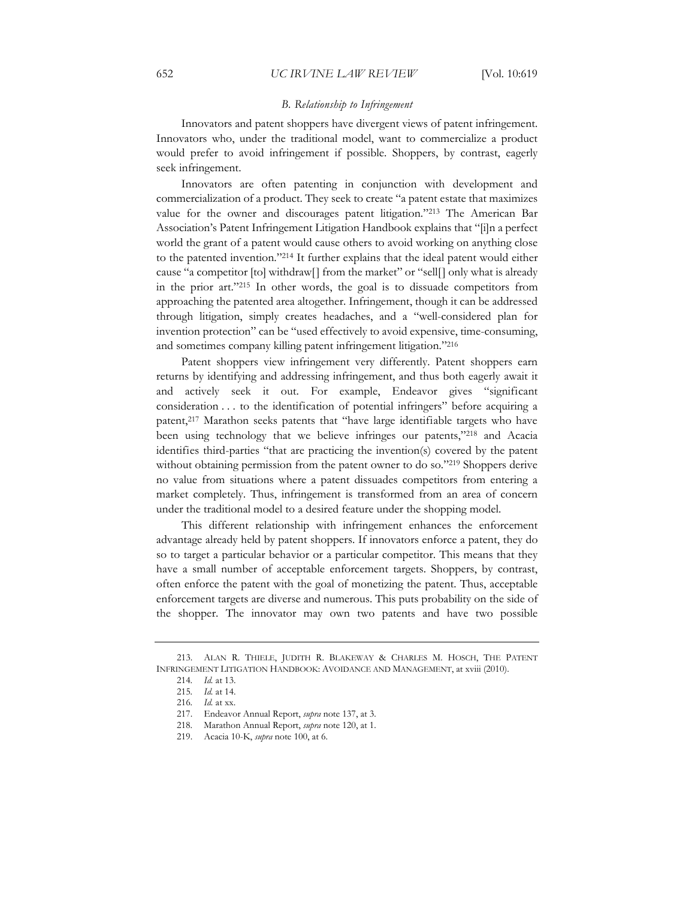### *B. Relationship to Infringement*

Innovators and patent shoppers have divergent views of patent infringement. Innovators who, under the traditional model, want to commercialize a product would prefer to avoid infringement if possible. Shoppers, by contrast, eagerly seek infringement.

Innovators are often patenting in conjunction with development and commercialization of a product. They seek to create "a patent estate that maximizes value for the owner and discourages patent litigation."[213] The American Bar Association's Patent Infringement Litigation Handbook explains that "[i]n a perfect world the grant of a patent would cause others to avoid working on anything close to the patented invention."[214] It further explains that the ideal patent would either cause "a competitor [to] withdraw[] from the market" or "sell[] only what is already in the prior art."[215] In other words, the goal is to dissuade competitors from approaching the patented area altogether. Infringement, though it can be addressed through litigation, simply creates headaches, and a "well-considered plan for invention protection" can be "used effectively to avoid expensive, time-consuming, and sometimes company killing patent infringement litigation."[216]

Patent shoppers view infringement very differently. Patent shoppers earn returns by identifying and addressing infringement, and thus both eagerly await it and actively seek it out. For example, Endeavor gives "significant consideration . . . to the identification of potential infringers" before acquiring a patent,[217] Marathon seeks patents that "have large identifiable targets who have been using technology that we believe infringes our patents,"[218] and Acacia identifies third-parties "that are practicing the invention(s) covered by the patent without obtaining permission from the patent owner to do so."[219] Shoppers derive no value from situations where a patent dissuades competitors from entering a market completely. Thus, infringement is transformed from an area of concern under the traditional model to a desired feature under the shopping model.

This different relationship with infringement enhances the enforcement advantage already held by patent shoppers. If innovators enforce a patent, they do so to target a particular behavior or a particular competitor. This means that they have a small number of acceptable enforcement targets. Shoppers, by contrast, often enforce the patent with the goal of monetizing the patent. Thus, acceptable enforcement targets are diverse and numerous. This puts probability on the side of the shopper. The innovator may own two patents and have two possible

---

213. ALAN R. THIELE, JUDITH R. BLAKEWAY & CHARLES M. HOSCH, THE PATENT INFRINGEMENT LITIGATION HANDBOOK: AVOIDANCE AND MANAGEMENT, at xviii (2010).

214. *Id.* at 13.

215. *Id.* at 14.

216. *Id.* at xx.

217. Endeavor Annual Report, *supra* note 137, at 3.

218. Marathon Annual Report, *supra* note 120, at 1.

219. Acacia 10-K, *supra* note 100, at 6.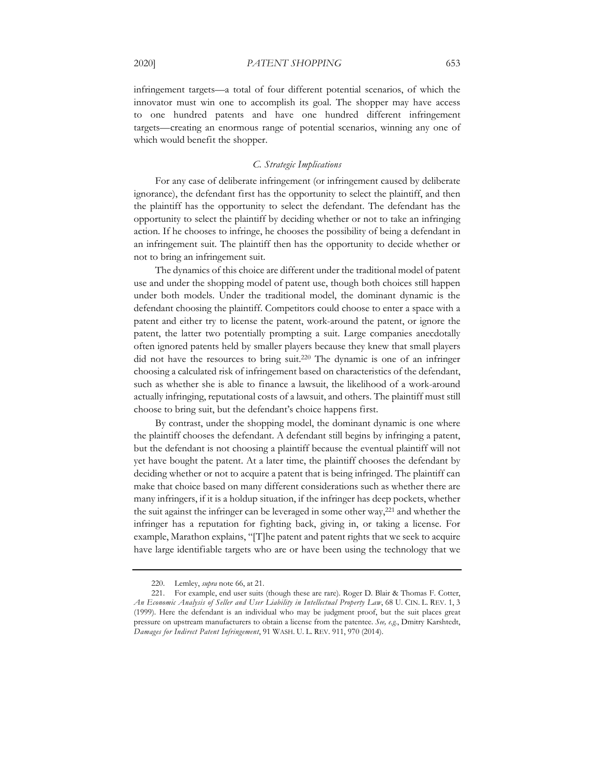infringement targets—a total of four different potential scenarios, of which the innovator must win one to accomplish its goal. The shopper may have access to one hundred patents and have one hundred different infringement targets—creating an enormous range of potential scenarios, winning any one of which would benefit the shopper.

### *C. Strategic Implications*

For any case of deliberate infringement (or infringement caused by deliberate ignorance), the defendant first has the opportunity to select the plaintiff, and then the plaintiff has the opportunity to select the defendant. The defendant has the opportunity to select the plaintiff by deciding whether or not to take an infringing action. If he chooses to infringe, he chooses the possibility of being a defendant in an infringement suit. The plaintiff then has the opportunity to decide whether or not to bring an infringement suit.

The dynamics of this choice are different under the traditional model of patent use and under the shopping model of patent use, though both choices still happen under both models. Under the traditional model, the dominant dynamic is the defendant choosing the plaintiff. Competitors could choose to enter a space with a patent and either try to license the patent, work-around the patent, or ignore the patent, the latter two potentially prompting a suit. Large companies anecdotally often ignored patents held by smaller players because they knew that small players did not have the resources to bring suit.[220] The dynamic is one of an infringer choosing a calculated risk of infringement based on characteristics of the defendant, such as whether she is able to finance a lawsuit, the likelihood of a work-around actually infringing, reputational costs of a lawsuit, and others. The plaintiff must still choose to bring suit, but the defendant's choice happens first.

By contrast, under the shopping model, the dominant dynamic is one where the plaintiff chooses the defendant. A defendant still begins by infringing a patent, but the defendant is not choosing a plaintiff because the eventual plaintiff will not yet have bought the patent. At a later time, the plaintiff chooses the defendant by deciding whether or not to acquire a patent that is being infringed. The plaintiff can make that choice based on many different considerations such as whether there are many infringers, if it is a holdup situation, if the infringer has deep pockets, whether the suit against the infringer can be leveraged in some other way,[221] and whether the infringer has a reputation for fighting back, giving in, or taking a license. For example, Marathon explains, "[T]he patent and patent rights that we seek to acquire have large identifiable targets who are or have been using the technology that we

---

220. Lemley, *supra* note 66, at 21.

221. For example, end user suits (though these are rare). Roger D. Blair & Thomas F. Cotter, *An Economic Analysis of Seller and User Liability in Intellectual Property Law*, 68 U. CIN. L. REV. 1, 3 (1999). Here the defendant is an individual who may be judgment proof, but the suit places great pressure on upstream manufacturers to obtain a license from the patentee. *See, e.g.*, Dmitry Karshtedt, *Damages for Indirect Patent Infringement*, 91 WASH. U. L. REV. 911, 970 (2014).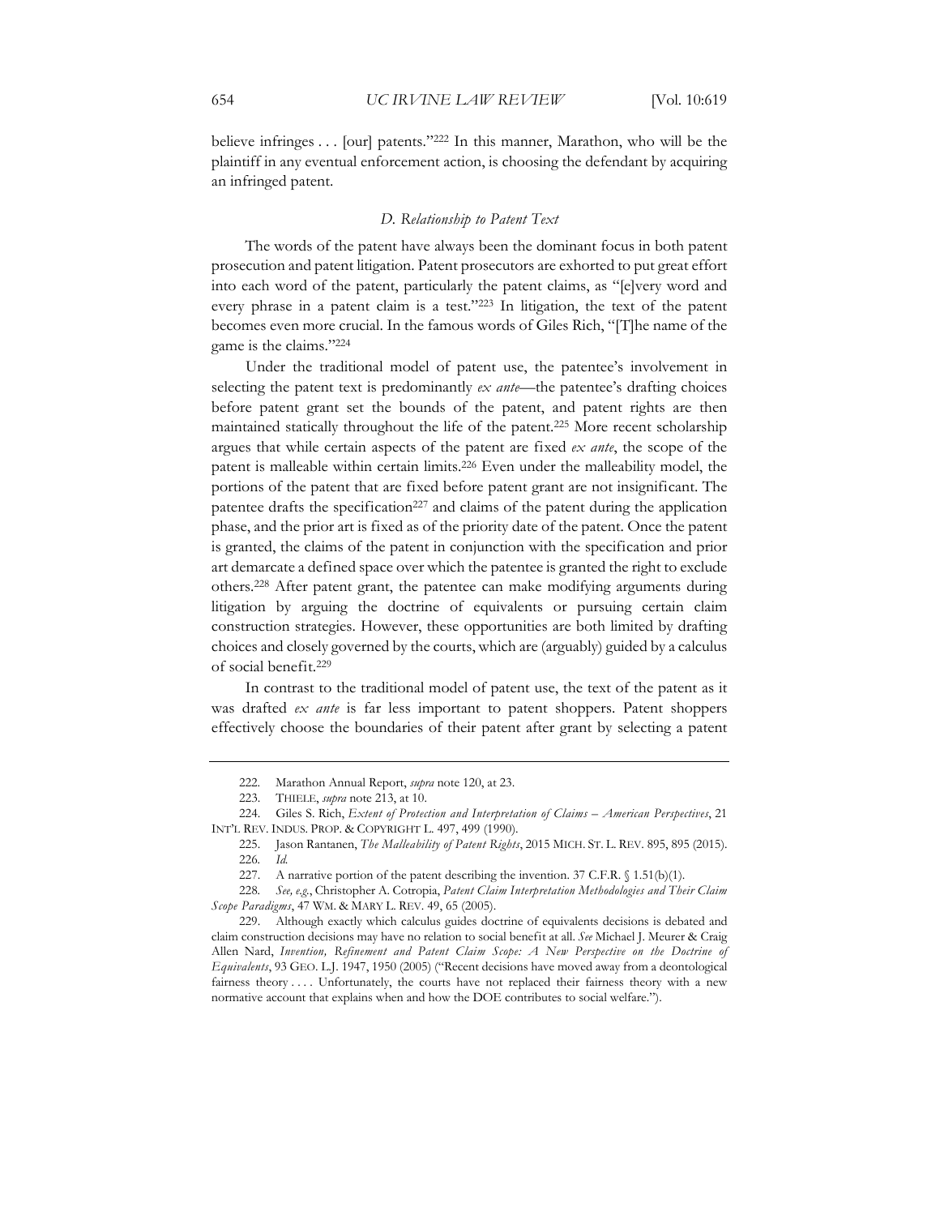believe infringes . . . [our] patents."[222] In this manner, Marathon, who will be the plaintiff in any eventual enforcement action, is choosing the defendant by acquiring an infringed patent.

### *D. Relationship to Patent Text*

The words of the patent have always been the dominant focus in both patent prosecution and patent litigation. Patent prosecutors are exhorted to put great effort into each word of the patent, particularly the patent claims, as "[e]very word and every phrase in a patent claim is a test."[223] In litigation, the text of the patent becomes even more crucial. In the famous words of Giles Rich, "[T]he name of the game is the claims."[224]

Under the traditional model of patent use, the patentee's involvement in selecting the patent text is predominantly *ex ante*—the patentee's drafting choices before patent grant set the bounds of the patent, and patent rights are then maintained statically throughout the life of the patent.[225] More recent scholarship argues that while certain aspects of the patent are fixed *ex ante*, the scope of the patent is malleable within certain limits.[226] Even under the malleability model, the portions of the patent that are fixed before patent grant are not insignificant. The patentee drafts the specification[227] and claims of the patent during the application phase, and the prior art is fixed as of the priority date of the patent. Once the patent is granted, the claims of the patent in conjunction with the specification and prior art demarcate a defined space over which the patentee is granted the right to exclude others.[228] After patent grant, the patentee can make modifying arguments during litigation by arguing the doctrine of equivalents or pursuing certain claim construction strategies. However, these opportunities are both limited by drafting choices and closely governed by the courts, which are (arguably) guided by a calculus of social benefit.[229]

In contrast to the traditional model of patent use, the text of the patent as it was drafted *ex ante* is far less important to patent shoppers. Patent shoppers effectively choose the boundaries of their patent after grant by selecting a patent

---

222. Marathon Annual Report, *supra* note 120, at 23.

223. THIELE, *supra* note 213, at 10.

224. Giles S. Rich, *Extent of Protection and Interpretation of Claims – American Perspectives*, 21 INT'L REV. INDUS. PROP. & COPYRIGHT L. 497, 499 (1990).

225. Jason Rantanen, *The Malleability of Patent Rights*, 2015 MICH. ST. L. REV. 895, 895 (2015).

226. *Id.*

227. A narrative portion of the patent describing the invention. 37 C.F.R. § 1.51(b)(1).

228. *See, e.g.*, Christopher A. Cotropia, *Patent Claim Interpretation Methodologies and Their Claim Scope Paradigms*, 47 WM. & MARY L. REV. 49, 65 (2005).

229. Although exactly which calculus guides doctrine of equivalents decisions is debated and claim construction decisions may have no relation to social benefit at all. *See* Michael J. Meurer & Craig Allen Nard, *Invention, Refinement and Patent Claim Scope: A New Perspective on the Doctrine of Equivalents*, 93 GEO. L.J. 1947, 1950 (2005) ("Recent decisions have moved away from a deontological fairness theory . . . . Unfortunately, the courts have not replaced their fairness theory with a new normative account that explains when and how the DOE contributes to social welfare.").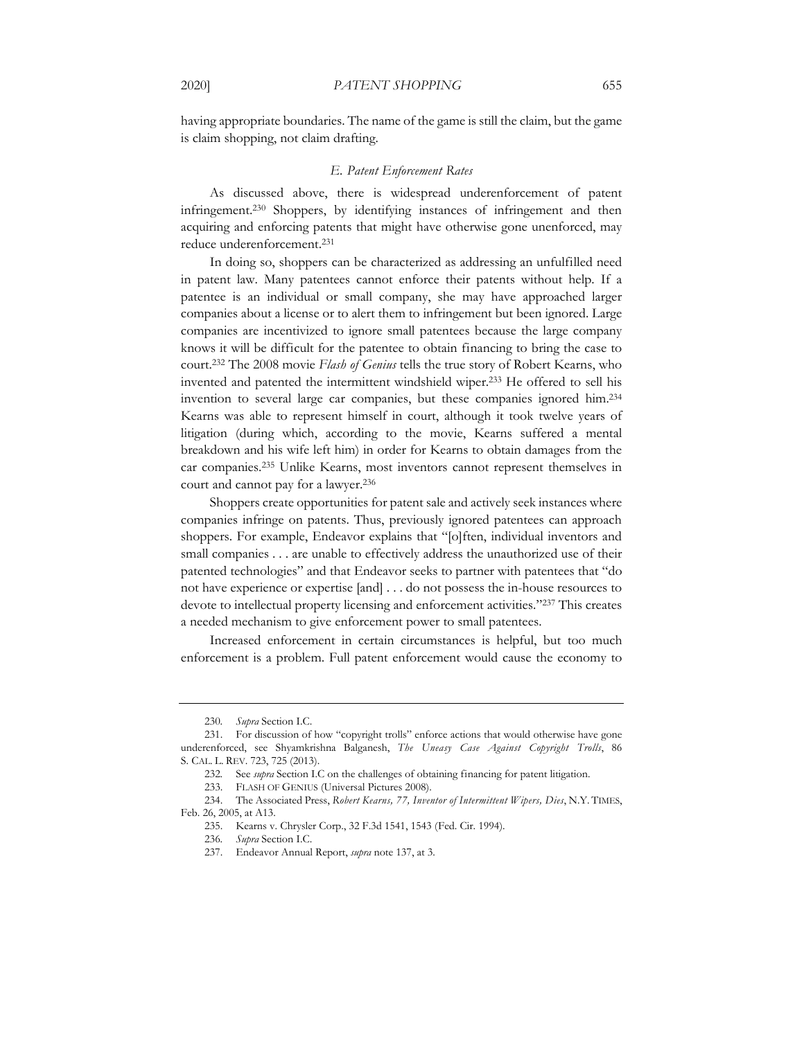having appropriate boundaries. The name of the game is still the claim, but the game is claim shopping, not claim drafting.

### *E. Patent Enforcement Rates*

As discussed above, there is widespread underenforcement of patent infringement.[230] Shoppers, by identifying instances of infringement and then acquiring and enforcing patents that might have otherwise gone unenforced, may reduce underenforcement.[231]

In doing so, shoppers can be characterized as addressing an unfulfilled need in patent law. Many patentees cannot enforce their patents without help. If a patentee is an individual or small company, she may have approached larger companies about a license or to alert them to infringement but been ignored. Large companies are incentivized to ignore small patentees because the large company knows it will be difficult for the patentee to obtain financing to bring the case to court.[232] The 2008 movie *Flash of Genius* tells the true story of Robert Kearns, who invented and patented the intermittent windshield wiper.[233] He offered to sell his invention to several large car companies, but these companies ignored him.[234] Kearns was able to represent himself in court, although it took twelve years of litigation (during which, according to the movie, Kearns suffered a mental breakdown and his wife left him) in order for Kearns to obtain damages from the car companies.[235] Unlike Kearns, most inventors cannot represent themselves in court and cannot pay for a lawyer.[236]

Shoppers create opportunities for patent sale and actively seek instances where companies infringe on patents. Thus, previously ignored patentees can approach shoppers. For example, Endeavor explains that "[o]ften, individual inventors and small companies . . . are unable to effectively address the unauthorized use of their patented technologies" and that Endeavor seeks to partner with patentees that "do not have experience or expertise [and] . . . do not possess the in-house resources to devote to intellectual property licensing and enforcement activities."[237] This creates a needed mechanism to give enforcement power to small patentees.

Increased enforcement in certain circumstances is helpful, but too much enforcement is a problem. Full patent enforcement would cause the economy to

---

230. *Supra* Section I.C.

231. For discussion of how "copyright trolls" enforce actions that would otherwise have gone underenforced, see Shyamkrishna Balganesh, *The Uneasy Case Against Copyright Trolls*, 86 S. CAL. L. REV. 723, 725 (2013).

232. See *supra* Section I.C on the challenges of obtaining financing for patent litigation.

233. FLASH OF GENIUS (Universal Pictures 2008).

234. The Associated Press, *Robert Kearns, 77, Inventor of Intermittent Wipers, Dies*, N.Y. TIMES, Feb. 26, 2005, at A13.

235. Kearns v. Chrysler Corp., 32 F.3d 1541, 1543 (Fed. Cir. 1994).

236. *Supra* Section I.C.

237. Endeavor Annual Report, *supra* note 137, at 3.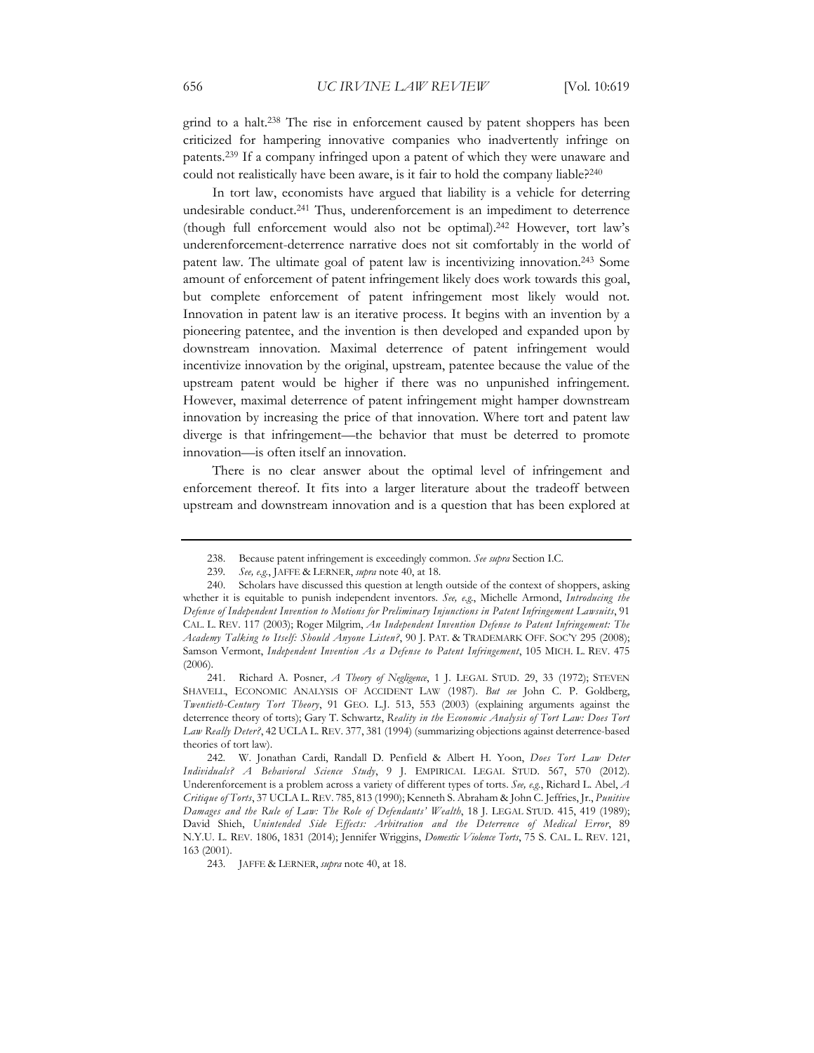grind to a halt.[238] The rise in enforcement caused by patent shoppers has been criticized for hampering innovative companies who inadvertently infringe on patents.[239] If a company infringed upon a patent of which they were unaware and could not realistically have been aware, is it fair to hold the company liable?[240]

In tort law, economists have argued that liability is a vehicle for deterring undesirable conduct.[241] Thus, underenforcement is an impediment to deterrence (though full enforcement would also not be optimal).[242] However, tort law's underenforcement-deterrence narrative does not sit comfortably in the world of patent law. The ultimate goal of patent law is incentivizing innovation.[243] Some amount of enforcement of patent infringement likely does work towards this goal, but complete enforcement of patent infringement most likely would not. Innovation in patent law is an iterative process. It begins with an invention by a pioneering patentee, and the invention is then developed and expanded upon by downstream innovation. Maximal deterrence of patent infringement would incentivize innovation by the original, upstream, patentee because the value of the upstream patent would be higher if there was no unpunished infringement. However, maximal deterrence of patent infringement might hamper downstream innovation by increasing the price of that innovation. Where tort and patent law diverge is that infringement—the behavior that must be deterred to promote innovation—is often itself an innovation.

There is no clear answer about the optimal level of infringement and enforcement thereof. It fits into a larger literature about the tradeoff between upstream and downstream innovation and is a question that has been explored at

---

238. Because patent infringement is exceedingly common. *See supra* Section I.C.

239. *See, e.g.*, JAFFE & LERNER, *supra* note 40, at 18.

240. Scholars have discussed this question at length outside of the context of shoppers, asking whether it is equitable to punish independent inventors. *See, e.g.*, Michelle Armond, *Introducing the Defense of Independent Invention to Motions for Preliminary Injunctions in Patent Infringement Lawsuits*, 91 CAL. L. REV. 117 (2003); Roger Milgrim, *An Independent Invention Defense to Patent Infringement: The Academy Talking to Itself: Should Anyone Listen?*, 90 J. PAT. & TRADEMARK OFF. SOC'Y 295 (2008); Samson Vermont, *Independent Invention As a Defense to Patent Infringement*, 105 MICH. L. REV. 475 (2006).

241. Richard A. Posner, *A Theory of Negligence*, 1 J. LEGAL STUD. 29, 33 (1972); STEVEN SHAVELL, ECONOMIC ANALYSIS OF ACCIDENT LAW (1987). *But see* John C. P. Goldberg, *Twentieth-Century Tort Theory*, 91 GEO. L.J. 513, 553 (2003) (explaining arguments against the deterrence theory of torts); Gary T. Schwartz, *Reality in the Economic Analysis of Tort Law: Does Tort Law Really Deter?*, 42 UCLA L. REV. 377, 381 (1994) (summarizing objections against deterrence-based theories of tort law).

242. W. Jonathan Cardi, Randall D. Penfield & Albert H. Yoon, *Does Tort Law Deter Individuals? A Behavioral Science Study*, 9 J. EMPIRICAL LEGAL STUD. 567, 570 (2012). Underenforcement is a problem across a variety of different types of torts. *See, e.g.*, Richard L. Abel, *A Critique of Torts*, 37 UCLA L. REV. 785, 813 (1990); Kenneth S. Abraham & John C. Jeffries, Jr., *Punitive Damages and the Rule of Law: The Role of Defendants' Wealth*, 18 J. LEGAL STUD. 415, 419 (1989); David Shieh, *Unintended Side Effects: Arbitration and the Deterrence of Medical Error*, 89 N.Y.U. L. REV. 1806, 1831 (2014); Jennifer Wriggins, *Domestic Violence Torts*, 75 S. CAL. L. REV. 121, 163 (2001).

243. JAFFE & LERNER, *supra* note 40, at 18.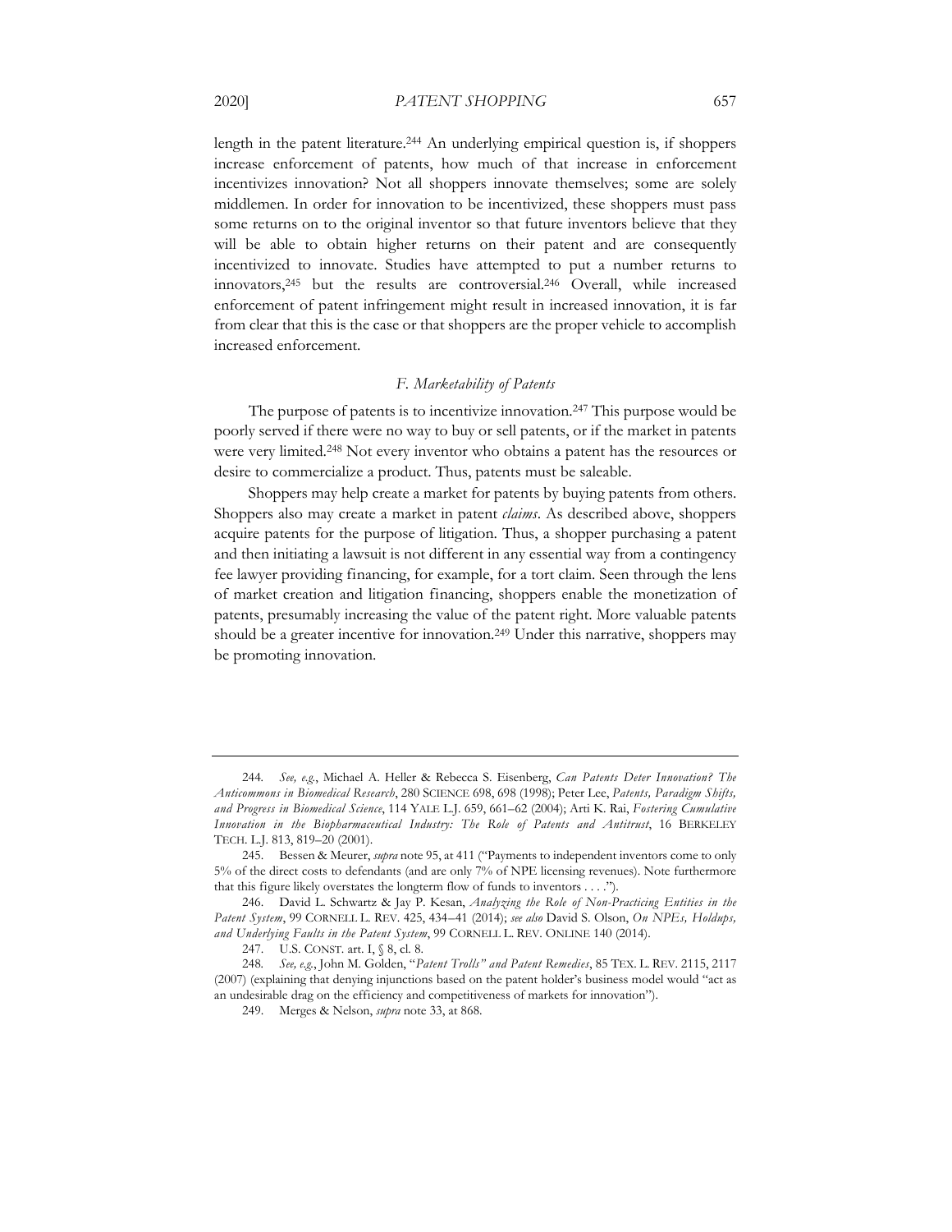length in the patent literature.[244] An underlying empirical question is, if shoppers increase enforcement of patents, how much of that increase in enforcement incentivizes innovation? Not all shoppers innovate themselves; some are solely middlemen. In order for innovation to be incentivized, these shoppers must pass some returns on to the original inventor so that future inventors believe that they will be able to obtain higher returns on their patent and are consequently incentivized to innovate. Studies have attempted to put a number returns to innovators,[245] but the results are controversial.[246] Overall, while increased enforcement of patent infringement might result in increased innovation, it is far from clear that this is the case or that shoppers are the proper vehicle to accomplish increased enforcement.

### *F. Marketability of Patents*

The purpose of patents is to incentivize innovation.[247] This purpose would be poorly served if there were no way to buy or sell patents, or if the market in patents were very limited.[248] Not every inventor who obtains a patent has the resources or desire to commercialize a product. Thus, patents must be saleable.

Shoppers may help create a market for patents by buying patents from others. Shoppers also may create a market in patent *claims*. As described above, shoppers acquire patents for the purpose of litigation. Thus, a shopper purchasing a patent and then initiating a lawsuit is not different in any essential way from a contingency fee lawyer providing financing, for example, for a tort claim. Seen through the lens of market creation and litigation financing, shoppers enable the monetization of patents, presumably increasing the value of the patent right. More valuable patents should be a greater incentive for innovation.[249] Under this narrative, shoppers may be promoting innovation.

---

244. *See, e.g.*, Michael A. Heller & Rebecca S. Eisenberg, *Can Patents Deter Innovation? The Anticommons in Biomedical Research*, 280 SCIENCE 698, 698 (1998); Peter Lee, *Patents, Paradigm Shifts, and Progress in Biomedical Science*, 114 YALE L.J. 659, 661–62 (2004); Arti K. Rai, *Fostering Cumulative Innovation in the Biopharmaceutical Industry: The Role of Patents and Antitrust*, 16 BERKELEY TECH. L.J. 813, 819–20 (2001).

245. Bessen & Meurer, *supra* note 95, at 411 ("Payments to independent inventors come to only 5% of the direct costs to defendants (and are only 7% of NPE licensing revenues). Note furthermore that this figure likely overstates the longterm flow of funds to inventors . . . .").

246. David L. Schwartz & Jay P. Kesan, *Analyzing the Role of Non-Practicing Entities in the Patent System*, 99 CORNELL L. REV. 425, 434–41 (2014); *see also* David S. Olson, *On NPEs, Holdups, and Underlying Faults in the Patent System*, 99 CORNELL L. REV. ONLINE 140 (2014).

247. U.S. CONST. art. I, § 8, cl. 8.

248. *See, e.g.*, John M. Golden, "*Patent Trolls" and Patent Remedies*, 85 TEX. L. REV. 2115, 2117 (2007) (explaining that denying injunctions based on the patent holder's business model would "act as an undesirable drag on the efficiency and competitiveness of markets for innovation").

249. Merges & Nelson, *supra* note 33, at 868.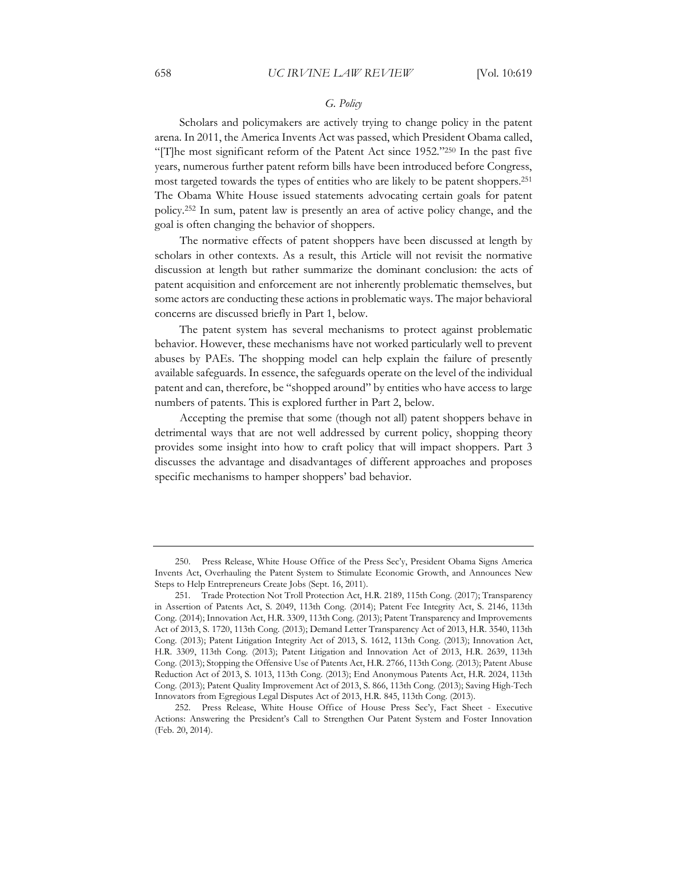### *G. Policy*

Scholars and policymakers are actively trying to change policy in the patent arena. In 2011, the America Invents Act was passed, which President Obama called, "[T]he most significant reform of the Patent Act since 1952."[250] In the past five years, numerous further patent reform bills have been introduced before Congress, most targeted towards the types of entities who are likely to be patent shoppers.[251] The Obama White House issued statements advocating certain goals for patent policy.[252] In sum, patent law is presently an area of active policy change, and the goal is often changing the behavior of shoppers.

The normative effects of patent shoppers have been discussed at length by scholars in other contexts. As a result, this Article will not revisit the normative discussion at length but rather summarize the dominant conclusion: the acts of patent acquisition and enforcement are not inherently problematic themselves, but some actors are conducting these actions in problematic ways. The major behavioral concerns are discussed briefly in Part 1, below.

The patent system has several mechanisms to protect against problematic behavior. However, these mechanisms have not worked particularly well to prevent abuses by PAEs. The shopping model can help explain the failure of presently available safeguards. In essence, the safeguards operate on the level of the individual patent and can, therefore, be "shopped around" by entities who have access to large numbers of patents. This is explored further in Part 2, below.

Accepting the premise that some (though not all) patent shoppers behave in detrimental ways that are not well addressed by current policy, shopping theory provides some insight into how to craft policy that will impact shoppers. Part 3 discusses the advantage and disadvantages of different approaches and proposes specific mechanisms to hamper shoppers' bad behavior.

---

250. Press Release, White House Office of the Press Sec'y, President Obama Signs America Invents Act, Overhauling the Patent System to Stimulate Economic Growth, and Announces New Steps to Help Entrepreneurs Create Jobs (Sept. 16, 2011).

251. Trade Protection Not Troll Protection Act, H.R. 2189, 115th Cong. (2017); Transparency in Assertion of Patents Act, S. 2049, 113th Cong. (2014); Patent Fee Integrity Act, S. 2146, 113th Cong. (2014); Innovation Act, H.R. 3309, 113th Cong. (2013); Patent Transparency and Improvements Act of 2013, S. 1720, 113th Cong. (2013); Demand Letter Transparency Act of 2013, H.R. 3540, 113th Cong. (2013); Patent Litigation Integrity Act of 2013, S. 1612, 113th Cong. (2013); Innovation Act, H.R. 3309, 113th Cong. (2013); Patent Litigation and Innovation Act of 2013, H.R. 2639, 113th Cong. (2013); Stopping the Offensive Use of Patents Act, H.R. 2766, 113th Cong. (2013); Patent Abuse Reduction Act of 2013, S. 1013, 113th Cong. (2013); End Anonymous Patents Act, H.R. 2024, 113th Cong. (2013); Patent Quality Improvement Act of 2013, S. 866, 113th Cong. (2013); Saving High-Tech Innovators from Egregious Legal Disputes Act of 2013, H.R. 845, 113th Cong. (2013).

252. Press Release, White House Office of House Press Sec'y, Fact Sheet - Executive Actions: Answering the President's Call to Strengthen Our Patent System and Foster Innovation (Feb. 20, 2014).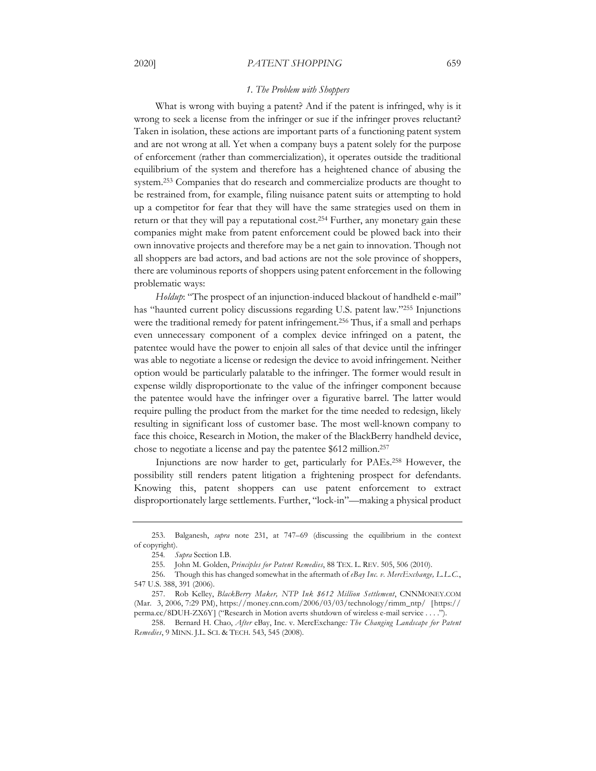### *1. The Problem with Shoppers*

What is wrong with buying a patent? And if the patent is infringed, why is it wrong to seek a license from the infringer or sue if the infringer proves reluctant? Taken in isolation, these actions are important parts of a functioning patent system and are not wrong at all. Yet when a company buys a patent solely for the purpose of enforcement (rather than commercialization), it operates outside the traditional equilibrium of the system and therefore has a heightened chance of abusing the system.[253] Companies that do research and commercialize products are thought to be restrained from, for example, filing nuisance patent suits or attempting to hold up a competitor for fear that they will have the same strategies used on them in return or that they will pay a reputational cost.[254] Further, any monetary gain these companies might make from patent enforcement could be plowed back into their own innovative projects and therefore may be a net gain to innovation. Though not all shoppers are bad actors, and bad actions are not the sole province of shoppers, there are voluminous reports of shoppers using patent enforcement in the following problematic ways:

*Holdup*: "The prospect of an injunction-induced blackout of handheld e-mail" has "haunted current policy discussions regarding U.S. patent law."[255] Injunctions were the traditional remedy for patent infringement.[256] Thus, if a small and perhaps even unnecessary component of a complex device infringed on a patent, the patentee would have the power to enjoin all sales of that device until the infringer was able to negotiate a license or redesign the device to avoid infringement. Neither option would be particularly palatable to the infringer. The former would result in expense wildly disproportionate to the value of the infringer component because the patentee would have the infringer over a figurative barrel. The latter would require pulling the product from the market for the time needed to redesign, likely resulting in significant loss of customer base. The most well-known company to face this choice, Research in Motion, the maker of the BlackBerry handheld device, chose to negotiate a license and pay the patentee $612 million.[257]

Injunctions are now harder to get, particularly for PAEs.[258] However, the possibility still renders patent litigation a frightening prospect for defendants. Knowing this, patent shoppers can use patent enforcement to extract disproportionately large settlements. Further, "lock-in"—making a physical product

---

253. Balganesh, *supra* note 231, at 747–69 (discussing the equilibrium in the context of copyright).

254. *Supra* Section I.B.

255. John M. Golden, *Principles for Patent Remedies*, 88 TEX. L. REV. 505, 506 (2010).

256. Though this has changed somewhat in the aftermath of *eBay Inc. v. MercExchange, L.L.C.*, 547 U.S. 388, 391 (2006).

257. Rob Kelley, *BlackBerry Maker, NTP Ink $612 Million Settlement*, CNNMONEY.COM (Mar. 3, 2006, 7:29 PM), https://money.cnn.com/2006/03/03/technology/rimm_ntp/ [https://perma.cc/8DUH-ZX6Y] ("Research in Motion averts shutdown of wireless e-mail service . . . .").

258. Bernard H. Chao, *After* eBay, Inc. v. MercExchange*: The Changing Landscape for Patent Remedies*, 9 MINN. J.L. SCI. & TECH. 543, 545 (2008).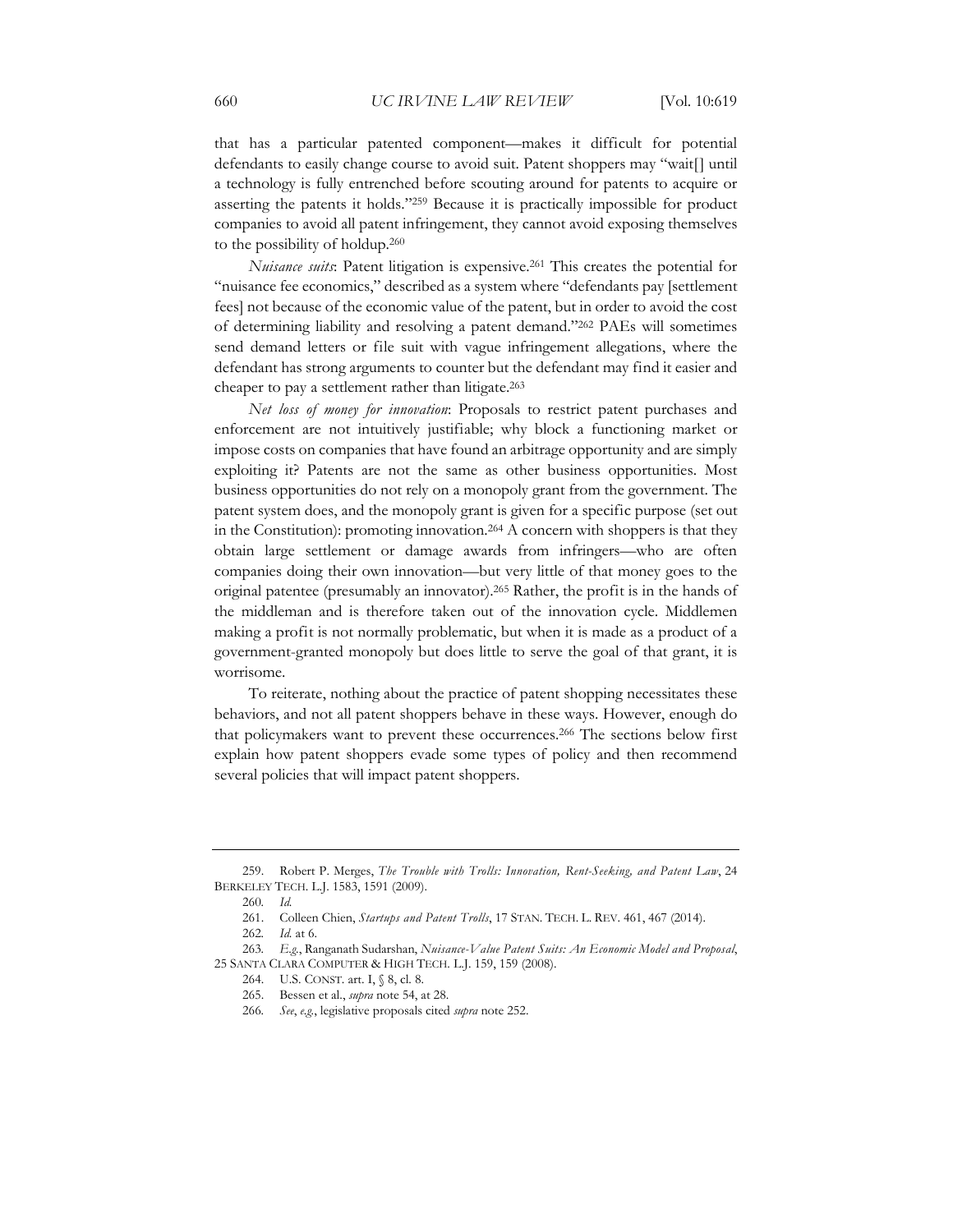that has a particular patented component—makes it difficult for potential defendants to easily change course to avoid suit. Patent shoppers may "wait[] until a technology is fully entrenched before scouting around for patents to acquire or asserting the patents it holds."[259] Because it is practically impossible for product companies to avoid all patent infringement, they cannot avoid exposing themselves to the possibility of holdup.[260]

*Nuisance suits*: Patent litigation is expensive.[261] This creates the potential for "nuisance fee economics," described as a system where "defendants pay [settlement fees] not because of the economic value of the patent, but in order to avoid the cost of determining liability and resolving a patent demand."[262] PAEs will sometimes send demand letters or file suit with vague infringement allegations, where the defendant has strong arguments to counter but the defendant may find it easier and cheaper to pay a settlement rather than litigate.[263]

*Net loss of money for innovation*: Proposals to restrict patent purchases and enforcement are not intuitively justifiable; why block a functioning market or impose costs on companies that have found an arbitrage opportunity and are simply exploiting it? Patents are not the same as other business opportunities. Most business opportunities do not rely on a monopoly grant from the government. The patent system does, and the monopoly grant is given for a specific purpose (set out in the Constitution): promoting innovation.[264] A concern with shoppers is that they obtain large settlement or damage awards from infringers—who are often companies doing their own innovation—but very little of that money goes to the original patentee (presumably an innovator).[265] Rather, the profit is in the hands of the middleman and is therefore taken out of the innovation cycle. Middlemen making a profit is not normally problematic, but when it is made as a product of a government-granted monopoly but does little to serve the goal of that grant, it is worrisome.

To reiterate, nothing about the practice of patent shopping necessitates these behaviors, and not all patent shoppers behave in these ways. However, enough do that policymakers want to prevent these occurrences.[266] The sections below first explain how patent shoppers evade some types of policy and then recommend several policies that will impact patent shoppers.

---

259. Robert P. Merges, *The Trouble with Trolls: Innovation, Rent-Seeking, and Patent Law*, 24 BERKELEY TECH. L.J. 1583, 1591 (2009).

260. *Id.*

261. Colleen Chien, *Startups and Patent Trolls*, 17 STAN. TECH. L. REV. 461, 467 (2014).

262. *Id.* at 6.

263. *E.g.*, Ranganath Sudarshan, *Nuisance-Value Patent Suits: An Economic Model and Proposal*, 25 SANTA CLARA COMPUTER & HIGH TECH. L.J. 159, 159 (2008).

264. U.S. CONST. art. I, § 8, cl. 8.

265. Bessen et al., *supra* note 54, at 28.

266. *See*, *e.g.*, legislative proposals cited *supra* note 252.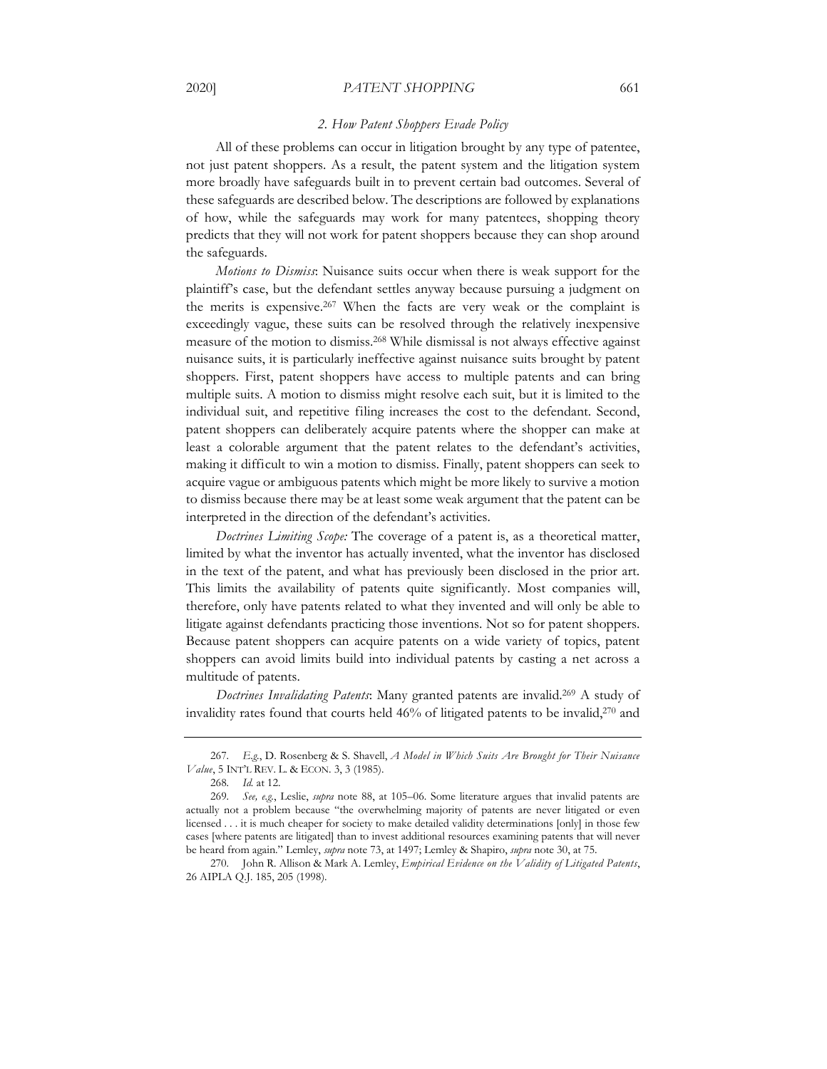### *2. How Patent Shoppers Evade Policy*

All of these problems can occur in litigation brought by any type of patentee, not just patent shoppers. As a result, the patent system and the litigation system more broadly have safeguards built in to prevent certain bad outcomes. Several of these safeguards are described below. The descriptions are followed by explanations of how, while the safeguards may work for many patentees, shopping theory predicts that they will not work for patent shoppers because they can shop around the safeguards.

*Motions to Dismiss*: Nuisance suits occur when there is weak support for the plaintiff's case, but the defendant settles anyway because pursuing a judgment on the merits is expensive.[267] When the facts are very weak or the complaint is exceedingly vague, these suits can be resolved through the relatively inexpensive measure of the motion to dismiss.[268] While dismissal is not always effective against nuisance suits, it is particularly ineffective against nuisance suits brought by patent shoppers. First, patent shoppers have access to multiple patents and can bring multiple suits. A motion to dismiss might resolve each suit, but it is limited to the individual suit, and repetitive filing increases the cost to the defendant. Second, patent shoppers can deliberately acquire patents where the shopper can make at least a colorable argument that the patent relates to the defendant's activities, making it difficult to win a motion to dismiss. Finally, patent shoppers can seek to acquire vague or ambiguous patents which might be more likely to survive a motion to dismiss because there may be at least some weak argument that the patent can be interpreted in the direction of the defendant's activities.

*Doctrines Limiting Scope:* The coverage of a patent is, as a theoretical matter, limited by what the inventor has actually invented, what the inventor has disclosed in the text of the patent, and what has previously been disclosed in the prior art. This limits the availability of patents quite significantly. Most companies will, therefore, only have patents related to what they invented and will only be able to litigate against defendants practicing those inventions. Not so for patent shoppers. Because patent shoppers can acquire patents on a wide variety of topics, patent shoppers can avoid limits build into individual patents by casting a net across a multitude of patents.

*Doctrines Invalidating Patents*: Many granted patents are invalid.[269] A study of invalidity rates found that courts held 46% of litigated patents to be invalid,[270] and

---

267. *E.g.*, D. Rosenberg & S. Shavell, *A Model in Which Suits Are Brought for Their Nuisance Value*, 5 INT'L REV. L. & ECON. 3, 3 (1985).

268. *Id.* at 12.

269. *See, e.g.*, Leslie, *supra* note 88, at 105–06. Some literature argues that invalid patents are actually not a problem because "the overwhelming majority of patents are never litigated or even licensed . . . it is much cheaper for society to make detailed validity determinations [only] in those few cases [where patents are litigated] than to invest additional resources examining patents that will never be heard from again." Lemley, *supra* note 73, at 1497; Lemley & Shapiro, *supra* note 30, at 75.

270. John R. Allison & Mark A. Lemley, *Empirical Evidence on the Validity of Litigated Patents*, 26 AIPLA Q.J. 185, 205 (1998).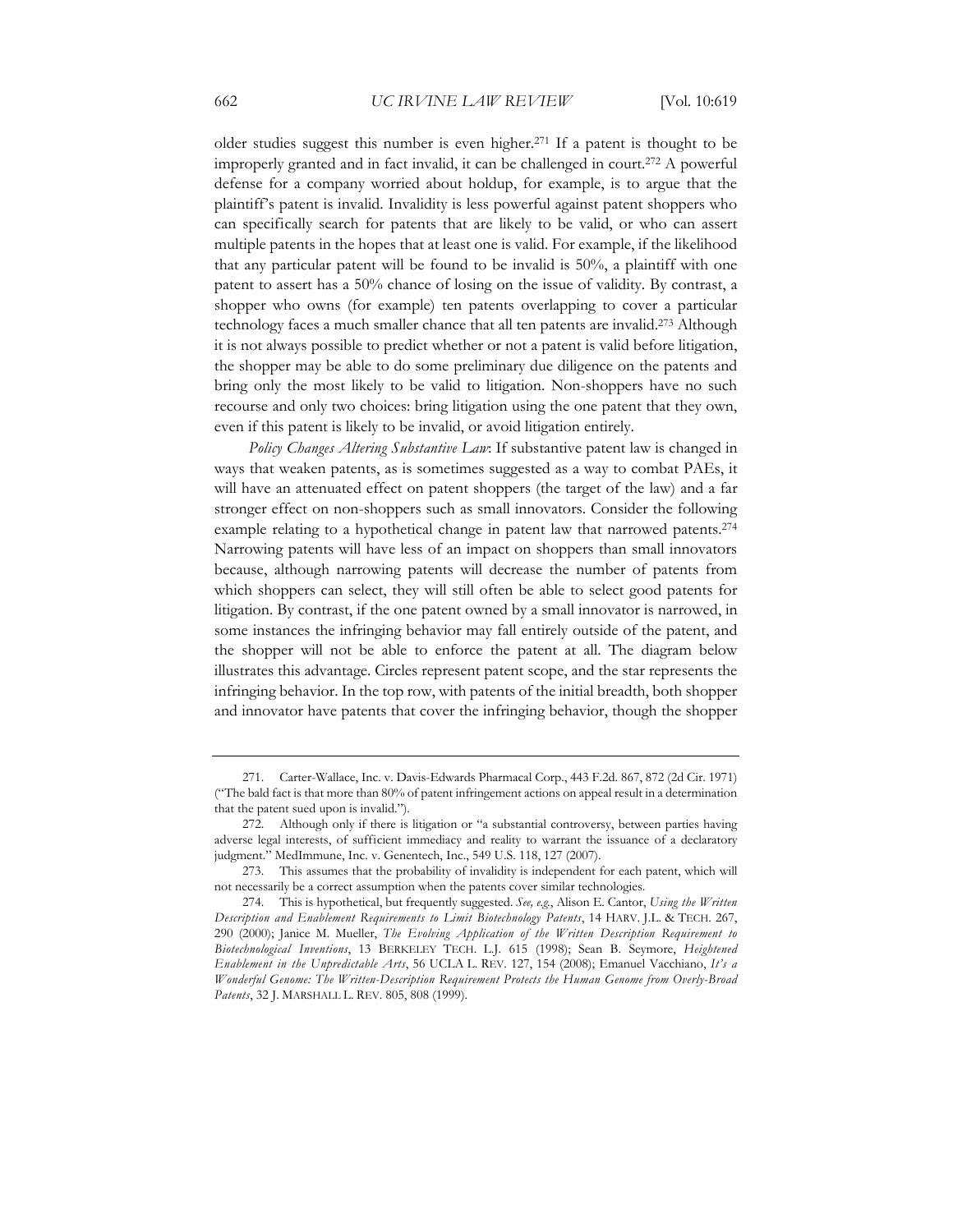older studies suggest this number is even higher.[271] If a patent is thought to be improperly granted and in fact invalid, it can be challenged in court.[272] A powerful defense for a company worried about holdup, for example, is to argue that the plaintiff's patent is invalid. Invalidity is less powerful against patent shoppers who can specifically search for patents that are likely to be valid, or who can assert multiple patents in the hopes that at least one is valid. For example, if the likelihood that any particular patent will be found to be invalid is 50%, a plaintiff with one patent to assert has a 50% chance of losing on the issue of validity. By contrast, a shopper who owns (for example) ten patents overlapping to cover a particular technology faces a much smaller chance that all ten patents are invalid.[273] Although it is not always possible to predict whether or not a patent is valid before litigation, the shopper may be able to do some preliminary due diligence on the patents and bring only the most likely to be valid to litigation. Non-shoppers have no such recourse and only two choices: bring litigation using the one patent that they own, even if this patent is likely to be invalid, or avoid litigation entirely.

*Policy Changes Altering Substantive Law*: If substantive patent law is changed in ways that weaken patents, as is sometimes suggested as a way to combat PAEs, it will have an attenuated effect on patent shoppers (the target of the law) and a far stronger effect on non-shoppers such as small innovators. Consider the following example relating to a hypothetical change in patent law that narrowed patents.[274] Narrowing patents will have less of an impact on shoppers than small innovators because, although narrowing patents will decrease the number of patents from which shoppers can select, they will still often be able to select good patents for litigation. By contrast, if the one patent owned by a small innovator is narrowed, in some instances the infringing behavior may fall entirely outside of the patent, and the shopper will not be able to enforce the patent at all. The diagram below illustrates this advantage. Circles represent patent scope, and the star represents the infringing behavior. In the top row, with patents of the initial breadth, both shopper and innovator have patents that cover the infringing behavior, though the shopper

---

271. Carter-Wallace, Inc. v. Davis-Edwards Pharmacal Corp., 443 F.2d. 867, 872 (2d Cir. 1971) ("The bald fact is that more than 80% of patent infringement actions on appeal result in a determination that the patent sued upon is invalid.").

272. Although only if there is litigation or "a substantial controversy, between parties having adverse legal interests, of sufficient immediacy and reality to warrant the issuance of a declaratory judgment." MedImmune, Inc. v. Genentech, Inc., 549 U.S. 118, 127 (2007).

273. This assumes that the probability of invalidity is independent for each patent, which will not necessarily be a correct assumption when the patents cover similar technologies.

274. This is hypothetical, but frequently suggested. *See, e.g.*, Alison E. Cantor, *Using the Written Description and Enablement Requirements to Limit Biotechnology Patents*, 14 HARV. J.L. & TECH. 267, 290 (2000); Janice M. Mueller, *The Evolving Application of the Written Description Requirement to Biotechnological Inventions*, 13 BERKELEY TECH. L.J. 615 (1998); Sean B. Seymore, *Heightened Enablement in the Unpredictable Arts*, 56 UCLA L. REV. 127, 154 (2008); Emanuel Vacchiano, *It's a Wonderful Genome: The Written-Description Requirement Protects the Human Genome from Overly-Broad Patents*, 32 J. MARSHALL L. REV. 805, 808 (1999).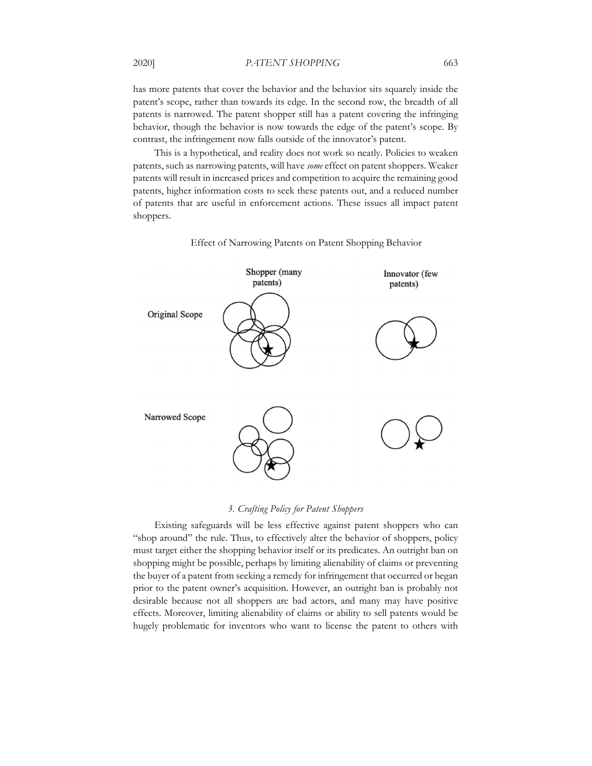has more patents that cover the behavior and the behavior sits squarely inside the patent's scope, rather than towards its edge. In the second row, the breadth of all patents is narrowed. The patent shopper still has a patent covering the infringing behavior, though the behavior is now towards the edge of the patent's scope. By contrast, the infringement now falls outside of the innovator's patent.

This is a hypothetical, and reality does not work so neatly. Policies to weaken patents, such as narrowing patents, will have *some* effect on patent shoppers. Weaker patents will result in increased prices and competition to acquire the remaining good patents, higher information costs to seek these patents out, and a reduced number of patents that are useful in enforcement actions. These issues all impact patent shoppers.

Effect of Narrowing Patents on Patent Shopping Behavior

Shopper (many patents) | Innovator (few patents)

Original Scope

Narrowed Scope

### *3. Crafting Policy for Patent Shoppers*

Existing safeguards will be less effective against patent shoppers who can "shop around" the rule. Thus, to effectively alter the behavior of shoppers, policy must target either the shopping behavior itself or its predicates. An outright ban on shopping might be possible, perhaps by limiting alienability of claims or preventing the buyer of a patent from seeking a remedy for infringement that occurred or began prior to the patent owner's acquisition. However, an outright ban is probably not desirable because not all shoppers are bad actors, and many may have positive effects. Moreover, limiting alienability of claims or ability to sell patents would be hugely problematic for inventors who want to license the patent to others with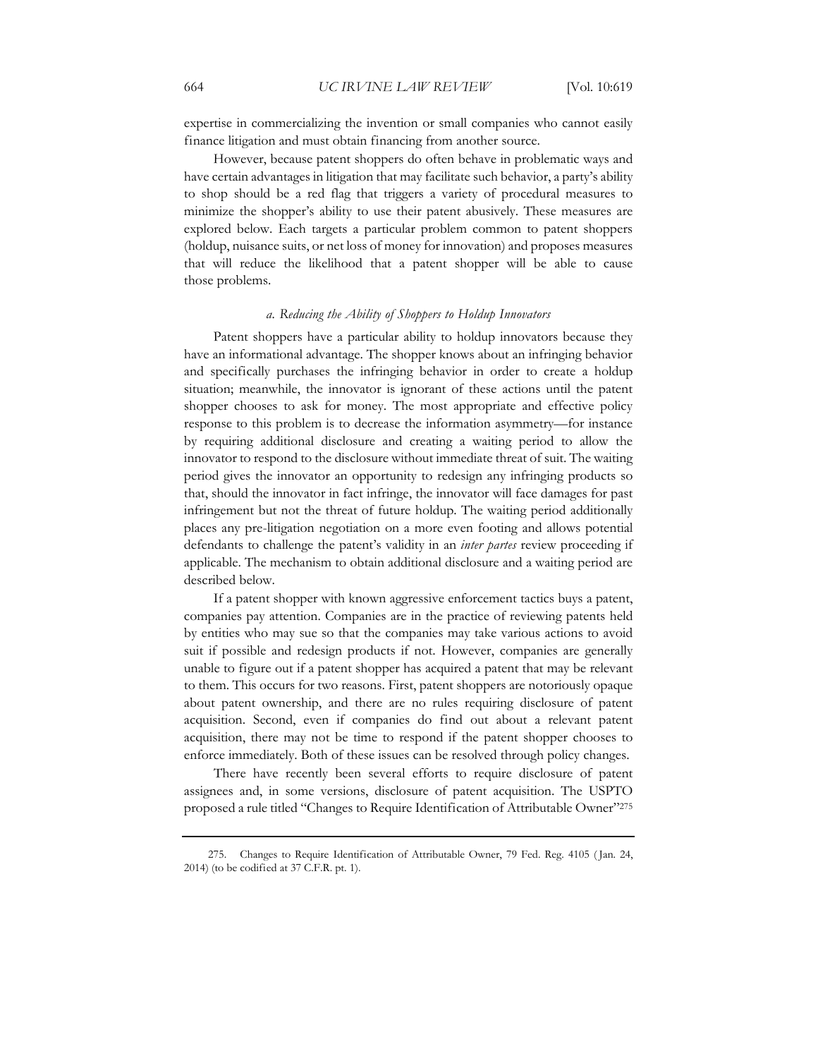expertise in commercializing the invention or small companies who cannot easily finance litigation and must obtain financing from another source.

However, because patent shoppers do often behave in problematic ways and have certain advantages in litigation that may facilitate such behavior, a party's ability to shop should be a red flag that triggers a variety of procedural measures to minimize the shopper's ability to use their patent abusively. These measures are explored below. Each targets a particular problem common to patent shoppers (holdup, nuisance suits, or net loss of money for innovation) and proposes measures that will reduce the likelihood that a patent shopper will be able to cause those problems.

#### *a. Reducing the Ability of Shoppers to Holdup Innovators*

Patent shoppers have a particular ability to holdup innovators because they have an informational advantage. The shopper knows about an infringing behavior and specifically purchases the infringing behavior in order to create a holdup situation; meanwhile, the innovator is ignorant of these actions until the patent shopper chooses to ask for money. The most appropriate and effective policy response to this problem is to decrease the information asymmetry—for instance by requiring additional disclosure and creating a waiting period to allow the innovator to respond to the disclosure without immediate threat of suit. The waiting period gives the innovator an opportunity to redesign any infringing products so that, should the innovator in fact infringe, the innovator will face damages for past infringement but not the threat of future holdup. The waiting period additionally places any pre-litigation negotiation on a more even footing and allows potential defendants to challenge the patent's validity in an *inter partes* review proceeding if applicable. The mechanism to obtain additional disclosure and a waiting period are described below.

If a patent shopper with known aggressive enforcement tactics buys a patent, companies pay attention. Companies are in the practice of reviewing patents held by entities who may sue so that the companies may take various actions to avoid suit if possible and redesign products if not. However, companies are generally unable to figure out if a patent shopper has acquired a patent that may be relevant to them. This occurs for two reasons. First, patent shoppers are notoriously opaque about patent ownership, and there are no rules requiring disclosure of patent acquisition. Second, even if companies do find out about a relevant patent acquisition, there may not be time to respond if the patent shopper chooses to enforce immediately. Both of these issues can be resolved through policy changes.

There have recently been several efforts to require disclosure of patent assignees and, in some versions, disclosure of patent acquisition. The USPTO proposed a rule titled "Changes to Require Identification of Attributable Owner"[275]

---

275. Changes to Require Identification of Attributable Owner, 79 Fed. Reg. 4105 (Jan. 24, 2014) (to be codified at 37 C.F.R. pt. 1).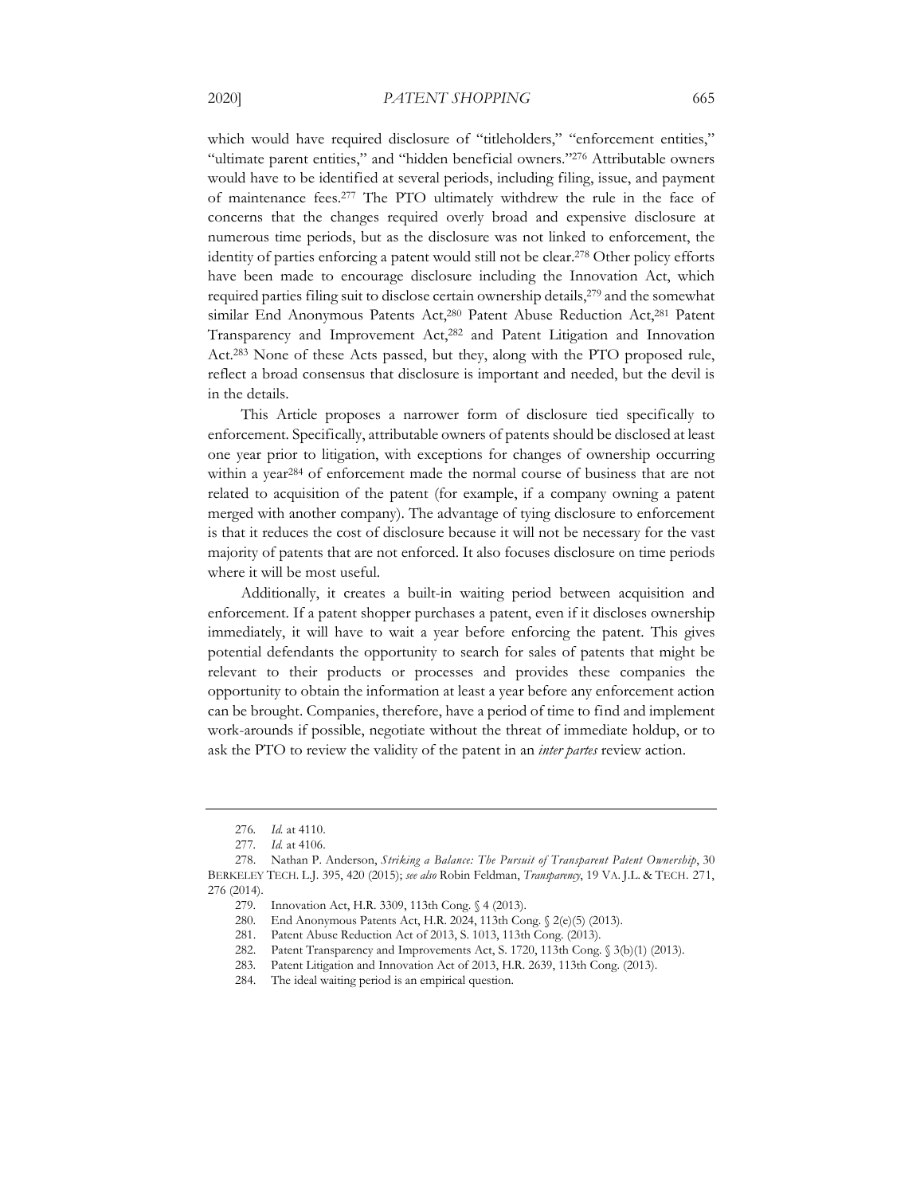which would have required disclosure of "titleholders," "enforcement entities," "ultimate parent entities," and "hidden beneficial owners."[276] Attributable owners would have to be identified at several periods, including filing, issue, and payment of maintenance fees.[277] The PTO ultimately withdrew the rule in the face of concerns that the changes required overly broad and expensive disclosure at numerous time periods, but as the disclosure was not linked to enforcement, the identity of parties enforcing a patent would still not be clear.[278] Other policy efforts have been made to encourage disclosure including the Innovation Act, which required parties filing suit to disclose certain ownership details,[279] and the somewhat similar End Anonymous Patents Act,[280] Patent Abuse Reduction Act,[281] Patent Transparency and Improvement Act,[282] and Patent Litigation and Innovation Act.[283] None of these Acts passed, but they, along with the PTO proposed rule, reflect a broad consensus that disclosure is important and needed, but the devil is in the details.

This Article proposes a narrower form of disclosure tied specifically to enforcement. Specifically, attributable owners of patents should be disclosed at least one year prior to litigation, with exceptions for changes of ownership occurring within a year[284] of enforcement made the normal course of business that are not related to acquisition of the patent (for example, if a company owning a patent merged with another company). The advantage of tying disclosure to enforcement is that it reduces the cost of disclosure because it will not be necessary for the vast majority of patents that are not enforced. It also focuses disclosure on time periods where it will be most useful.

Additionally, it creates a built-in waiting period between acquisition and enforcement. If a patent shopper purchases a patent, even if it discloses ownership immediately, it will have to wait a year before enforcing the patent. This gives potential defendants the opportunity to search for sales of patents that might be relevant to their products or processes and provides these companies the opportunity to obtain the information at least a year before any enforcement action can be brought. Companies, therefore, have a period of time to find and implement work-arounds if possible, negotiate without the threat of immediate holdup, or to ask the PTO to review the validity of the patent in an *inter partes* review action.

---

276. *Id.* at 4110.

277. *Id.* at 4106.

278. Nathan P. Anderson, *Striking a Balance: The Pursuit of Transparent Patent Ownership*, 30 BERKELEY TECH. L.J. 395, 420 (2015); *see also* Robin Feldman, *Transparency*, 19 VA. J.L. & TECH. 271, 276 (2014).

279. Innovation Act, H.R. 3309, 113th Cong. § 4 (2013).

280. End Anonymous Patents Act, H.R. 2024, 113th Cong. § 2(e)(5) (2013).

281. Patent Abuse Reduction Act of 2013, S. 1013, 113th Cong. (2013).

282. Patent Transparency and Improvements Act, S. 1720, 113th Cong. § 3(b)(1) (2013).

283. Patent Litigation and Innovation Act of 2013, H.R. 2639, 113th Cong. (2013).

284. The ideal waiting period is an empirical question.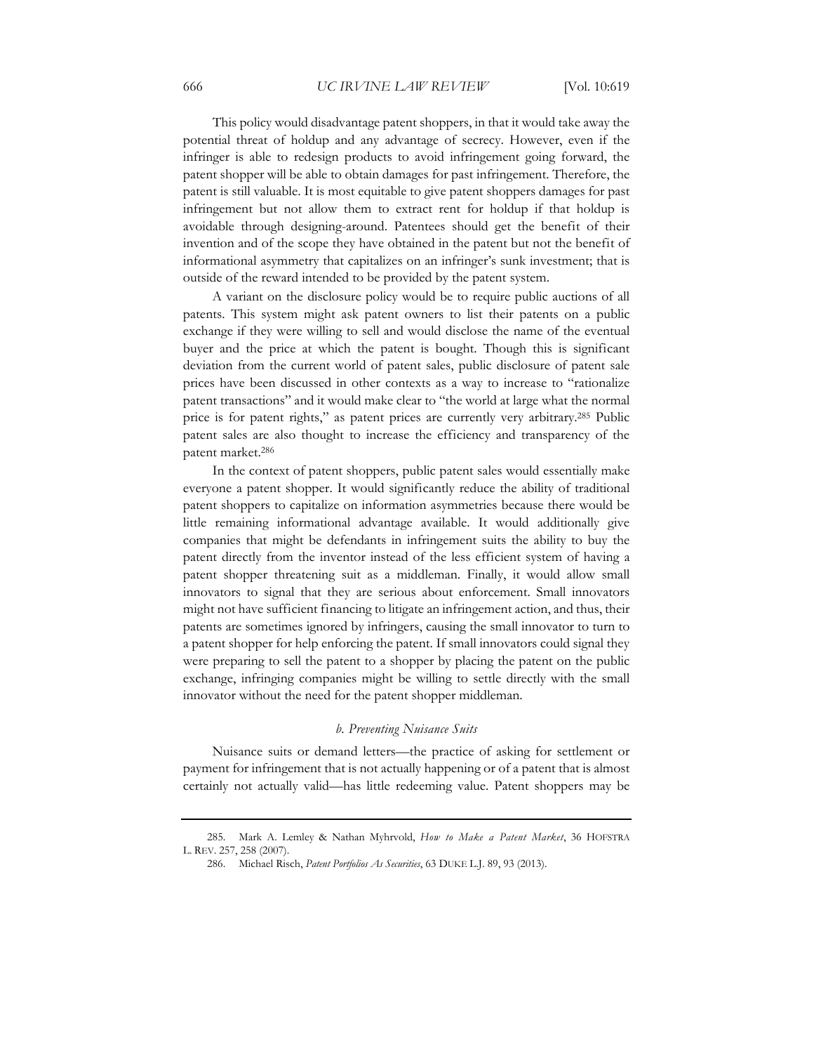This policy would disadvantage patent shoppers, in that it would take away the potential threat of holdup and any advantage of secrecy. However, even if the infringer is able to redesign products to avoid infringement going forward, the patent shopper will be able to obtain damages for past infringement. Therefore, the patent is still valuable. It is most equitable to give patent shoppers damages for past infringement but not allow them to extract rent for holdup if that holdup is avoidable through designing-around. Patentees should get the benefit of their invention and of the scope they have obtained in the patent but not the benefit of informational asymmetry that capitalizes on an infringer's sunk investment; that is outside of the reward intended to be provided by the patent system.

A variant on the disclosure policy would be to require public auctions of all patents. This system might ask patent owners to list their patents on a public exchange if they were willing to sell and would disclose the name of the eventual buyer and the price at which the patent is bought. Though this is significant deviation from the current world of patent sales, public disclosure of patent sale prices have been discussed in other contexts as a way to increase to "rationalize patent transactions" and it would make clear to "the world at large what the normal price is for patent rights," as patent prices are currently very arbitrary.[285] Public patent sales are also thought to increase the efficiency and transparency of the patent market.[286]

In the context of patent shoppers, public patent sales would essentially make everyone a patent shopper. It would significantly reduce the ability of traditional patent shoppers to capitalize on information asymmetries because there would be little remaining informational advantage available. It would additionally give companies that might be defendants in infringement suits the ability to buy the patent directly from the inventor instead of the less efficient system of having a patent shopper threatening suit as a middleman. Finally, it would allow small innovators to signal that they are serious about enforcement. Small innovators might not have sufficient financing to litigate an infringement action, and thus, their patents are sometimes ignored by infringers, causing the small innovator to turn to a patent shopper for help enforcing the patent. If small innovators could signal they were preparing to sell the patent to a shopper by placing the patent on the public exchange, infringing companies might be willing to settle directly with the small innovator without the need for the patent shopper middleman.

### *b. Preventing Nuisance Suits*

Nuisance suits or demand letters—the practice of asking for settlement or payment for infringement that is not actually happening or of a patent that is almost certainly not actually valid—has little redeeming value. Patent shoppers may be

---

285. Mark A. Lemley & Nathan Myhrvold, *How to Make a Patent Market*, 36 HOFSTRA L. REV. 257, 258 (2007).

286. Michael Risch, *Patent Portfolios As Securities*, 63 DUKE L.J. 89, 93 (2013).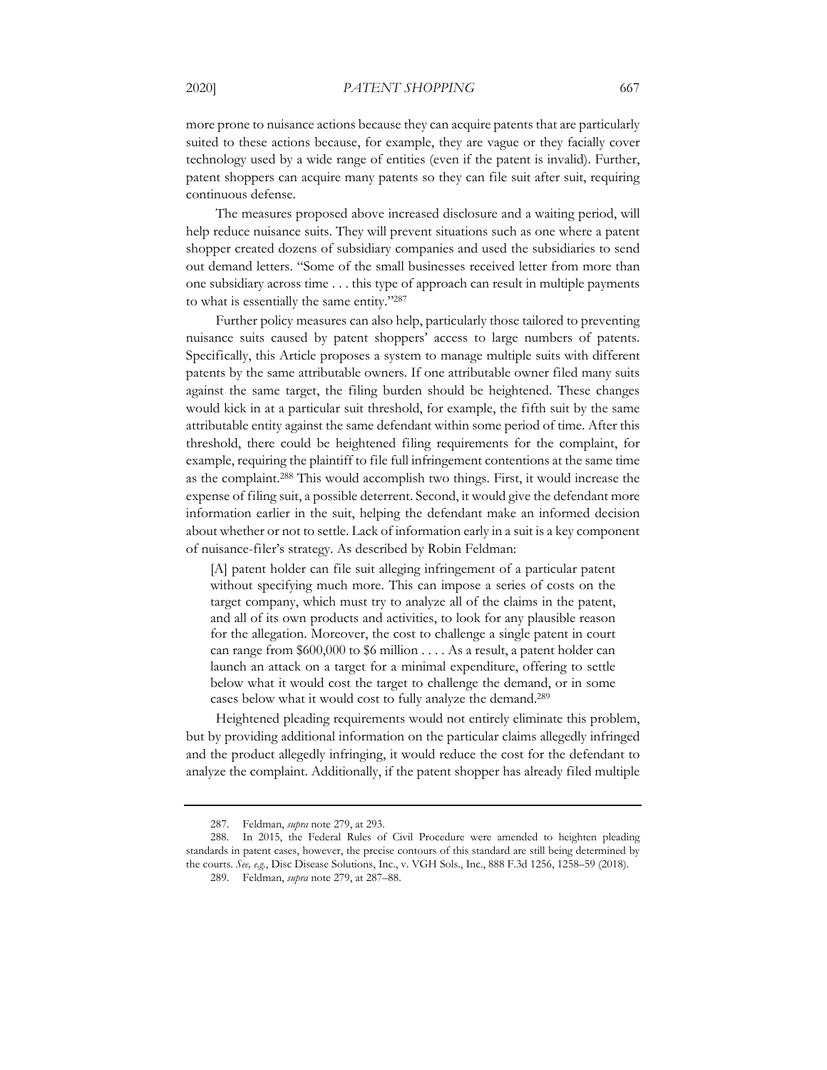more prone to nuisance actions because they can acquire patents that are particularly suited to these actions because, for example, they are vague or they facially cover technology used by a wide range of entities (even if the patent is invalid). Further, patent shoppers can acquire many patents so they can file suit after suit, requiring continuous defense.

The measures proposed above increased disclosure and a waiting period, will help reduce nuisance suits. They will prevent situations such as one where a patent shopper created dozens of subsidiary companies and used the subsidiaries to send out demand letters. "Some of the small businesses received letter from more than one subsidiary across time . . . this type of approach can result in multiple payments to what is essentially the same entity."[287]

Further policy measures can also help, particularly those tailored to preventing nuisance suits caused by patent shoppers' access to large numbers of patents. Specifically, this Article proposes a system to manage multiple suits with different patents by the same attributable owners. If one attributable owner filed many suits against the same target, the filing burden should be heightened. These changes would kick in at a particular suit threshold, for example, the fifth suit by the same attributable entity against the same defendant within some period of time. After this threshold, there could be heightened filing requirements for the complaint, for example, requiring the plaintiff to file full infringement contentions at the same time as the complaint.[288] This would accomplish two things. First, it would increase the expense of filing suit, a possible deterrent. Second, it would give the defendant more information earlier in the suit, helping the defendant make an informed decision about whether or not to settle. Lack of information early in a suit is a key component of nuisance-filer's strategy. As described by Robin Feldman:

> [A] patent holder can file suit alleging infringement of a particular patent without specifying much more. This can impose a series of costs on the target company, which must try to analyze all of the claims in the patent, and all of its own products and activities, to look for any plausible reason for the allegation. Moreover, the cost to challenge a single patent in court can range from $600,000 to $6 million . . . . As a result, a patent holder can launch an attack on a target for a minimal expenditure, offering to settle below what it would cost the target to challenge the demand, or in some cases below what it would cost to fully analyze the demand.[289]

Heightened pleading requirements would not entirely eliminate this problem, but by providing additional information on the particular claims allegedly infringed and the product allegedly infringing, it would reduce the cost for the defendant to analyze the complaint. Additionally, if the patent shopper has already filed multiple

---

287. Feldman, *supra* note 279, at 293.

288. In 2015, the Federal Rules of Civil Procedure were amended to heighten pleading standards in patent cases, however, the precise contours of this standard are still being determined by the courts. *See, e.g.*, Disc Disease Solutions, Inc., v. VGH Sols., Inc., 888 F.3d 1256, 1258–59 (2018).

289. Feldman, *supra* note 279, at 287–88.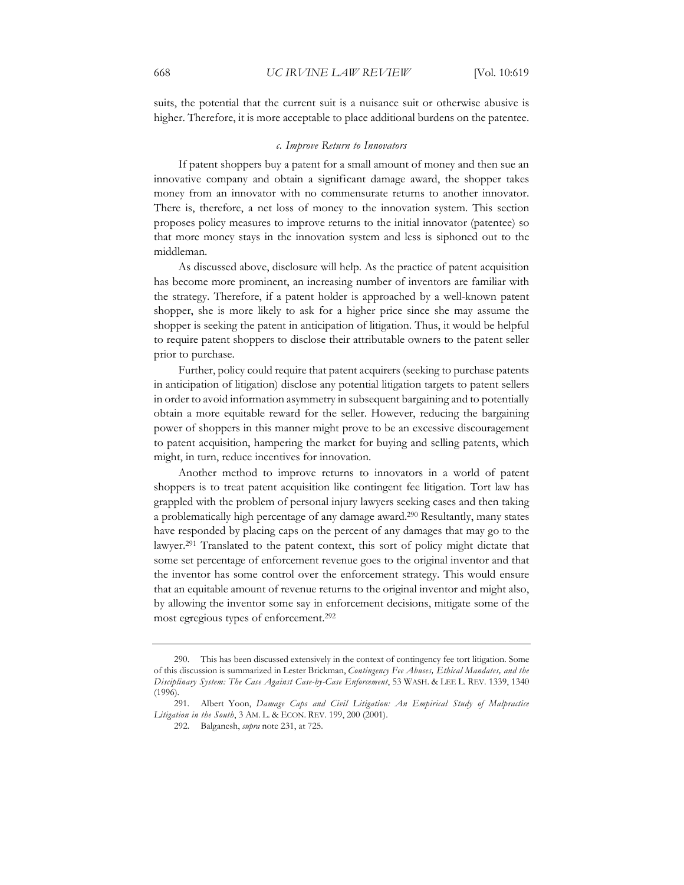suits, the potential that the current suit is a nuisance suit or otherwise abusive is higher. Therefore, it is more acceptable to place additional burdens on the patentee.

#### *c. Improve Return to Innovators*

If patent shoppers buy a patent for a small amount of money and then sue an innovative company and obtain a significant damage award, the shopper takes money from an innovator with no commensurate returns to another innovator. There is, therefore, a net loss of money to the innovation system. This section proposes policy measures to improve returns to the initial innovator (patentee) so that more money stays in the innovation system and less is siphoned out to the middleman.

As discussed above, disclosure will help. As the practice of patent acquisition has become more prominent, an increasing number of inventors are familiar with the strategy. Therefore, if a patent holder is approached by a well-known patent shopper, she is more likely to ask for a higher price since she may assume the shopper is seeking the patent in anticipation of litigation. Thus, it would be helpful to require patent shoppers to disclose their attributable owners to the patent seller prior to purchase.

Further, policy could require that patent acquirers (seeking to purchase patents in anticipation of litigation) disclose any potential litigation targets to patent sellers in order to avoid information asymmetry in subsequent bargaining and to potentially obtain a more equitable reward for the seller. However, reducing the bargaining power of shoppers in this manner might prove to be an excessive discouragement to patent acquisition, hampering the market for buying and selling patents, which might, in turn, reduce incentives for innovation.

Another method to improve returns to innovators in a world of patent shoppers is to treat patent acquisition like contingent fee litigation. Tort law has grappled with the problem of personal injury lawyers seeking cases and then taking a problematically high percentage of any damage award.[290] Resultantly, many states have responded by placing caps on the percent of any damages that may go to the lawyer.[291] Translated to the patent context, this sort of policy might dictate that some set percentage of enforcement revenue goes to the original inventor and that the inventor has some control over the enforcement strategy. This would ensure that an equitable amount of revenue returns to the original inventor and might also, by allowing the inventor some say in enforcement decisions, mitigate some of the most egregious types of enforcement.[292]

---

290. This has been discussed extensively in the context of contingency fee tort litigation. Some of this discussion is summarized in Lester Brickman, *Contingency Fee Abuses, Ethical Mandates, and the Disciplinary System: The Case Against Case-by-Case Enforcement*, 53 WASH. & LEE L. REV. 1339, 1340 (1996).

291. Albert Yoon, *Damage Caps and Civil Litigation: An Empirical Study of Malpractice Litigation in the South*, 3 AM. L. & ECON. REV. 199, 200 (2001).

292. Balganesh, *supra* note 231, at 725.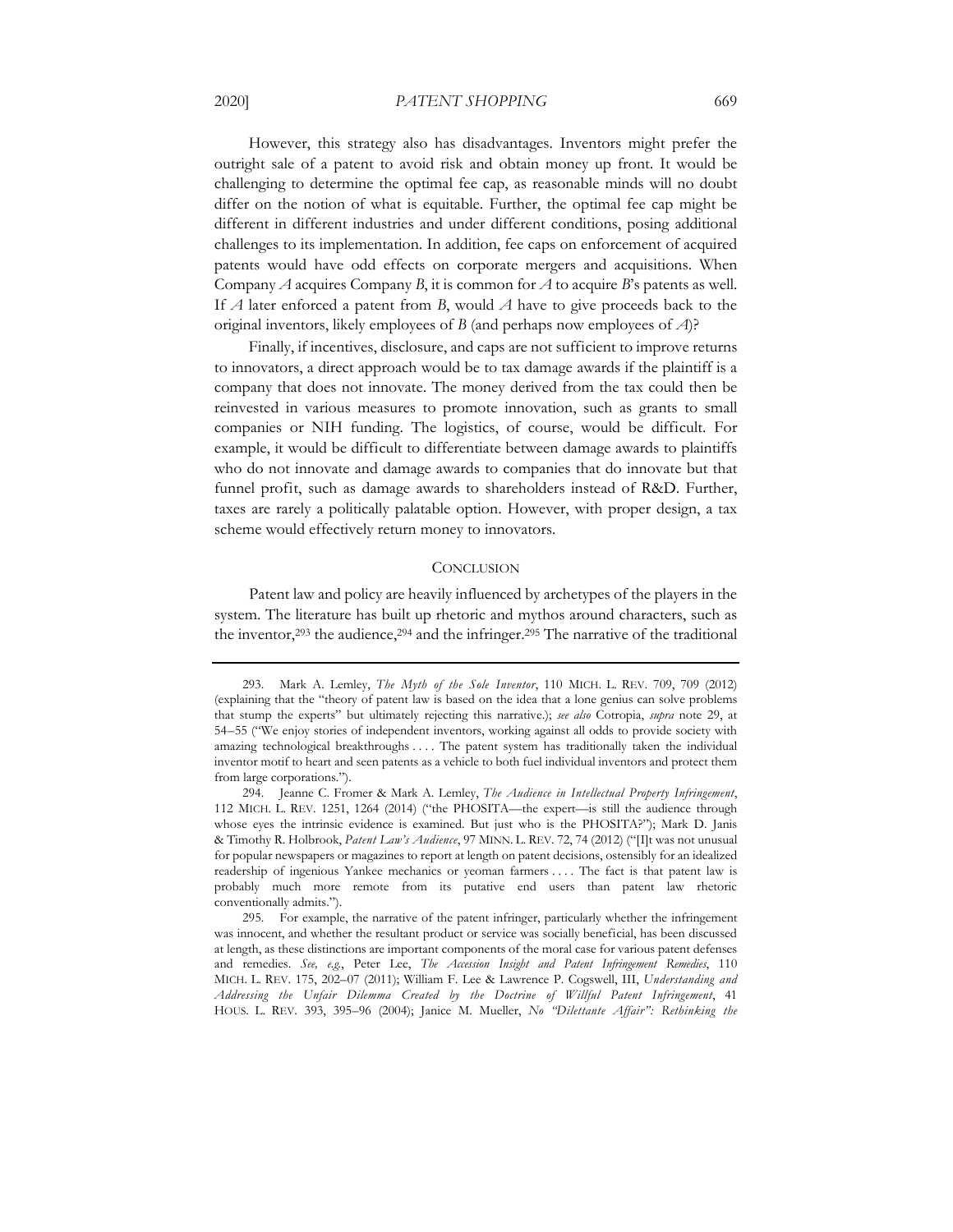However, this strategy also has disadvantages. Inventors might prefer the outright sale of a patent to avoid risk and obtain money up front. It would be challenging to determine the optimal fee cap, as reasonable minds will no doubt differ on the notion of what is equitable. Further, the optimal fee cap might be different in different industries and under different conditions, posing additional challenges to its implementation. In addition, fee caps on enforcement of acquired patents would have odd effects on corporate mergers and acquisitions. When Company *A* acquires Company *B*, it is common for *A* to acquire *B*'s patents as well. If *A* later enforced a patent from *B*, would *A* have to give proceeds back to the original inventors, likely employees of *B* (and perhaps now employees of *A*)?

Finally, if incentives, disclosure, and caps are not sufficient to improve returns to innovators, a direct approach would be to tax damage awards if the plaintiff is a company that does not innovate. The money derived from the tax could then be reinvested in various measures to promote innovation, such as grants to small companies or NIH funding. The logistics, of course, would be difficult. For example, it would be difficult to differentiate between damage awards to plaintiffs who do not innovate and damage awards to companies that do innovate but that funnel profit, such as damage awards to shareholders instead of R&D. Further, taxes are rarely a politically palatable option. However, with proper design, a tax scheme would effectively return money to innovators.

## CONCLUSION

Patent law and policy are heavily influenced by archetypes of the players in the system. The literature has built up rhetoric and mythos around characters, such as the inventor,[293] the audience,[294] and the infringer.[295] The narrative of the traditional

---

293. Mark A. Lemley, *The Myth of the Sole Inventor*, 110 MICH. L. REV. 709, 709 (2012) (explaining that the "theory of patent law is based on the idea that a lone genius can solve problems that stump the experts" but ultimately rejecting this narrative.); *see also* Cotropia, *supra* note 29, at 54–55 ("We enjoy stories of independent inventors, working against all odds to provide society with amazing technological breakthroughs . . . . The patent system has traditionally taken the individual inventor motif to heart and seen patents as a vehicle to both fuel individual inventors and protect them from large corporations.").

294. Jeanne C. Fromer & Mark A. Lemley, *The Audience in Intellectual Property Infringement*, 112 MICH. L. REV. 1251, 1264 (2014) ("the PHOSITA—the expert—is still the audience through whose eyes the intrinsic evidence is examined. But just who is the PHOSITA?"); Mark D. Janis & Timothy R. Holbrook, *Patent Law's Audience*, 97 MINN. L. REV. 72, 74 (2012) ("[I]t was not unusual for popular newspapers or magazines to report at length on patent decisions, ostensibly for an idealized readership of ingenious Yankee mechanics or yeoman farmers . . . . The fact is that patent law is probably much more remote from its putative end users than patent law rhetoric conventionally admits.").

295. For example, the narrative of the patent infringer, particularly whether the infringement was innocent, and whether the resultant product or service was socially beneficial, has been discussed at length, as these distinctions are important components of the moral case for various patent defenses and remedies. *See, e.g.*, Peter Lee, *The Accession Insight and Patent Infringement Remedies*, 110 MICH. L. REV. 175, 202–07 (2011); William F. Lee & Lawrence P. Cogswell, III, *Understanding and Addressing the Unfair Dilemma Created by the Doctrine of Willful Patent Infringement*, 41 HOUS. L. REV. 393, 395–96 (2004); Janice M. Mueller, *No "Dilettante Affair": Rethinking the*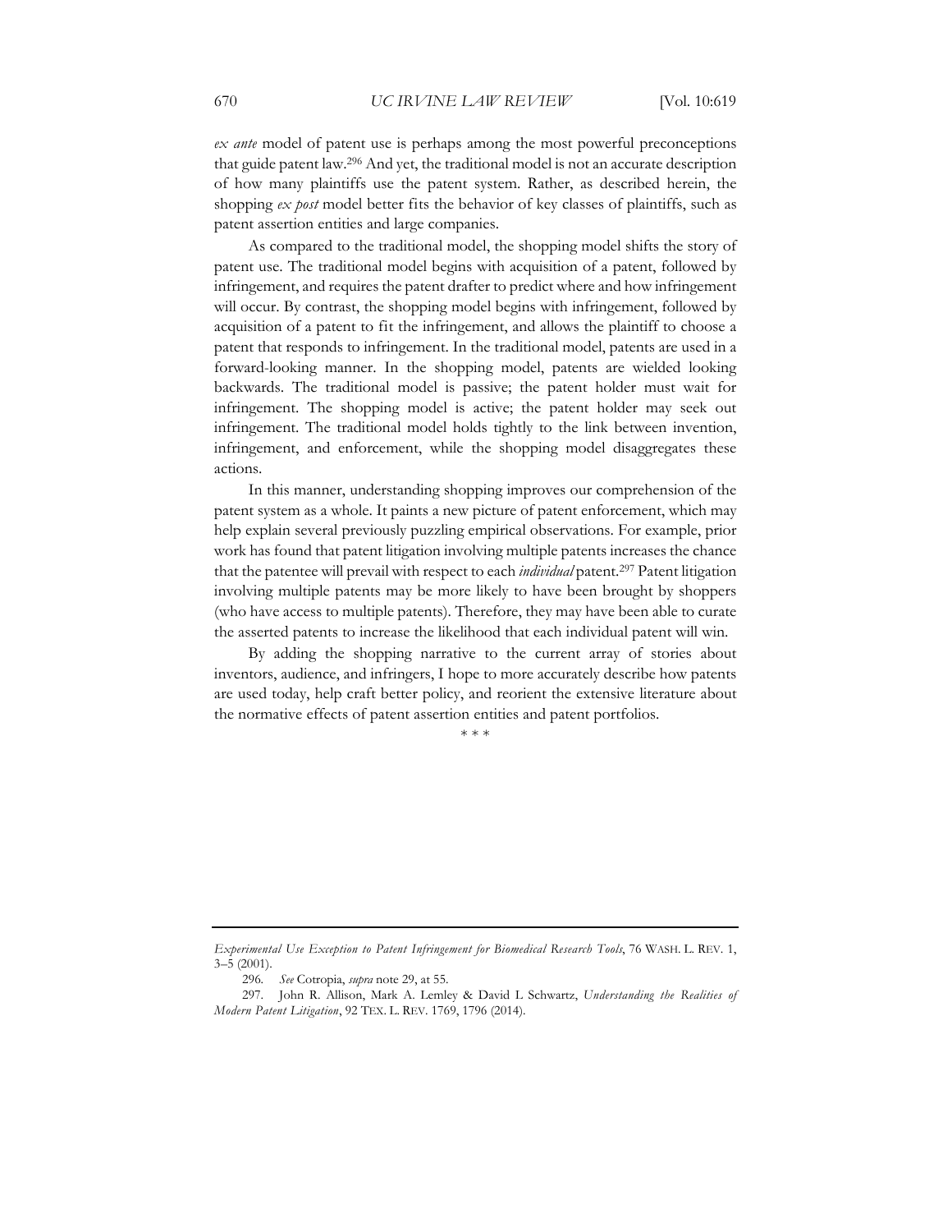*ex ante* model of patent use is perhaps among the most powerful preconceptions that guide patent law.[296] And yet, the traditional model is not an accurate description of how many plaintiffs use the patent system. Rather, as described herein, the shopping *ex post* model better fits the behavior of key classes of plaintiffs, such as patent assertion entities and large companies.

As compared to the traditional model, the shopping model shifts the story of patent use. The traditional model begins with acquisition of a patent, followed by infringement, and requires the patent drafter to predict where and how infringement will occur. By contrast, the shopping model begins with infringement, followed by acquisition of a patent to fit the infringement, and allows the plaintiff to choose a patent that responds to infringement. In the traditional model, patents are used in a forward-looking manner. In the shopping model, patents are wielded looking backwards. The traditional model is passive; the patent holder must wait for infringement. The shopping model is active; the patent holder may seek out infringement. The traditional model holds tightly to the link between invention, infringement, and enforcement, while the shopping model disaggregates these actions.

In this manner, understanding shopping improves our comprehension of the patent system as a whole. It paints a new picture of patent enforcement, which may help explain several previously puzzling empirical observations. For example, prior work has found that patent litigation involving multiple patents increases the chance that the patentee will prevail with respect to each *individual* patent.[297] Patent litigation involving multiple patents may be more likely to have been brought by shoppers (who have access to multiple patents). Therefore, they may have been able to curate the asserted patents to increase the likelihood that each individual patent will win.

By adding the shopping narrative to the current array of stories about inventors, audience, and infringers, I hope to more accurately describe how patents are used today, help craft better policy, and reorient the extensive literature about the normative effects of patent assertion entities and patent portfolios.

\* \* \*

---

*Experimental Use Exception to Patent Infringement for Biomedical Research Tools*, 76 WASH. L. REV. 1, 3–5 (2001).

296. *See* Cotropia, *supra* note 29, at 55.

297. John R. Allison, Mark A. Lemley & David L Schwartz, *Understanding the Realities of Modern Patent Litigation*, 92 TEX. L. REV. 1769, 1796 (2014).